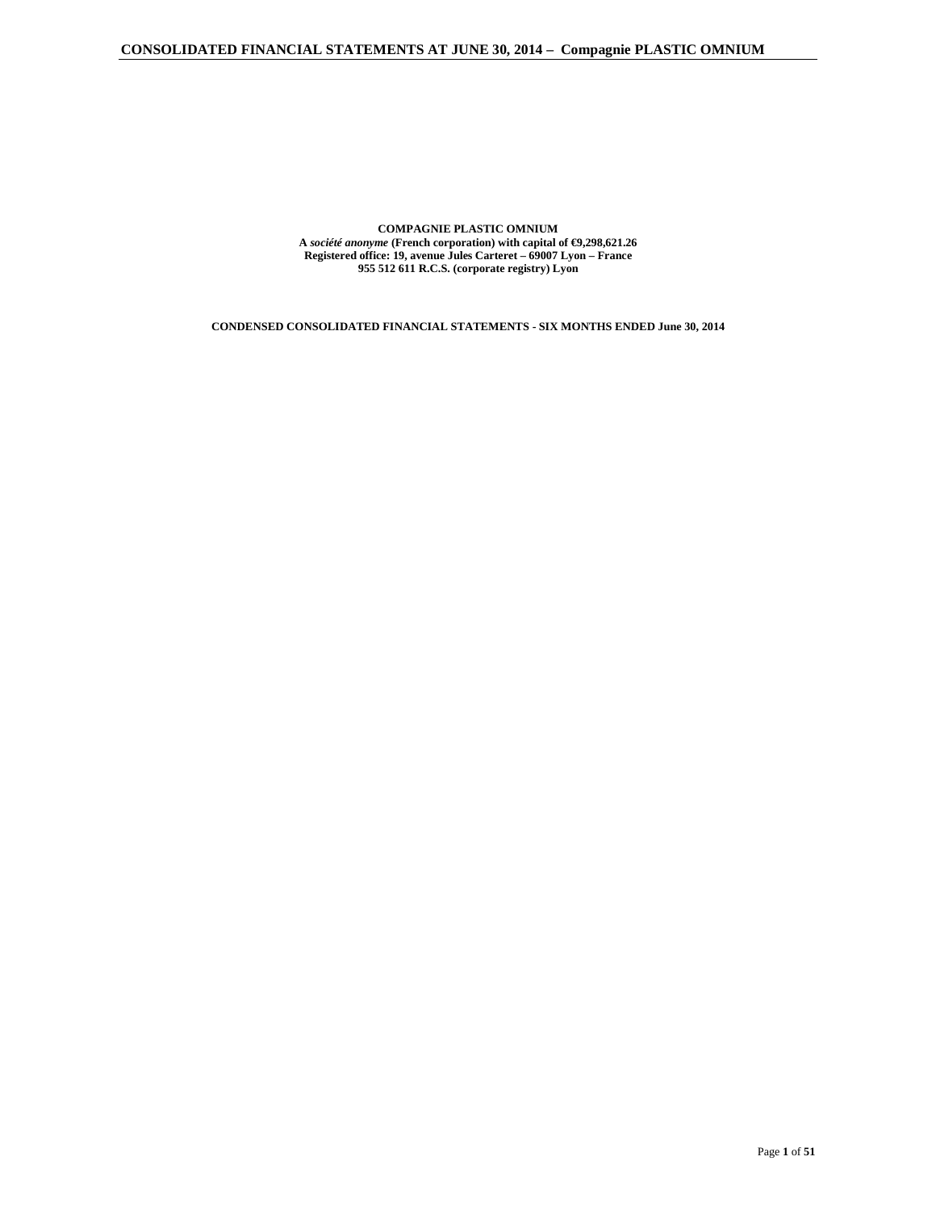**COMPAGNIE PLASTIC OMNIUM**
**A *société anonyme* (French corporation) with capital of €9,298,621.26**
**Registered office: 19, avenue Jules Carteret – 69007 Lyon – France**
**955 512 611 R.C.S. (corporate registry) Lyon**

**CONDENSED CONSOLIDATED FINANCIAL STATEMENTS - SIX MONTHS ENDED June 30, 2014**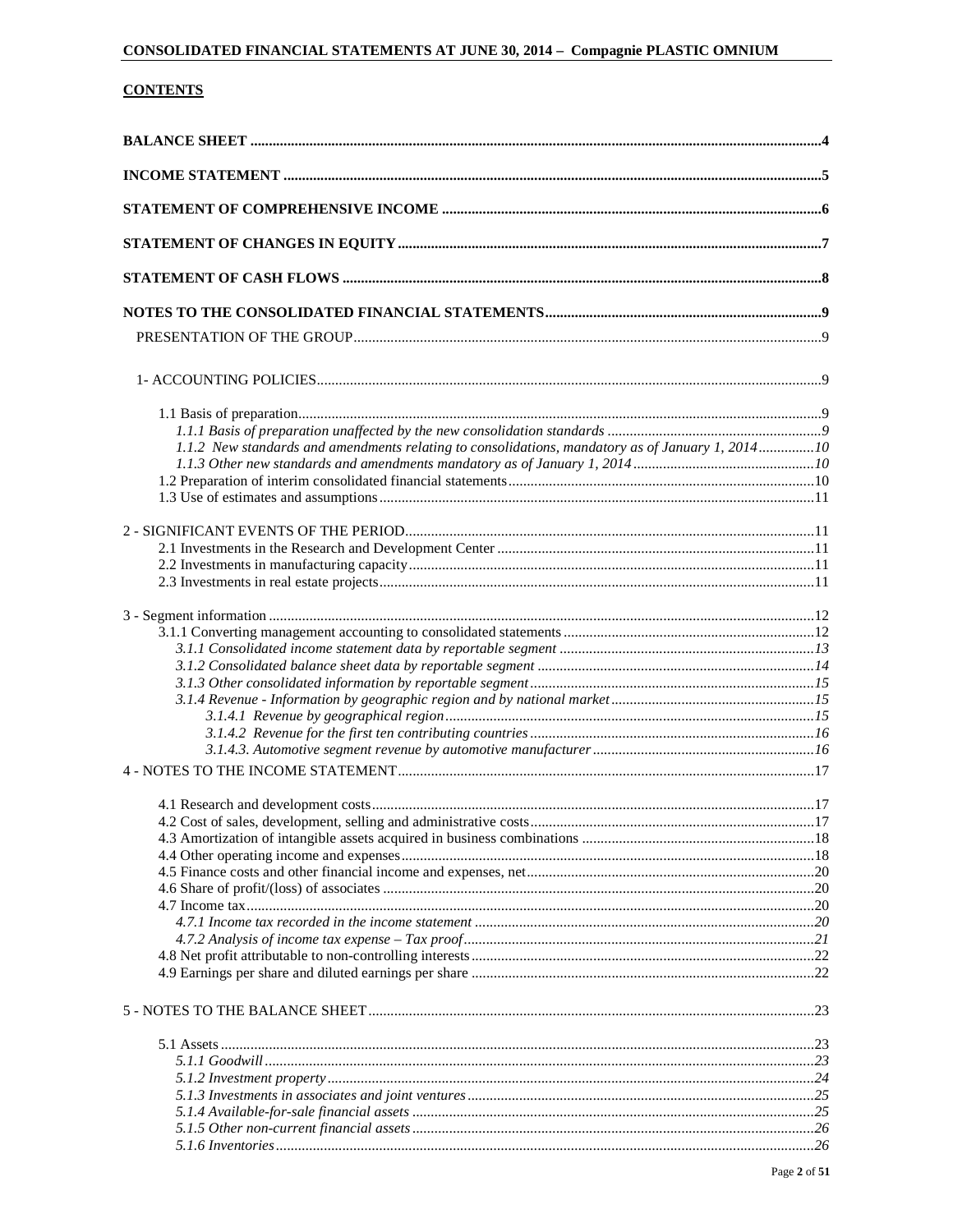## CONTENTS

**BALANCE SHEET** ..... 4

**INCOME STATEMENT** ..... 5

**STATEMENT OF COMPREHENSIVE INCOME** ..... 6

**STATEMENT OF CHANGES IN EQUITY** ..... 7

**STATEMENT OF CASH FLOWS** ..... 8

**NOTES TO THE CONSOLIDATED FINANCIAL STATEMENTS** ..... 9

PRESENTATION OF THE GROUP ..... 9

1- ACCOUNTING POLICIES ..... 9

- 1.1 Basis of preparation ..... 9
  - *1.1.1 Basis of preparation unaffected by the new consolidation standards* ..... 9
  - *1.1.2 New standards and amendments relating to consolidations, mandatory as of January 1, 2014* ..... 10
  - *1.1.3 Other new standards and amendments mandatory as of January 1, 2014* ..... 10
- 1.2 Preparation of interim consolidated financial statements ..... 10
- 1.3 Use of estimates and assumptions ..... 11

2 - SIGNIFICANT EVENTS OF THE PERIOD ..... 11

- 2.1 Investments in the Research and Development Center ..... 11
- 2.2 Investments in manufacturing capacity ..... 11
- 2.3 Investments in real estate projects ..... 11

3 - Segment information ..... 12

- 3.1.1 Converting management accounting to consolidated statements ..... 12
  - *3.1.1 Consolidated income statement data by reportable segment* ..... 13
  - *3.1.2 Consolidated balance sheet data by reportable segment* ..... 14
  - *3.1.3 Other consolidated information by reportable segment* ..... 15
  - *3.1.4 Revenue - Information by geographic region and by national market* ..... 15
    - *3.1.4.1 Revenue by geographical region* ..... 15
    - *3.1.4.2 Revenue for the first ten contributing countries* ..... 16
    - *3.1.4.3. Automotive segment revenue by automotive manufacturer* ..... 16

4 - NOTES TO THE INCOME STATEMENT ..... 17

- 4.1 Research and development costs ..... 17
- 4.2 Cost of sales, development, selling and administrative costs ..... 17
- 4.3 Amortization of intangible assets acquired in business combinations ..... 18
- 4.4 Other operating income and expenses ..... 18
- 4.5 Finance costs and other financial income and expenses, net ..... 20
- 4.6 Share of profit/(loss) of associates ..... 20
- 4.7 Income tax ..... 20
  - *4.7.1 Income tax recorded in the income statement* ..... 20
  - *4.7.2 Analysis of income tax expense – Tax proof* ..... 21
- 4.8 Net profit attributable to non-controlling interests ..... 22
- 4.9 Earnings per share and diluted earnings per share ..... 22

5 - NOTES TO THE BALANCE SHEET ..... 23

- 5.1 Assets ..... 23
  - *5.1.1 Goodwill* ..... 23
  - *5.1.2 Investment property* ..... 24
  - *5.1.3 Investments in associates and joint ventures* ..... 25
  - *5.1.4 Available-for-sale financial assets* ..... 25
  - *5.1.5 Other non-current financial assets* ..... 26
  - *5.1.6 Inventories* ..... 26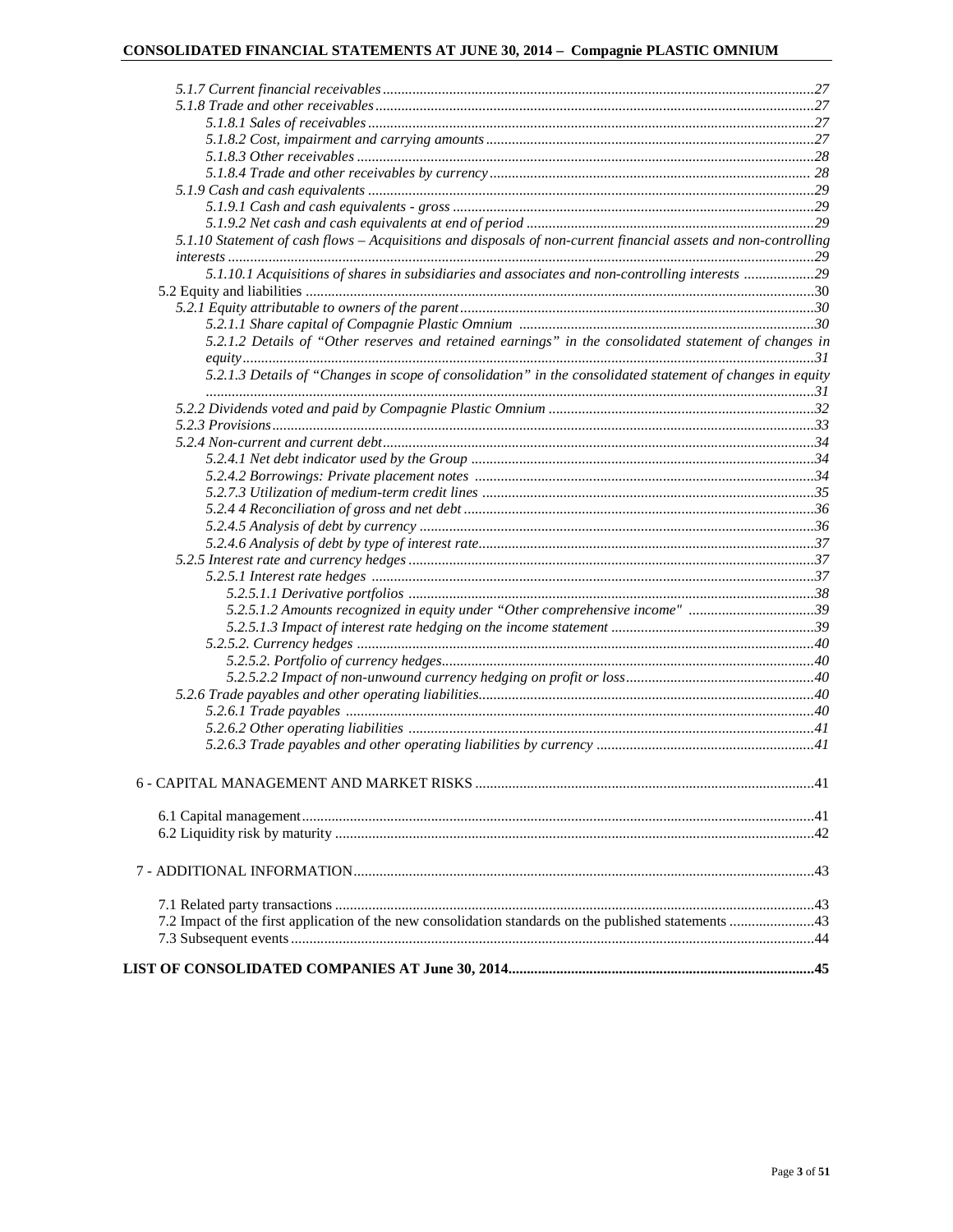*5.1.7 Current financial receivables* ....................................................................................................................27
*5.1.8 Trade and other receivables* ......................................................................................................................27
*5.1.8.1 Sales of receivables* ........................................................................................................................27
*5.1.8.2 Cost, impairment and carrying amounts* .........................................................................................27
*5.1.8.3 Other receivables* ...........................................................................................................................28
*5.1.8.4 Trade and other receivables by currency* ....................................................................................... 28
*5.1.9 Cash and cash equivalents* .........................................................................................................................29
*5.1.9.1 Cash and cash equivalents - gross* ..................................................................................................29
*5.1.9.2 Net cash and cash equivalents at end of period* ..............................................................................29
*5.1.10 Statement of cash flows – Acquisitions and disposals of non-current financial assets and non-controlling interests* ..............................................................................................................................................29
*5.1.10.1 Acquisitions of shares in subsidiaries and associates and non-controlling interests* ...................29
5.2 Equity and liabilities .........................................................................................................................................30
*5.2.1 Equity attributable to owners of the parent* ................................................................................................30
*5.2.1.1 Share capital of Compagnie Plastic Omnium* ................................................................................30
*5.2.1.2 Details of "Other reserves and retained earnings" in the consolidated statement of changes in equity* ..........................................................................................................................................................31
*5.2.1.3 Details of "Changes in scope of consolidation" in the consolidated statement of changes in equity* ...................................................................................................................................................................31
*5.2.2 Dividends voted and paid by Compagnie Plastic Omnium* ........................................................................32
*5.2.3 Provisions* ...................................................................................................................................................33
*5.2.4 Non-current and current debt* .....................................................................................................................34
*5.2.4.1 Net debt indicator used by the Group* .............................................................................................34
*5.2.4.2 Borrowings: Private placement notes* ............................................................................................34
*5.2.7.3 Utilization of medium-term credit lines* ..........................................................................................35
*5.2.4 4 Reconciliation of gross and net debt* ...............................................................................................36
*5.2.4.5 Analysis of debt by currency* ...........................................................................................................36
*5.2.4.6 Analysis of debt by type of interest rate* ...........................................................................................37
*5.2.5 Interest rate and currency hedges* ..............................................................................................................37
*5.2.5.1 Interest rate hedges* .......................................................................................................................37
*5.2.5.1.1 Derivative portfolios* ..............................................................................................................38
*5.2.5.1.2 Amounts recognized in equity under "Other comprehensive income"* ...................................39
*5.2.5.1.3 Impact of interest rate hedging on the income statement* ........................................................39
*5.2.5.2. Currency hedges* ............................................................................................................................40
*5.2.5.2. Portfolio of currency hedges* .....................................................................................................40
*5.2.5.2.2 Impact of non-unwound currency hedging on profit or loss* ...................................................40
*5.2.6 Trade payables and other operating liabilities* ...........................................................................................40
*5.2.6.1 Trade payables* ..............................................................................................................................40
*5.2.6.2 Other operating liabilities* .............................................................................................................41
*5.2.6.3 Trade payables and other operating liabilities by currency* ...........................................................41

6 - CAPITAL MANAGEMENT AND MARKET RISKS ...........................................................................................41

6.1 Capital management ..........................................................................................................................................41
6.2 Liquidity risk by maturity .................................................................................................................................42

7 - ADDITIONAL INFORMATION ............................................................................................................................43

7.1 Related party transactions .................................................................................................................................43
7.2 Impact of the first application of the new consolidation standards on the published statements .......................43
7.3 Subsequent events .............................................................................................................................................44

**LIST OF CONSOLIDATED COMPANIES AT June 30, 2014** ..................................................................................45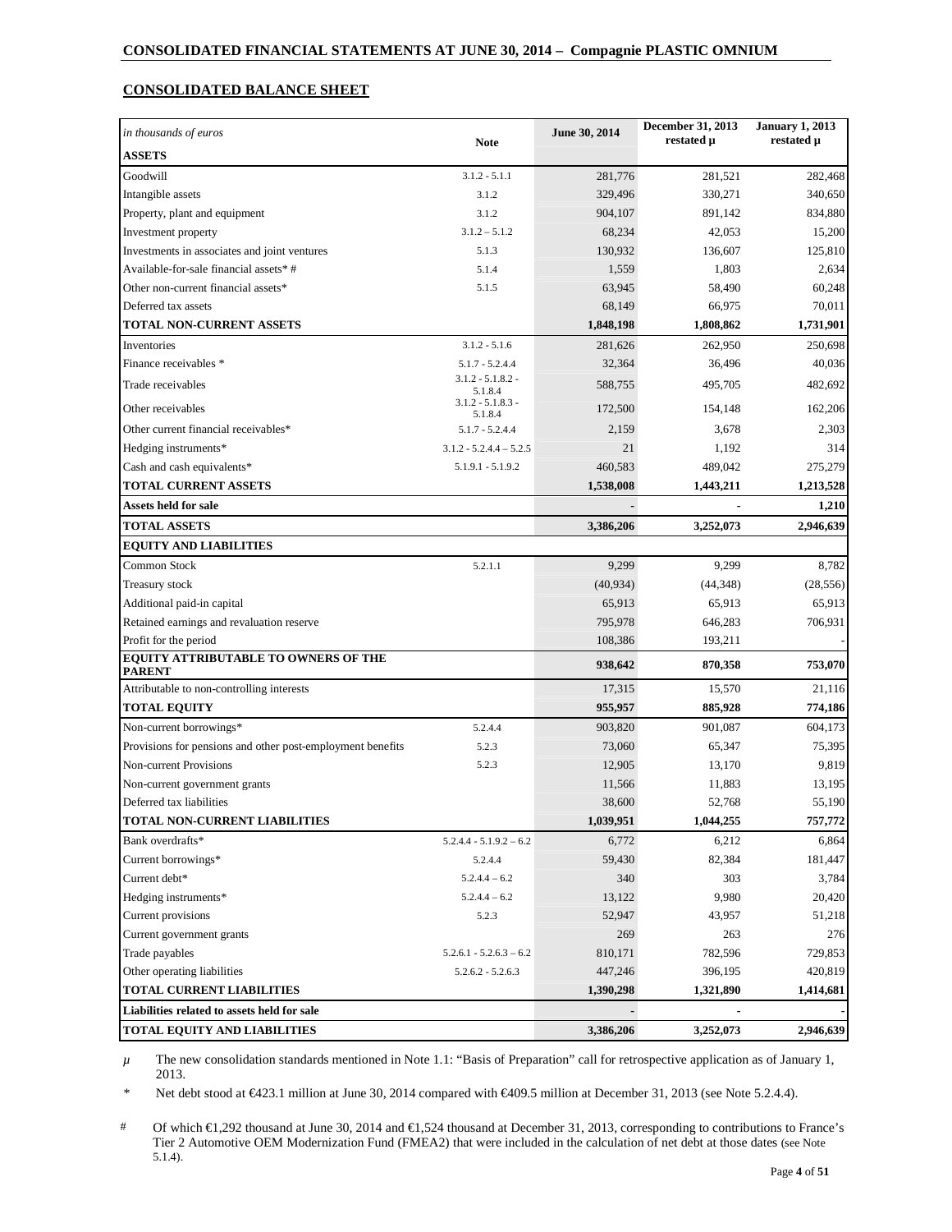## CONSOLIDATED BALANCE SHEET

| *in thousands of euros* | Note | June 30, 2014 | December 31, 2013 restated µ | January 1, 2013 restated µ |
|---|---|---|---|---|
| **ASSETS** | | | | |
| Goodwill | 3.1.2 - 5.1.1 | 281,776 | 281,521 | 282,468 |
| Intangible assets | 3.1.2 | 329,496 | 330,271 | 340,650 |
| Property, plant and equipment | 3.1.2 | 904,107 | 891,142 | 834,880 |
| Investment property | 3.1.2 – 5.1.2 | 68,234 | 42,053 | 15,200 |
| Investments in associates and joint ventures | 5.1.3 | 130,932 | 136,607 | 125,810 |
| Available-for-sale financial assets* # | 5.1.4 | 1,559 | 1,803 | 2,634 |
| Other non-current financial assets* | 5.1.5 | 63,945 | 58,490 | 60,248 |
| Deferred tax assets | | 68,149 | 66,975 | 70,011 |
| **TOTAL NON-CURRENT ASSETS** | | **1,848,198** | **1,808,862** | **1,731,901** |
| Inventories | 3.1.2 - 5.1.6 | 281,626 | 262,950 | 250,698 |
| Finance receivables * | 5.1.7 - 5.2.4.4 | 32,364 | 36,496 | 40,036 |
| Trade receivables | 3.1.2 - 5.1.8.2 - 5.1.8.4 | 588,755 | 495,705 | 482,692 |
| Other receivables | 3.1.2 - 5.1.8.3 - 5.1.8.4 | 172,500 | 154,148 | 162,206 |
| Other current financial receivables* | 5.1.7 - 5.2.4.4 | 2,159 | 3,678 | 2,303 |
| Hedging instruments* | 3.1.2 - 5.2.4.4 – 5.2.5 | 21 | 1,192 | 314 |
| Cash and cash equivalents* | 5.1.9.1 - 5.1.9.2 | 460,583 | 489,042 | 275,279 |
| **TOTAL CURRENT ASSETS** | | **1,538,008** | **1,443,211** | **1,213,528** |
| **Assets held for sale** | | - | - | **1,210** |
| **TOTAL ASSETS** | | **3,386,206** | **3,252,073** | **2,946,639** |
| **EQUITY AND LIABILITIES** | | | | |
| Common Stock | 5.2.1.1 | 9,299 | 9,299 | 8,782 |
| Treasury stock | | (40,934) | (44,348) | (28,556) |
| Additional paid-in capital | | 65,913 | 65,913 | 65,913 |
| Retained earnings and revaluation reserve | | 795,978 | 646,283 | 706,931 |
| Profit for the period | | 108,386 | 193,211 | - |
| **EQUITY ATTRIBUTABLE TO OWNERS OF THE PARENT** | | **938,642** | **870,358** | **753,070** |
| Attributable to non-controlling interests | | 17,315 | 15,570 | 21,116 |
| **TOTAL EQUITY** | | **955,957** | **885,928** | **774,186** |
| Non-current borrowings* | 5.2.4.4 | 903,820 | 901,087 | 604,173 |
| Provisions for pensions and other post-employment benefits | 5.2.3 | 73,060 | 65,347 | 75,395 |
| Non-current Provisions | 5.2.3 | 12,905 | 13,170 | 9,819 |
| Non-current government grants | | 11,566 | 11,883 | 13,195 |
| Deferred tax liabilities | | 38,600 | 52,768 | 55,190 |
| **TOTAL NON-CURRENT LIABILITIES** | | **1,039,951** | **1,044,255** | **757,772** |
| Bank overdrafts* | 5.2.4.4 - 5.1.9.2 – 6.2 | 6,772 | 6,212 | 6,864 |
| Current borrowings* | 5.2.4.4 | 59,430 | 82,384 | 181,447 |
| Current debt* | 5.2.4.4 – 6.2 | 340 | 303 | 3,784 |
| Hedging instruments* | 5.2.4.4 – 6.2 | 13,122 | 9,980 | 20,420 |
| Current provisions | 5.2.3 | 52,947 | 43,957 | 51,218 |
| Current government grants | | 269 | 263 | 276 |
| Trade payables | 5.2.6.1 - 5.2.6.3 – 6.2 | 810,171 | 782,596 | 729,853 |
| Other operating liabilities | 5.2.6.2 - 5.2.6.3 | 447,246 | 396,195 | 420,819 |
| **TOTAL CURRENT LIABILITIES** | | **1,390,298** | **1,321,890** | **1,414,681** |
| **Liabilities related to assets held for sale** | | - | - | - |
| **TOTAL EQUITY AND LIABILITIES** | | **3,386,206** | **3,252,073** | **2,946,639** |

*µ* The new consolidation standards mentioned in Note 1.1: "Basis of Preparation" call for retrospective application as of January 1, 2013.

\* Net debt stood at €423.1 million at June 30, 2014 compared with €409.5 million at December 31, 2013 (see Note 5.2.4.4).

\# Of which €1,292 thousand at June 30, 2014 and €1,524 thousand at December 31, 2013, corresponding to contributions to France's Tier 2 Automotive OEM Modernization Fund (FMEA2) that were included in the calculation of net debt at those dates (see Note 5.1.4).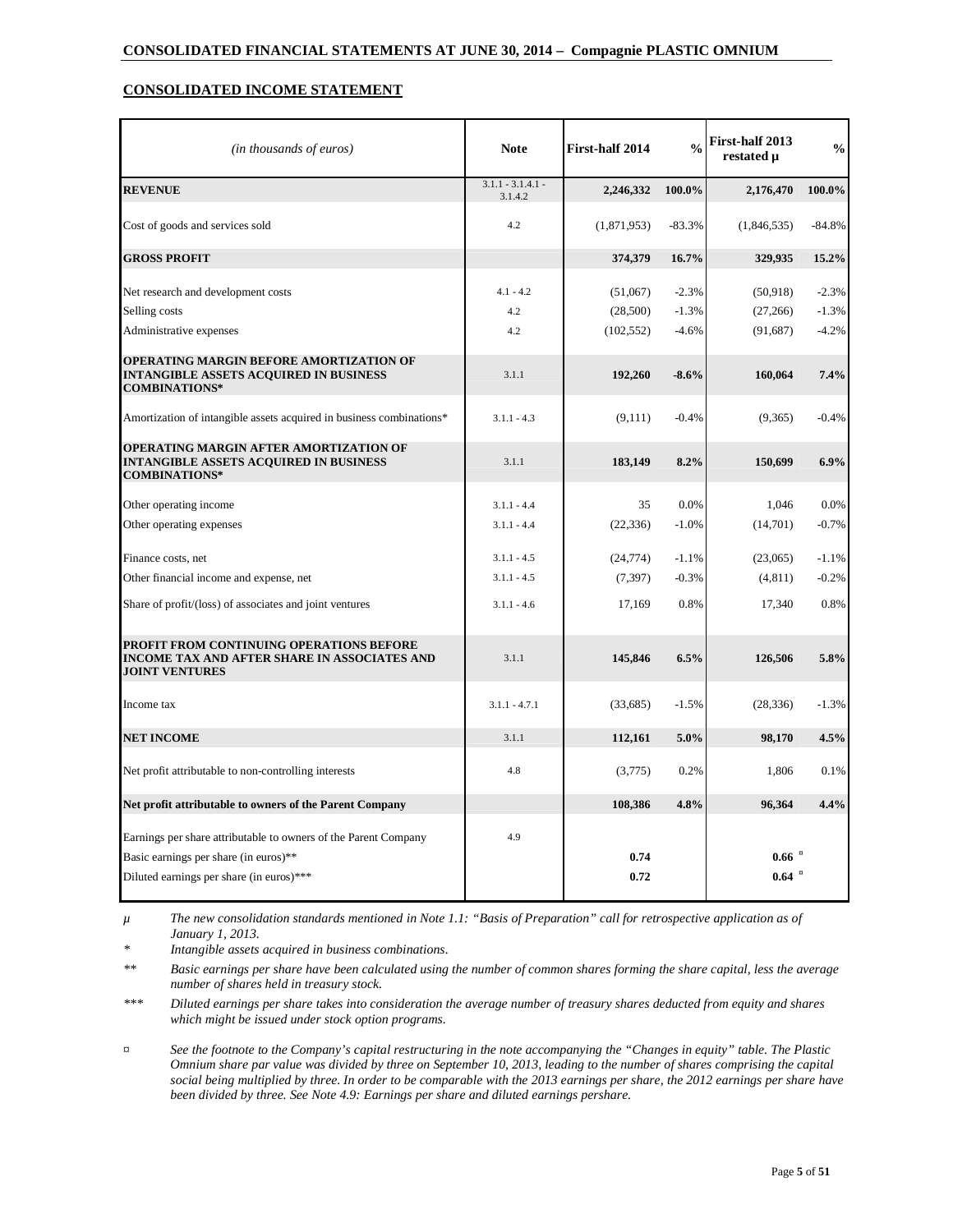## CONSOLIDATED INCOME STATEMENT

| *(in thousands of euros)* | Note | First-half 2014 | % | First-half 2013 restated µ | % |
|---|---|---|---|---|---|
| **REVENUE** | 3.1.1 - 3.1.4.1 - 3.1.4.2 | **2,246,332** | **100.0%** | **2,176,470** | **100.0%** |
| Cost of goods and services sold | 4.2 | (1,871,953) | -83.3% | (1,846,535) | -84.8% |
| **GROSS PROFIT** | | **374,379** | **16.7%** | **329,935** | **15.2%** |
| Net research and development costs | 4.1 - 4.2 | (51,067) | -2.3% | (50,918) | -2.3% |
| Selling costs | 4.2 | (28,500) | -1.3% | (27,266) | -1.3% |
| Administrative expenses | 4.2 | (102,552) | -4.6% | (91,687) | -4.2% |
| **OPERATING MARGIN BEFORE AMORTIZATION OF INTANGIBLE ASSETS ACQUIRED IN BUSINESS COMBINATIONS*** | 3.1.1 | **192,260** | **-8.6%** | **160,064** | **7.4%** |
| Amortization of intangible assets acquired in business combinations* | 3.1.1 - 4.3 | (9,111) | -0.4% | (9,365) | -0.4% |
| **OPERATING MARGIN AFTER AMORTIZATION OF INTANGIBLE ASSETS ACQUIRED IN BUSINESS COMBINATIONS*** | 3.1.1 | **183,149** | **8.2%** | **150,699** | **6.9%** |
| Other operating income | 3.1.1 - 4.4 | 35 | 0.0% | 1,046 | 0.0% |
| Other operating expenses | 3.1.1 - 4.4 | (22,336) | -1.0% | (14,701) | -0.7% |
| Finance costs, net | 3.1.1 - 4.5 | (24,774) | -1.1% | (23,065) | -1.1% |
| Other financial income and expense, net | 3.1.1 - 4.5 | (7,397) | -0.3% | (4,811) | -0.2% |
| Share of profit/(loss) of associates and joint ventures | 3.1.1 - 4.6 | 17,169 | 0.8% | 17,340 | 0.8% |
| **PROFIT FROM CONTINUING OPERATIONS BEFORE INCOME TAX AND AFTER SHARE IN ASSOCIATES AND JOINT VENTURES** | 3.1.1 | **145,846** | **6.5%** | **126,506** | **5.8%** |
| Income tax | 3.1.1 - 4.7.1 | (33,685) | -1.5% | (28,336) | -1.3% |
| **NET INCOME** | 3.1.1 | **112,161** | **5.0%** | **98,170** | **4.5%** |
| Net profit attributable to non-controlling interests | 4.8 | (3,775) | 0.2% | 1,806 | 0.1% |
| **Net profit attributable to owners of the Parent Company** | | **108,386** | **4.8%** | **96,364** | **4.4%** |
| Earnings per share attributable to owners of the Parent Company | 4.9 | | | | |
| Basic earnings per share (in euros)** | | **0.74** | | **0.66** ¤ | |
| Diluted earnings per share (in euros)*** | | **0.72** | | **0.64** ¤ | |

µ *The new consolidation standards mentioned in Note 1.1: "Basis of Preparation" call for retrospective application as of January 1, 2013.*

\* *Intangible assets acquired in business combinations.*

\*\* *Basic earnings per share have been calculated using the number of common shares forming the share capital, less the average number of shares held in treasury stock.*

\*\*\* *Diluted earnings per share takes into consideration the average number of treasury shares deducted from equity and shares which might be issued under stock option programs.*

¤ *See the footnote to the Company's capital restructuring in the note accompanying the "Changes in equity" table. The Plastic Omnium share par value was divided by three on September 10, 2013, leading to the number of shares comprising the capital social being multiplied by three. In order to be comparable with the 2013 earnings per share, the 2012 earnings per share have been divided by three. See Note 4.9: Earnings per share and diluted earnings pershare.*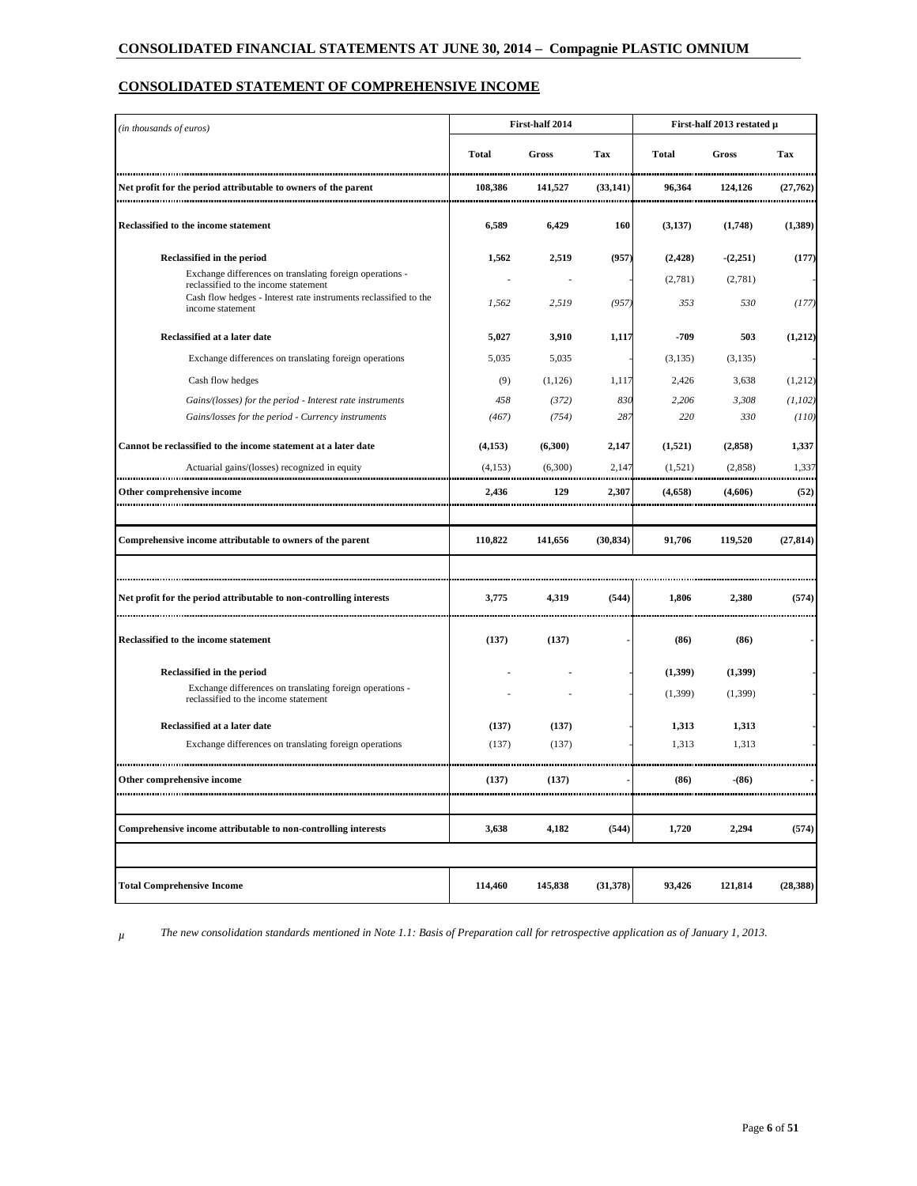## CONSOLIDATED STATEMENT OF COMPREHENSIVE INCOME

| *(in thousands of euros)* | First-half 2014 | | | First-half 2013 restated µ | | |
|---|---|---|---|---|---|---|
| | **Total** | **Gross** | **Tax** | **Total** | **Gross** | **Tax** |
| **Net profit for the period attributable to owners of the parent** | **108,386** | **141,527** | **(33,141)** | **96,364** | **124,126** | **(27,762)** |
| **Reclassified to the income statement** | **6,589** | **6,429** | **160** | **(3,137)** | **(1,748)** | **(1,389)** |
| **Reclassified in the period** | **1,562** | **2,519** | **(957)** | **(2,428)** | **-(2,251)** | **(177)** |
| Exchange differences on translating foreign operations - reclassified to the income statement | - | - | - | (2,781) | (2,781) | - |
| Cash flow hedges - Interest rate instruments reclassified to the income statement | *1,562* | *2,519* | *(957)* | *353* | *530* | *(177)* |
| **Reclassified at a later date** | **5,027** | **3,910** | **1,117** | **-709** | **503** | **(1,212)** |
| Exchange differences on translating foreign operations | 5,035 | 5,035 | - | (3,135) | (3,135) | - |
| Cash flow hedges | (9) | (1,126) | 1,117 | 2,426 | 3,638 | (1,212) |
| *Gains/(losses) for the period - Interest rate instruments* | *458* | *(372)* | *830* | *2,206* | *3,308* | *(1,102)* |
| *Gains/losses for the period - Currency instruments* | *(467)* | *(754)* | *287* | *220* | *330* | *(110)* |
| **Cannot be reclassified to the income statement at a later date** | **(4,153)** | **(6,300)** | **2,147** | **(1,521)** | **(2,858)** | **1,337** |
| Actuarial gains/(losses) recognized in equity | (4,153) | (6,300) | 2,147 | (1,521) | (2,858) | 1,337 |
| **Other comprehensive income** | **2,436** | **129** | **2,307** | **(4,658)** | **(4,606)** | **(52)** |
| **Comprehensive income attributable to owners of the parent** | **110,822** | **141,656** | **(30,834)** | **91,706** | **119,520** | **(27,814)** |
| **Net profit for the period attributable to non-controlling interests** | **3,775** | **4,319** | **(544)** | **1,806** | **2,380** | **(574)** |
| **Reclassified to the income statement** | **(137)** | **(137)** | **-** | **(86)** | **(86)** | **-** |
| **Reclassified in the period** | **-** | **-** | **-** | **(1,399)** | **(1,399)** | **-** |
| Exchange differences on translating foreign operations - reclassified to the income statement | - | - | - | (1,399) | (1,399) | - |
| **Reclassified at a later date** | **(137)** | **(137)** | **-** | **1,313** | **1,313** | **-** |
| Exchange differences on translating foreign operations | (137) | (137) | - | 1,313 | 1,313 | - |
| **Other comprehensive income** | **(137)** | **(137)** | **-** | **(86)** | **-(86)** | **-** |
| **Comprehensive income attributable to non-controlling interests** | **3,638** | **4,182** | **(544)** | **1,720** | **2,294** | **(574)** |
| **Total Comprehensive Income** | **114,460** | **145,838** | **(31,378)** | **93,426** | **121,814** | **(28,388)** |

µ *The new consolidation standards mentioned in Note 1.1: Basis of Preparation call for retrospective application as of January 1, 2013.*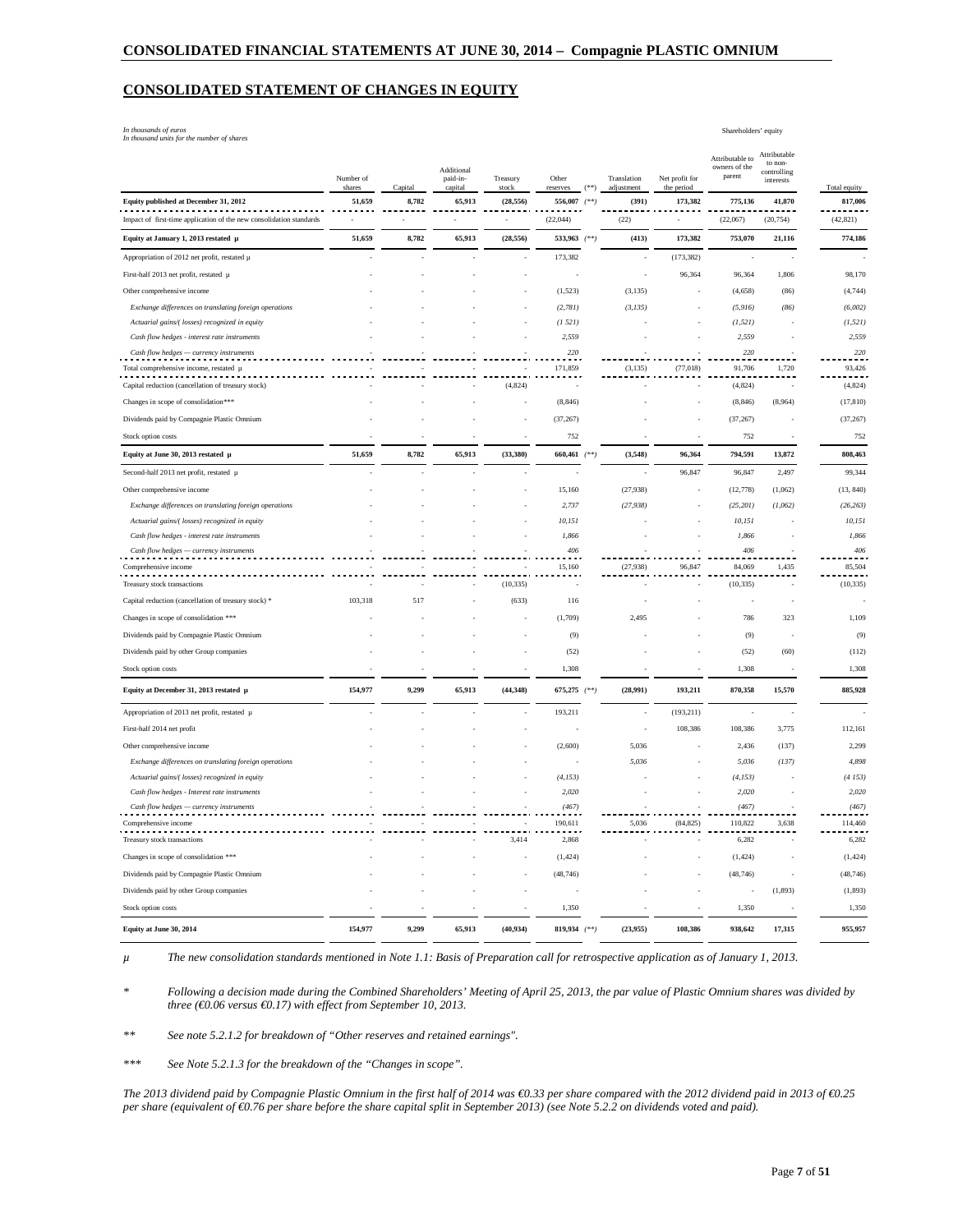## CONSOLIDATED STATEMENT OF CHANGES IN EQUITY

*In thousands of euros*
*In thousand units for the number of shares*

| | Number of shares | Capital | Additional paid-in-capital | Treasury stock | Other reserves (**) | Translation adjustment | Net profit for the period | Shareholders' equity Attributable to owners of the parent | Attributable to non-controlling interests | Total equity |
|---|---|---|---|---|---|---|---|---|---|---|
| **Equity published at December 31, 2012** | **51,659** | **8,782** | **65,913** | **(28,556)** | **556,007 (**)** | **(391)** | **173,382** | **775,136** | **41,870** | **817,006** |
| Impact of first-time application of the new consolidation standards | - | - | - | - | (22,044) | (22) | - | (22,067) | (20,754) | (42,821) |
| **Equity at January 1, 2013 restated µ** | **51,659** | **8,782** | **65,913** | **(28,556)** | **533,963 (**)** | **(413)** | **173,382** | **753,070** | **21,116** | **774,186** |
| Appropriation of 2012 net profit, restated µ | - | - | - | - | 173,382 | - | (173,382) | - | - | - |
| First-half 2013 net profit, restated µ | - | - | - | - | - | - | 96,364 | 96,364 | 1,806 | 98,170 |
| Other comprehensive income | - | - | - | - | (1,523) | (3,135) | - | (4,658) | (86) | (4,744) |
| *Exchange differences on translating foreign operations* | - | - | - | - | *(2,781)* | *(3,135)* | - | *(5,916)* | *(86)* | *(6,002)* |
| *Actuarial gains/( losses) recognized in equity* | - | - | - | - | *(1 521)* | - | - | *(1,521)* | - | *(1,521)* |
| *Cash flow hedges - interest rate instruments* | - | - | - | - | *2,559* | - | - | *2,559* | - | *2,559* |
| *Cash flow hedges — currency instruments* | - | - | - | - | *220* | - | - | *220* | - | *220* |
| Total comprehensive income, restated µ | - | - | - | - | 171,859 | (3,135) | (77,018) | 91,706 | 1,720 | 93,426 |
| Capital reduction (cancellation of treasury stock) | - | - | - | (4,824) | - | - | - | (4,824) | - | (4,824) |
| Changes in scope of consolidation*** | - | - | - | - | (8,846) | - | - | (8,846) | (8,964) | (17,810) |
| Dividends paid by Compagnie Plastic Omnium | - | - | - | - | (37,267) | - | - | (37,267) | - | (37,267) |
| Stock option costs | - | - | - | - | 752 | - | - | 752 | - | 752 |
| **Equity at June 30, 2013 restated µ** | **51,659** | **8,782** | **65,913** | **(33,380)** | **660,461 (**)** | **(3,548)** | **96,364** | **794,591** | **13,872** | **808,463** |
| Second-half 2013 net profit, restated µ | - | - | - | - | - | - | 96,847 | 96,847 | 2,497 | 99,344 |
| Other comprehensive income | - | - | - | - | 15,160 | (27,938) | - | (12,778) | (1,062) | (13, 840) |
| *Exchange differences on translating foreign operations* | - | - | - | - | *2,737* | *(27,938)* | - | *(25,201)* | *(1,062)* | *(26,263)* |
| *Actuarial gains/( losses) recognized in equity* | - | - | - | - | *10,151* | - | - | *10,151* | - | *10,151* |
| *Cash flow hedges - interest rate instruments* | - | - | - | - | *1,866* | - | - | *1,866* | - | *1,866* |
| *Cash flow hedges — currency instruments* | - | - | - | - | *406* | - | - | *406* | - | *406* |
| Comprehensive income | - | - | - | - | 15,160 | (27,938) | 96,847 | 84,069 | 1,435 | 85,504 |
| Treasury stock transactions | - | - | - | (10,335) | - | - | - | (10,335) | - | (10,335) |
| Capital reduction (cancellation of treasury stock) * | 103,318 | 517 | - | (633) | 116 | - | - | - | - | - |
| Changes in scope of consolidation *** | - | - | - | - | (1,709) | 2,495 | - | 786 | 323 | 1,109 |
| Dividends paid by Compagnie Plastic Omnium | - | - | - | - | (9) | - | - | (9) | - | (9) |
| Dividends paid by other Group companies | - | - | - | - | (52) | - | - | (52) | (60) | (112) |
| Stock option costs | - | - | - | - | 1,308 | - | - | 1,308 | - | 1,308 |
| **Equity at December 31, 2013 restated µ** | **154,977** | **9,299** | **65,913** | **(44,348)** | **675,275 (**)** | **(28,991)** | **193,211** | **870,358** | **15,570** | **885,928** |
| Appropriation of 2013 net profit, restated µ | - | - | - | - | 193,211 | - | (193,211) | - | - | - |
| First-half 2014 net profit | - | - | - | - | - | - | 108,386 | 108,386 | 3,775 | 112,161 |
| Other comprehensive income | - | - | - | - | (2,600) | 5,036 | - | 2,436 | (137) | 2,299 |
| *Exchange differences on translating foreign operations* | - | - | - | - | - | *5,036* | - | *5,036* | *(137)* | *4,898* |
| *Actuarial gains/( losses) recognized in equity* | - | - | - | - | *(4,153)* | - | - | *(4,153)* | - | *(4 153)* |
| *Cash flow hedges - Interest rate instruments* | - | - | - | - | *2,020* | - | - | *2,020* | - | *2,020* |
| *Cash flow hedges — currency instruments* | - | - | - | - | *(467)* | - | - | *(467)* | - | *(467)* |
| Comprehensive income | - | - | - | - | 190,611 | 5,036 | (84,825) | 110,822 | 3,638 | 114,460 |
| Treasury stock transactions | - | - | - | 3,414 | 2,868 | - | - | 6,282 | - | 6,282 |
| Changes in scope of consolidation *** | - | - | - | - | (1,424) | - | - | (1,424) | - | (1,424) |
| Dividends paid by Compagnie Plastic Omnium | - | - | - | - | (48,746) | - | - | (48,746) | - | (48,746) |
| Dividends paid by other Group companies | - | - | - | - | - | - | - | - | (1,893) | (1,893) |
| Stock option costs | - | - | - | - | 1,350 | - | - | 1,350 | - | 1,350 |
| **Equity at June 30, 2014** | **154,977** | **9,299** | **65,913** | **(40,934)** | **819,934 (**)** | **(23,955)** | **108,386** | **938,642** | **17,315** | **955,957** |

µ *The new consolidation standards mentioned in Note 1.1: Basis of Preparation call for retrospective application as of January 1, 2013.*

\* *Following a decision made during the Combined Shareholders' Meeting of April 25, 2013, the par value of Plastic Omnium shares was divided by three (€0.06 versus €0.17) with effect from September 10, 2013.*

\*\* *See note 5.2.1.2 for breakdown of "Other reserves and retained earnings".*

\*\*\* *See Note 5.2.1.3 for the breakdown of the "Changes in scope".*

*The 2013 dividend paid by Compagnie Plastic Omnium in the first half of 2014 was €0.33 per share compared with the 2012 dividend paid in 2013 of €0.25 per share (equivalent of €0.76 per share before the share capital split in September 2013) (see Note 5.2.2 on dividends voted and paid).*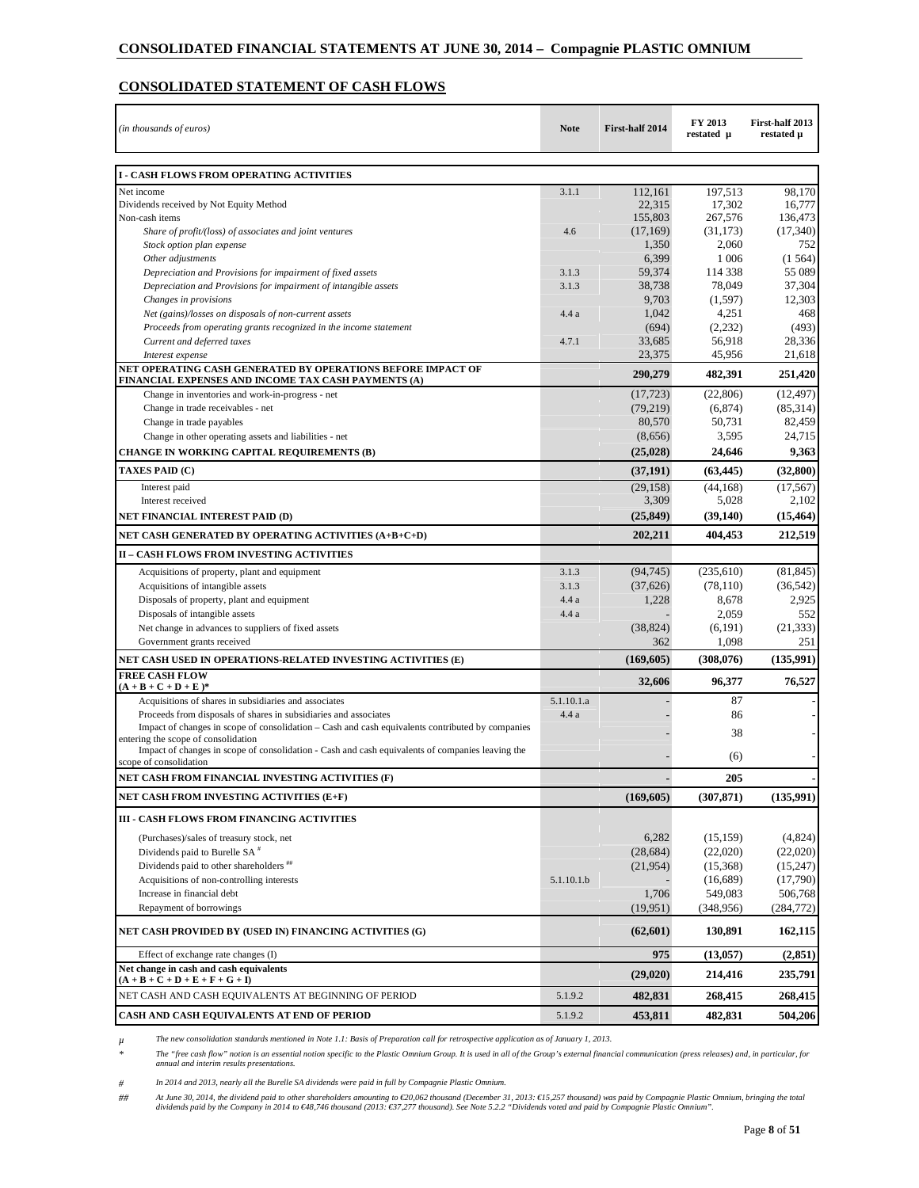## CONSOLIDATED FINANCIAL STATEMENTS AT JUNE 30, 2014 – Compagnie PLASTIC OMNIUM

### CONSOLIDATED STATEMENT OF CASH FLOWS

| *(in thousands of euros)* | Note | First-half 2014 | FY 2013 restated µ | First-half 2013 restated µ |
|---|---|---|---|---|
| **I - CASH FLOWS FROM OPERATING ACTIVITIES** | | | | |
| Net income | 3.1.1 | 112,161 | 197,513 | 98,170 |
| Dividends received by Not Equity Method | | 22,315 | 17,302 | 16,777 |
| Non-cash items | | 155,803 | 267,576 | 136,473 |
| *Share of profit/(loss) of associates and joint ventures* | 4.6 | (17,169) | (31,173) | (17,340) |
| *Stock option plan expense* | | 1,350 | 2,060 | 752 |
| *Other adjustments* | | 6,399 | 1 006 | (1 564) |
| *Depreciation and Provisions for impairment of fixed assets* | 3.1.3 | 59,374 | 114 338 | 55 089 |
| *Depreciation and Provisions for impairment of intangible assets* | 3.1.3 | 38,738 | 78,049 | 37,304 |
| *Changes in provisions* | | 9,703 | (1,597) | 12,303 |
| *Net (gains)/losses on disposals of non-current assets* | 4.4 a | 1,042 | 4,251 | 468 |
| *Proceeds from operating grants recognized in the income statement* | | (694) | (2,232) | (493) |
| *Current and deferred taxes* | 4.7.1 | 33,685 | 56,918 | 28,336 |
| *Interest expense* | | 23,375 | 45,956 | 21,618 |
| **NET OPERATING CASH GENERATED BY OPERATIONS BEFORE IMPACT OF FINANCIAL EXPENSES AND INCOME TAX CASH PAYMENTS (A)** | | **290,279** | **482,391** | **251,420** |
| Change in inventories and work-in-progress - net | | (17,723) | (22,806) | (12,497) |
| Change in trade receivables - net | | (79,219) | (6,874) | (85,314) |
| Change in trade payables | | 80,570 | 50,731 | 82,459 |
| Change in other operating assets and liabilities - net | | (8,656) | 3,595 | 24,715 |
| **CHANGE IN WORKING CAPITAL REQUIREMENTS (B)** | | **(25,028)** | **24,646** | **9,363** |
| **TAXES PAID (C)** | | **(37,191)** | **(63,445)** | **(32,800)** |
| Interest paid | | (29,158) | (44,168) | (17,567) |
| Interest received | | 3,309 | 5,028 | 2,102 |
| **NET FINANCIAL INTEREST PAID (D)** | | **(25,849)** | **(39,140)** | **(15,464)** |
| **NET CASH GENERATED BY OPERATING ACTIVITIES (A+B+C+D)** | | **202,211** | **404,453** | **212,519** |
| **II – CASH FLOWS FROM INVESTING ACTIVITIES** | | | | |
| Acquisitions of property, plant and equipment | 3.1.3 | (94,745) | (235,610) | (81,845) |
| Acquisitions of intangible assets | 3.1.3 | (37,626) | (78,110) | (36,542) |
| Disposals of property, plant and equipment | 4.4 a | 1,228 | 8,678 | 2,925 |
| Disposals of intangible assets | 4.4 a | - | 2,059 | 552 |
| Net change in advances to suppliers of fixed assets | | (38,824) | (6,191) | (21,333) |
| Government grants received | | 362 | 1,098 | 251 |
| **NET CASH USED IN OPERATIONS-RELATED INVESTING ACTIVITIES (E)** | | **(169,605)** | **(308,076)** | **(135,991)** |
| **FREE CASH FLOW (A + B + C + D + E )*** | | **32,606** | **96,377** | **76,527** |
| Acquisitions of shares in subsidiaries and associates | 5.1.10.1.a | - | 87 | - |
| Proceeds from disposals of shares in subsidiaries and associates | 4.4 a | - | 86 | - |
| Impact of changes in scope of consolidation – Cash and cash equivalents contributed by companies entering the scope of consolidation | | - | 38 | - |
| Impact of changes in scope of consolidation - Cash and cash equivalents of companies leaving the scope of consolidation | | - | (6) | - |
| **NET CASH FROM FINANCIAL INVESTING ACTIVITIES (F)** | | **-** | **205** | **-** |
| **NET CASH FROM INVESTING ACTIVITIES (E+F)** | | **(169,605)** | **(307,871)** | **(135,991)** |
| **III - CASH FLOWS FROM FINANCING ACTIVITIES** | | | | |
| (Purchases)/sales of treasury stock, net | | 6,282 | (15,159) | (4,824) |
| Dividends paid to Burelle SA # | | (28,684) | (22,020) | (22,020) |
| Dividends paid to other shareholders ## | | (21,954) | (15,368) | (15,247) |
| Acquisitions of non-controlling interests | 5.1.10.1.b | - | (16,689) | (17,790) |
| Increase in financial debt | | 1,706 | 549,083 | 506,768 |
| Repayment of borrowings | | (19,951) | (348,956) | (284,772) |
| **NET CASH PROVIDED BY (USED IN) FINANCING ACTIVITIES (G)** | | **(62,601)** | **130,891** | **162,115** |
| Effect of exchange rate changes (I) | | **975** | **(13,057)** | **(2,851)** |
| **Net change in cash and cash equivalents (A + B + C + D + E + F + G + I)** | | **(29,020)** | **214,416** | **235,791** |
| NET CASH AND CASH EQUIVALENTS AT BEGINNING OF PERIOD | 5.1.9.2 | **482,831** | **268,415** | **268,415** |
| **CASH AND CASH EQUIVALENTS AT END OF PERIOD** | 5.1.9.2 | **453,811** | **482,831** | **504,206** |

*µ The new consolidation standards mentioned in Note 1.1: Basis of Preparation call for retrospective application as of January 1, 2013.*

*\* The "free cash flow" notion is an essential notion specific to the Plastic Omnium Group. It is used in all of the Group's external financial communication (press releases) and, in particular, for annual and interim results presentations.*

*# In 2014 and 2013, nearly all the Burelle SA dividends were paid in full by Compagnie Plastic Omnium.*

*## At June 30, 2014, the dividend paid to other shareholders amounting to €20,062 thousand (December 31, 2013: €15,257 thousand) was paid by Compagnie Plastic Omnium, bringing the total dividends paid by the Company in 2014 to €48,746 thousand (2013: €37,277 thousand). See Note 5.2.2 "Dividends voted and paid by Compagnie Plastic Omnium".*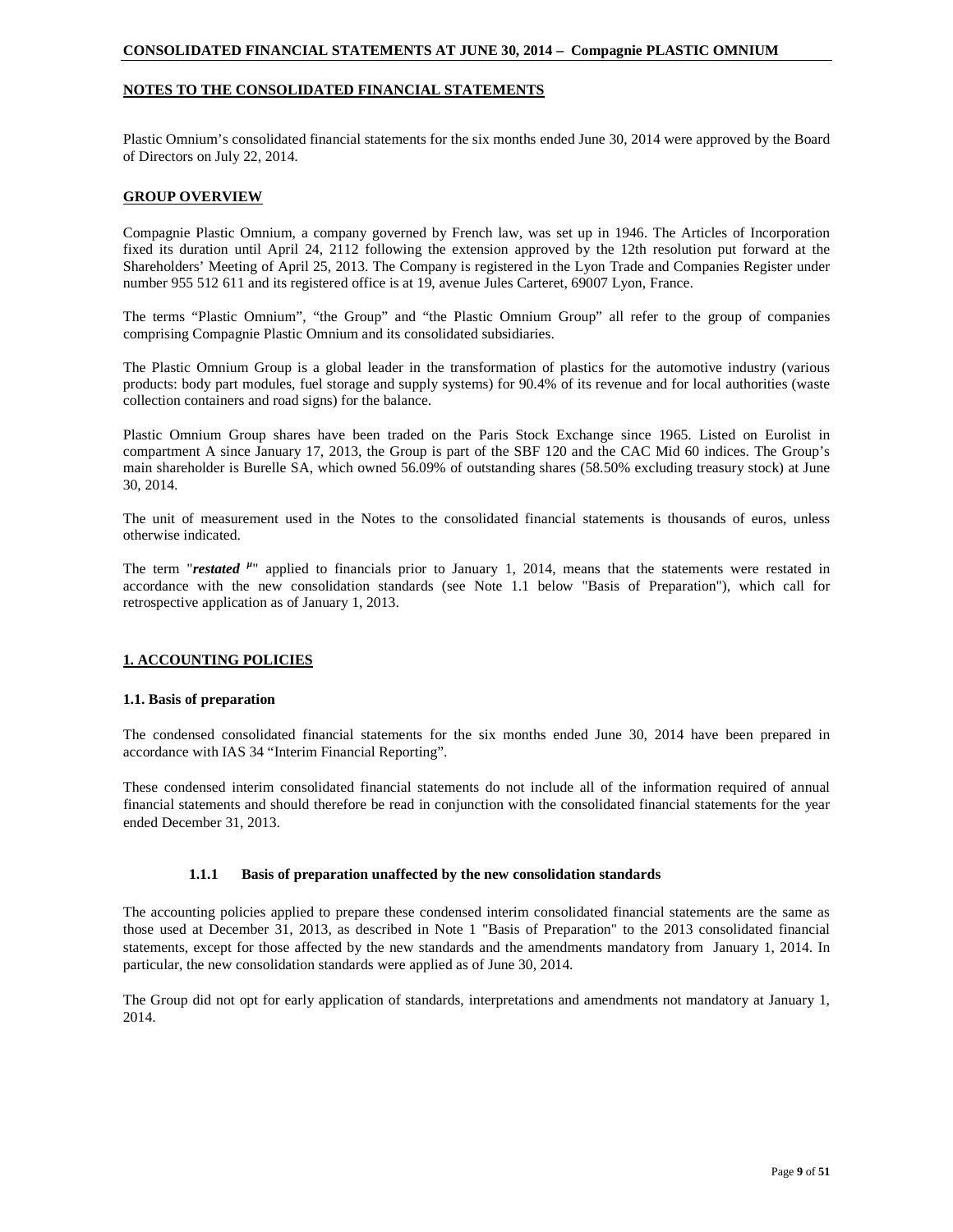## NOTES TO THE CONSOLIDATED FINANCIAL STATEMENTS

Plastic Omnium's consolidated financial statements for the six months ended June 30, 2014 were approved by the Board of Directors on July 22, 2014.

## GROUP OVERVIEW

Compagnie Plastic Omnium, a company governed by French law, was set up in 1946. The Articles of Incorporation fixed its duration until April 24, 2112 following the extension approved by the 12th resolution put forward at the Shareholders' Meeting of April 25, 2013. The Company is registered in the Lyon Trade and Companies Register under number 955 512 611 and its registered office is at 19, avenue Jules Carteret, 69007 Lyon, France.

The terms "Plastic Omnium", "the Group" and "the Plastic Omnium Group" all refer to the group of companies comprising Compagnie Plastic Omnium and its consolidated subsidiaries.

The Plastic Omnium Group is a global leader in the transformation of plastics for the automotive industry (various products: body part modules, fuel storage and supply systems) for 90.4% of its revenue and for local authorities (waste collection containers and road signs) for the balance.

Plastic Omnium Group shares have been traded on the Paris Stock Exchange since 1965. Listed on Eurolist in compartment A since January 17, 2013, the Group is part of the SBF 120 and the CAC Mid 60 indices. The Group's main shareholder is Burelle SA, which owned 56.09% of outstanding shares (58.50% excluding treasury stock) at June 30, 2014.

The unit of measurement used in the Notes to the consolidated financial statements is thousands of euros, unless otherwise indicated.

The term "***restated*** [µ]" applied to financials prior to January 1, 2014, means that the statements were restated in accordance with the new consolidation standards (see Note 1.1 below "Basis of Preparation"), which call for retrospective application as of January 1, 2013.

## 1. ACCOUNTING POLICIES

### 1.1. Basis of preparation

The condensed consolidated financial statements for the six months ended June 30, 2014 have been prepared in accordance with IAS 34 "Interim Financial Reporting".

These condensed interim consolidated financial statements do not include all of the information required of annual financial statements and should therefore be read in conjunction with the consolidated financial statements for the year ended December 31, 2013.

#### 1.1.1 Basis of preparation unaffected by the new consolidation standards

The accounting policies applied to prepare these condensed interim consolidated financial statements are the same as those used at December 31, 2013, as described in Note 1 "Basis of Preparation" to the 2013 consolidated financial statements, except for those affected by the new standards and the amendments mandatory from January 1, 2014. In particular, the new consolidation standards were applied as of June 30, 2014.

The Group did not opt for early application of standards, interpretations and amendments not mandatory at January 1, 2014.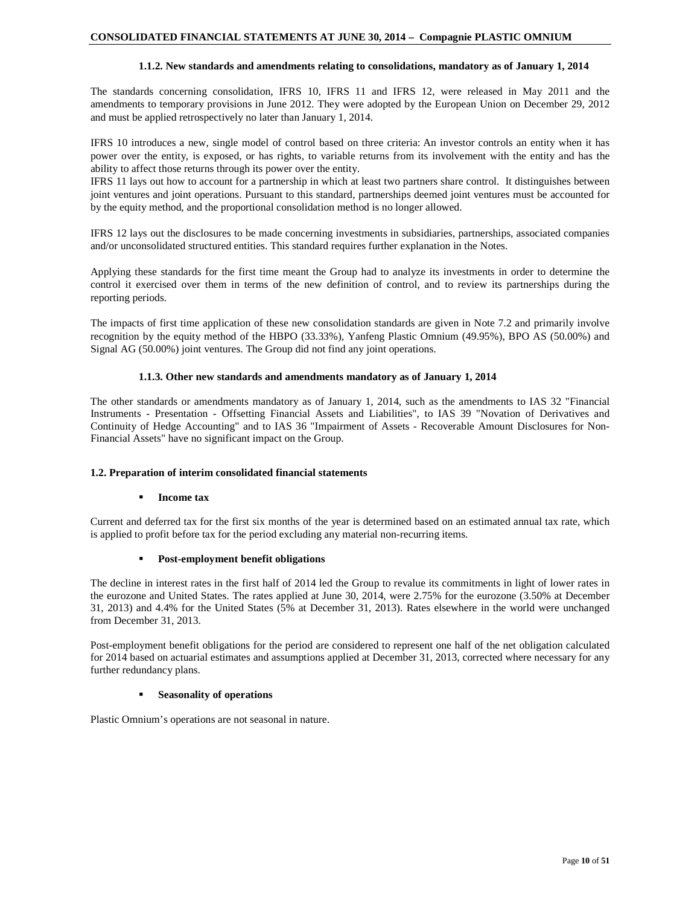#### 1.1.2. New standards and amendments relating to consolidations, mandatory as of January 1, 2014

The standards concerning consolidation, IFRS 10, IFRS 11 and IFRS 12, were released in May 2011 and the amendments to temporary provisions in June 2012. They were adopted by the European Union on December 29, 2012 and must be applied retrospectively no later than January 1, 2014.

IFRS 10 introduces a new, single model of control based on three criteria: An investor controls an entity when it has power over the entity, is exposed, or has rights, to variable returns from its involvement with the entity and has the ability to affect those returns through its power over the entity.

IFRS 11 lays out how to account for a partnership in which at least two partners share control. It distinguishes between joint ventures and joint operations. Pursuant to this standard, partnerships deemed joint ventures must be accounted for by the equity method, and the proportional consolidation method is no longer allowed.

IFRS 12 lays out the disclosures to be made concerning investments in subsidiaries, partnerships, associated companies and/or unconsolidated structured entities. This standard requires further explanation in the Notes.

Applying these standards for the first time meant the Group had to analyze its investments in order to determine the control it exercised over them in terms of the new definition of control, and to review its partnerships during the reporting periods.

The impacts of first time application of these new consolidation standards are given in Note 7.2 and primarily involve recognition by the equity method of the HBPO (33.33%), Yanfeng Plastic Omnium (49.95%), BPO AS (50.00%) and Signal AG (50.00%) joint ventures. The Group did not find any joint operations.

#### 1.1.3. Other new standards and amendments mandatory as of January 1, 2014

The other standards or amendments mandatory as of January 1, 2014, such as the amendments to IAS 32 "Financial Instruments - Presentation - Offsetting Financial Assets and Liabilities", to IAS 39 "Novation of Derivatives and Continuity of Hedge Accounting" and to IAS 36 "Impairment of Assets - Recoverable Amount Disclosures for Non-Financial Assets" have no significant impact on the Group.

### 1.2. Preparation of interim consolidated financial statements

- **Income tax**

Current and deferred tax for the first six months of the year is determined based on an estimated annual tax rate, which is applied to profit before tax for the period excluding any material non-recurring items.

- **Post-employment benefit obligations**

The decline in interest rates in the first half of 2014 led the Group to revalue its commitments in light of lower rates in the eurozone and United States. The rates applied at June 30, 2014, were 2.75% for the eurozone (3.50% at December 31, 2013) and 4.4% for the United States (5% at December 31, 2013). Rates elsewhere in the world were unchanged from December 31, 2013.

Post-employment benefit obligations for the period are considered to represent one half of the net obligation calculated for 2014 based on actuarial estimates and assumptions applied at December 31, 2013, corrected where necessary for any further redundancy plans.

- **Seasonality of operations**

Plastic Omnium's operations are not seasonal in nature.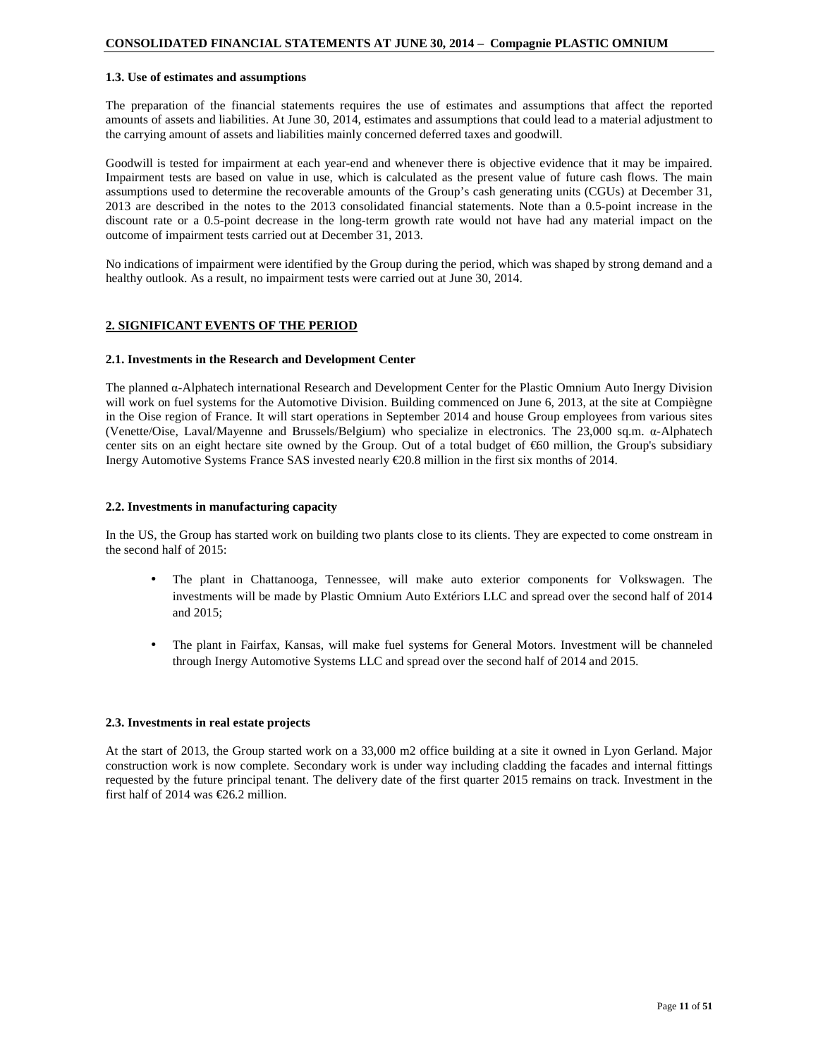### 1.3. Use of estimates and assumptions

The preparation of the financial statements requires the use of estimates and assumptions that affect the reported amounts of assets and liabilities. At June 30, 2014, estimates and assumptions that could lead to a material adjustment to the carrying amount of assets and liabilities mainly concerned deferred taxes and goodwill.

Goodwill is tested for impairment at each year-end and whenever there is objective evidence that it may be impaired. Impairment tests are based on value in use, which is calculated as the present value of future cash flows. The main assumptions used to determine the recoverable amounts of the Group's cash generating units (CGUs) at December 31, 2013 are described in the notes to the 2013 consolidated financial statements. Note than a 0.5-point increase in the discount rate or a 0.5-point decrease in the long-term growth rate would not have had any material impact on the outcome of impairment tests carried out at December 31, 2013.

No indications of impairment were identified by the Group during the period, which was shaped by strong demand and a healthy outlook. As a result, no impairment tests were carried out at June 30, 2014.

## 2. SIGNIFICANT EVENTS OF THE PERIOD

### 2.1. Investments in the Research and Development Center

The planned α-Alphatech international Research and Development Center for the Plastic Omnium Auto Inergy Division will work on fuel systems for the Automotive Division. Building commenced on June 6, 2013, at the site at Compiègne in the Oise region of France. It will start operations in September 2014 and house Group employees from various sites (Venette/Oise, Laval/Mayenne and Brussels/Belgium) who specialize in electronics. The 23,000 sq.m. α-Alphatech center sits on an eight hectare site owned by the Group. Out of a total budget of €60 million, the Group's subsidiary Inergy Automotive Systems France SAS invested nearly €20.8 million in the first six months of 2014.

### 2.2. Investments in manufacturing capacity

In the US, the Group has started work on building two plants close to its clients. They are expected to come onstream in the second half of 2015:

- The plant in Chattanooga, Tennessee, will make auto exterior components for Volkswagen. The investments will be made by Plastic Omnium Auto Extériors LLC and spread over the second half of 2014 and 2015;
- The plant in Fairfax, Kansas, will make fuel systems for General Motors. Investment will be channeled through Inergy Automotive Systems LLC and spread over the second half of 2014 and 2015.

### 2.3. Investments in real estate projects

At the start of 2013, the Group started work on a 33,000 m2 office building at a site it owned in Lyon Gerland. Major construction work is now complete. Secondary work is under way including cladding the facades and internal fittings requested by the future principal tenant. The delivery date of the first quarter 2015 remains on track. Investment in the first half of 2014 was €26.2 million.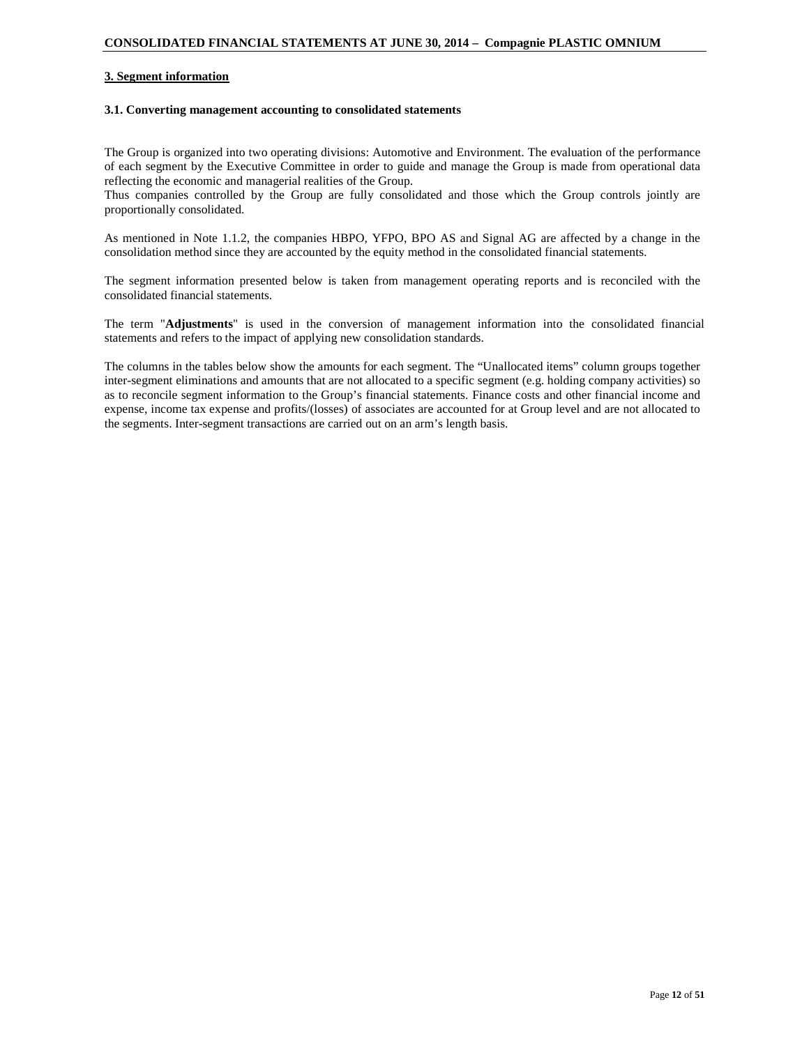## 3. Segment information

### 3.1. Converting management accounting to consolidated statements

The Group is organized into two operating divisions: Automotive and Environment. The evaluation of the performance of each segment by the Executive Committee in order to guide and manage the Group is made from operational data reflecting the economic and managerial realities of the Group.
Thus companies controlled by the Group are fully consolidated and those which the Group controls jointly are proportionally consolidated.

As mentioned in Note 1.1.2, the companies HBPO, YFPO, BPO AS and Signal AG are affected by a change in the consolidation method since they are accounted by the equity method in the consolidated financial statements.

The segment information presented below is taken from management operating reports and is reconciled with the consolidated financial statements.

The term "**Adjustments**" is used in the conversion of management information into the consolidated financial statements and refers to the impact of applying new consolidation standards.

The columns in the tables below show the amounts for each segment. The "Unallocated items" column groups together inter-segment eliminations and amounts that are not allocated to a specific segment (e.g. holding company activities) so as to reconcile segment information to the Group's financial statements. Finance costs and other financial income and expense, income tax expense and profits/(losses) of associates are accounted for at Group level and are not allocated to the segments. Inter-segment transactions are carried out on an arm's length basis.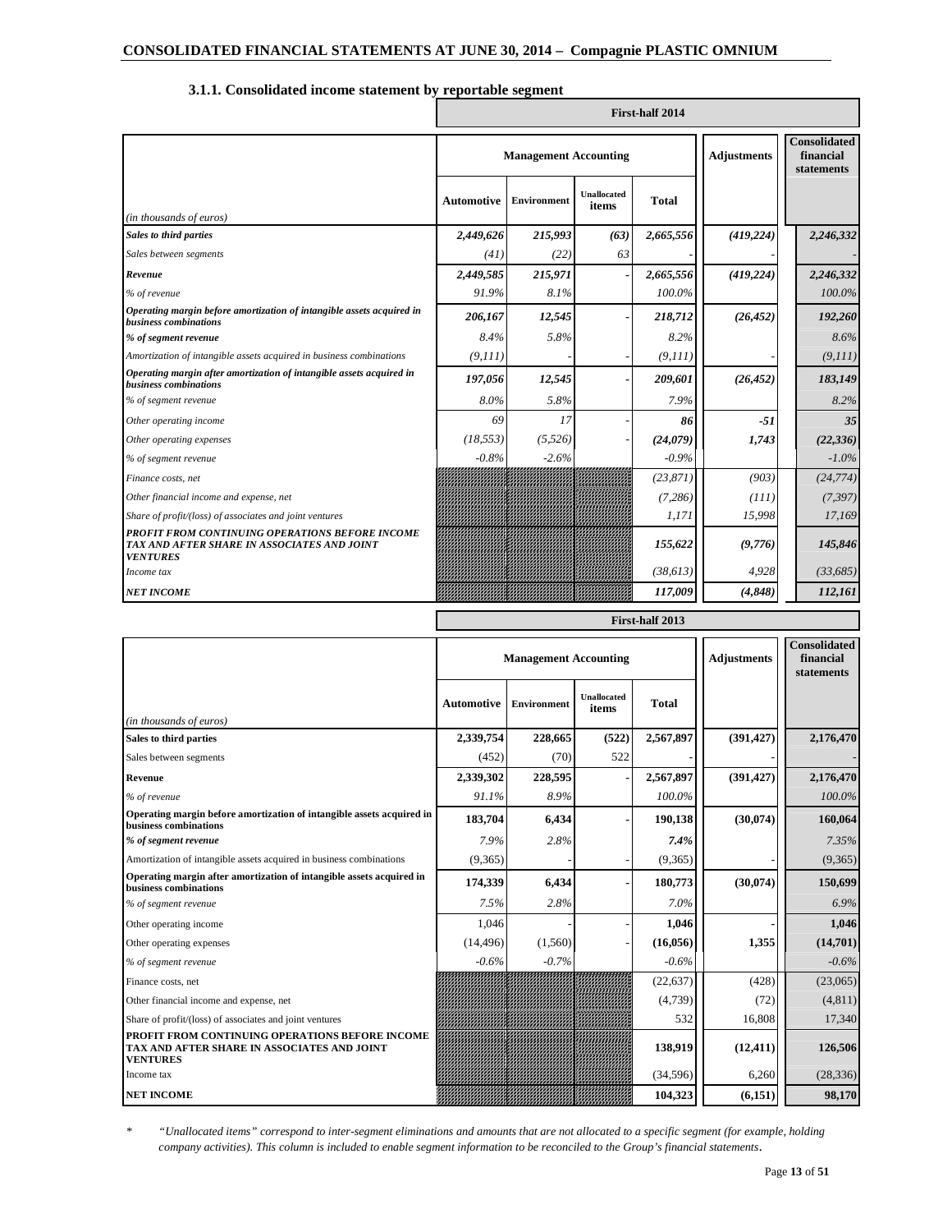### 3.1.1. Consolidated income statement by reportable segment

**First-half 2014**

| *(in thousands of euros)* | Management Accounting | | | | Adjustments | Consolidated financial statements |
|---|---|---|---|---|---|---|
| | Automotive | Environment | Unallocated items | Total | | |
| ***Sales to third parties*** | ***2,449,626*** | ***215,993*** | ***(63)*** | ***2,665,556*** | ***(419,224)*** | ***2,246,332*** |
| *Sales between segments* | *(41)* | *(22)* | *63* | *-* | | *-* |
| ***Revenue*** | ***2,449,585*** | ***215,971*** | ***-*** | ***2,665,556*** | ***(419,224)*** | ***2,246,332*** |
| *% of revenue* | *91.9%* | *8.1%* | | *100.0%* | | *100.0%* |
| ***Operating margin before amortization of intangible assets acquired in business combinations*** | ***206,167*** | ***12,545*** | ***-*** | ***218,712*** | ***(26,452)*** | ***192,260*** |
| ***% of segment revenue*** | *8.4%* | *5.8%* | | *8.2%* | | *8.6%* |
| *Amortization of intangible assets acquired in business combinations* | *(9,111)* | *-* | *-* | *(9,111)* | *-* | *(9,111)* |
| ***Operating margin after amortization of intangible assets acquired in business combinations*** | ***197,056*** | ***12,545*** | ***-*** | ***209,601*** | ***(26,452)*** | ***183,149*** |
| *% of segment revenue* | *8.0%* | *5.8%* | | *7.9%* | | *8.2%* |
| *Other operating income* | *69* | *17* | *-* | ***86*** | ***-51*** | ***35*** |
| *Other operating expenses* | *(18,553)* | *(5,526)* | *-* | ***(24,079)*** | ***1,743*** | ***(22,336)*** |
| *% of segment revenue* | *-0.8%* | *-2.6%* | | *-0.9%* | | *-1.0%* |
| *Finance costs, net* | | | | *(23,871)* | *(903)* | *(24,774)* |
| *Other financial income and expense, net* | | | | *(7,286)* | *(111)* | *(7,397)* |
| *Share of profit/(loss) of associates and joint ventures* | | | | *1,171* | *15,998* | *17,169* |
| ***PROFIT FROM CONTINUING OPERATIONS BEFORE INCOME TAX AND AFTER SHARE IN ASSOCIATES AND JOINT VENTURES*** | | | | ***155,622*** | ***(9,776)*** | ***145,846*** |
| *Income tax* | | | | *(38,613)* | *4,928* | *(33,685)* |
| ***NET INCOME*** | | | | ***117,009*** | ***(4,848)*** | ***112,161*** |

**First-half 2013**

| *(in thousands of euros)* | Management Accounting | | | | Adjustments | Consolidated financial statements |
|---|---|---|---|---|---|---|
| | Automotive | Environment | Unallocated items | Total | | |
| **Sales to third parties** | **2,339,754** | **228,665** | **(522)** | **2,567,897** | **(391,427)** | **2,176,470** |
| Sales between segments | (452) | (70) | 522 | - | | - |
| **Revenue** | **2,339,302** | **228,595** | **-** | **2,567,897** | **(391,427)** | **2,176,470** |
| *% of revenue* | *91.1%* | *8.9%* | | *100.0%* | | *100.0%* |
| **Operating margin before amortization of intangible assets acquired in business combinations** | **183,704** | **6,434** | **-** | **190,138** | **(30,074)** | **160,064** |
| ***% of segment revenue*** | *7.9%* | *2.8%* | | ***7.4%*** | | *7.35%* |
| Amortization of intangible assets acquired in business combinations | (9,365) | - | - | (9,365) | - | (9,365) |
| **Operating margin after amortization of intangible assets acquired in business combinations** | **174,339** | **6,434** | **-** | **180,773** | **(30,074)** | **150,699** |
| *% of segment revenue* | *7.5%* | *2.8%* | | *7.0%* | | *6.9%* |
| Other operating income | 1,046 | - | - | **1,046** | **-** | **1,046** |
| Other operating expenses | (14,496) | (1,560) | - | **(16,056)** | **1,355** | **(14,701)** |
| *% of segment revenue* | *-0.6%* | *-0.7%* | | *-0.6%* | | *-0.6%* |
| Finance costs, net | | | | (22,637) | (428) | (23,065) |
| Other financial income and expense, net | | | | (4,739) | (72) | (4,811) |
| Share of profit/(loss) of associates and joint ventures | | | | 532 | 16,808 | 17,340 |
| **PROFIT FROM CONTINUING OPERATIONS BEFORE INCOME TAX AND AFTER SHARE IN ASSOCIATES AND JOINT VENTURES** | | | | **138,919** | **(12,411)** | **126,506** |
| Income tax | | | | (34,596) | 6,260 | (28,336) |
| **NET INCOME** | | | | **104,323** | **(6,151)** | **98,170** |

\* *"Unallocated items" correspond to inter-segment eliminations and amounts that are not allocated to a specific segment (for example, holding company activities). This column is included to enable segment information to be reconciled to the Group's financial statements.*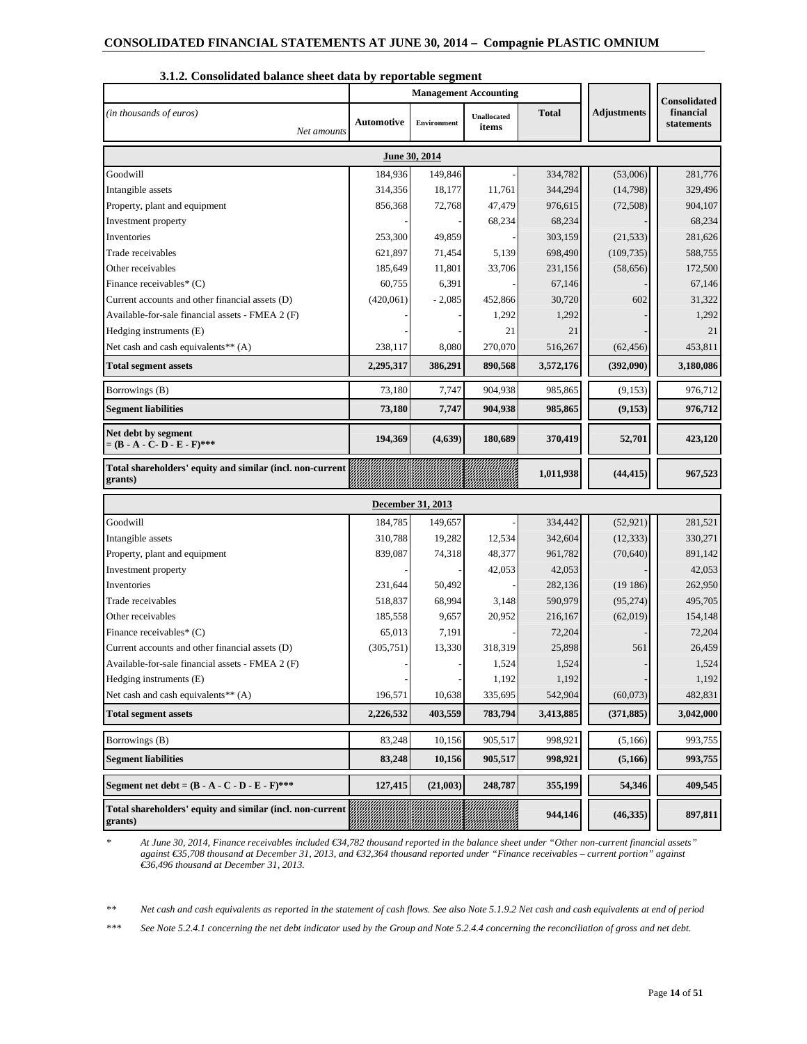### 3.1.2. Consolidated balance sheet data by reportable segment

| *(in thousands of euros)* *Net amounts* | Management Accounting | | | | Adjustments | Consolidated financial statements |
|---|---|---|---|---|---|---|
| | Automotive | Environment | Unallocated items | Total | | |
| **June 30, 2014** | | | | | | |
| Goodwill | 184,936 | 149,846 | - | 334,782 | (53,006) | 281,776 |
| Intangible assets | 314,356 | 18,177 | 11,761 | 344,294 | (14,798) | 329,496 |
| Property, plant and equipment | 856,368 | 72,768 | 47,479 | 976,615 | (72,508) | 904,107 |
| Investment property | - | - | 68,234 | 68,234 | - | 68,234 |
| Inventories | 253,300 | 49,859 | - | 303,159 | (21,533) | 281,626 |
| Trade receivables | 621,897 | 71,454 | 5,139 | 698,490 | (109,735) | 588,755 |
| Other receivables | 185,649 | 11,801 | 33,706 | 231,156 | (58,656) | 172,500 |
| Finance receivables* (C) | 60,755 | 6,391 | - | 67,146 | - | 67,146 |
| Current accounts and other financial assets (D) | (420,061) | - 2,085 | 452,866 | 30,720 | 602 | 31,322 |
| Available-for-sale financial assets - FMEA 2 (F) | - | - | 1,292 | 1,292 | - | 1,292 |
| Hedging instruments (E) | - | - | 21 | 21 | - | 21 |
| Net cash and cash equivalents** (A) | 238,117 | 8,080 | 270,070 | 516,267 | (62,456) | 453,811 |
| **Total segment assets** | **2,295,317** | **386,291** | **890,568** | **3,572,176** | **(392,090)** | **3,180,086** |
| Borrowings (B) | 73,180 | 7,747 | 904,938 | 985,865 | (9,153) | 976,712 |
| **Segment liabilities** | **73,180** | **7,747** | **904,938** | **985,865** | **(9,153)** | **976,712** |
| **Net debt by segment = (B - A - C- D - E - F)*** ** | **194,369** | **(4,639)** | **180,689** | **370,419** | **52,701** | **423,120** |
| **Total shareholders' equity and similar (incl. non-current grants)** | | | | **1,011,938** | **(44,415)** | **967,523** |
| **December 31, 2013** | | | | | | |
| Goodwill | 184,785 | 149,657 | - | 334,442 | (52,921) | 281,521 |
| Intangible assets | 310,788 | 19,282 | 12,534 | 342,604 | (12,333) | 330,271 |
| Property, plant and equipment | 839,087 | 74,318 | 48,377 | 961,782 | (70,640) | 891,142 |
| Investment property | - | - | 42,053 | 42,053 | - | 42,053 |
| Inventories | 231,644 | 50,492 | - | 282,136 | (19 186) | 262,950 |
| Trade receivables | 518,837 | 68,994 | 3,148 | 590,979 | (95,274) | 495,705 |
| Other receivables | 185,558 | 9,657 | 20,952 | 216,167 | (62,019) | 154,148 |
| Finance receivables* (C) | 65,013 | 7,191 | - | 72,204 | - | 72,204 |
| Current accounts and other financial assets (D) | (305,751) | 13,330 | 318,319 | 25,898 | 561 | 26,459 |
| Available-for-sale financial assets - FMEA 2 (F) | - | - | 1,524 | 1,524 | - | 1,524 |
| Hedging instruments (E) | - | - | 1,192 | 1,192 | - | 1,192 |
| Net cash and cash equivalents** (A) | 196,571 | 10,638 | 335,695 | 542,904 | (60,073) | 482,831 |
| **Total segment assets** | **2,226,532** | **403,559** | **783,794** | **3,413,885** | **(371,885)** | **3,042,000** |
| Borrowings (B) | 83,248 | 10,156 | 905,517 | 998,921 | (5,166) | 993,755 |
| **Segment liabilities** | **83,248** | **10,156** | **905,517** | **998,921** | **(5,166)** | **993,755** |
| **Segment net debt = (B - A - C - D - E - F)*** ** | **127,415** | **(21,003)** | **248,787** | **355,199** | **54,346** | **409,545** |
| **Total shareholders' equity and similar (incl. non-current grants)** | | | | **944,146** | **(46,335)** | **897,811** |

\* *At June 30, 2014, Finance receivables included €34,782 thousand reported in the balance sheet under "Other non-current financial assets" against €35,708 thousand at December 31, 2013, and €32,364 thousand reported under "Finance receivables – current portion" against €36,496 thousand at December 31, 2013.*

\** *Net cash and cash equivalents as reported in the statement of cash flows. See also Note 5.1.9.2 Net cash and cash equivalents at end of period*

\*** *See Note 5.2.4.1 concerning the net debt indicator used by the Group and Note 5.2.4.4 concerning the reconciliation of gross and net debt.*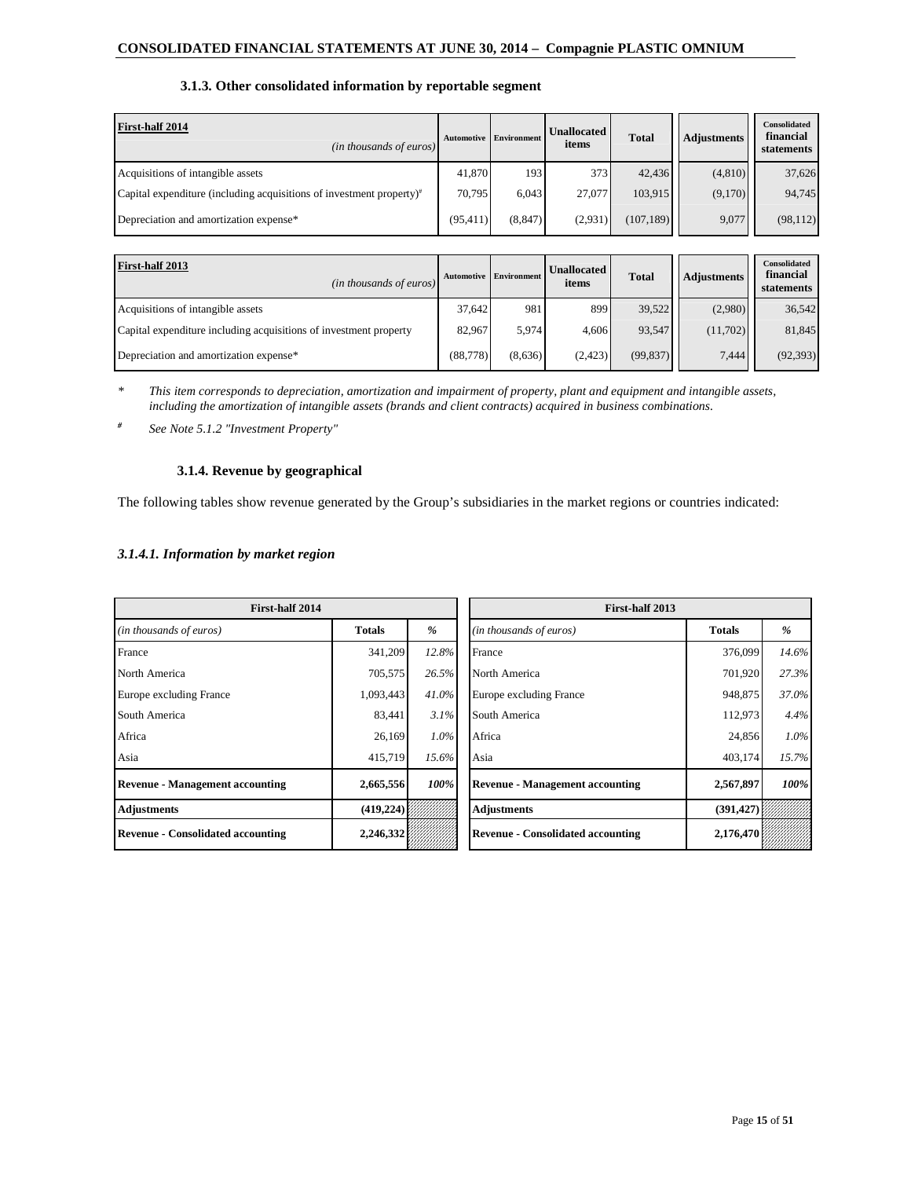### 3.1.3. Other consolidated information by reportable segment

| First-half 2014 *(in thousands of euros)* | Automotive | Environment | Unallocated items | Total | Adjustments | Consolidated financial statements |
|---|---|---|---|---|---|---|
| Acquisitions of intangible assets | 41,870 | 193 | 373 | 42,436 | (4,810) | 37,626 |
| Capital expenditure (including acquisitions of investment property)# | 70,795 | 6,043 | 27,077 | 103,915 | (9,170) | 94,745 |
| Depreciation and amortization expense* | (95,411) | (8,847) | (2,931) | (107,189) | 9,077 | (98,112) |

| First-half 2013 *(in thousands of euros)* | Automotive | Environment | Unallocated items | Total | Adjustments | Consolidated financial statements |
|---|---|---|---|---|---|---|
| Acquisitions of intangible assets | 37,642 | 981 | 899 | 39,522 | (2,980) | 36,542 |
| Capital expenditure including acquisitions of investment property | 82,967 | 5,974 | 4,606 | 93,547 | (11,702) | 81,845 |
| Depreciation and amortization expense* | (88,778) | (8,636) | (2,423) | (99,837) | 7,444 | (92,393) |

\* *This item corresponds to depreciation, amortization and impairment of property, plant and equipment and intangible assets, including the amortization of intangible assets (brands and client contracts) acquired in business combinations.*

\# *See Note 5.1.2 "Investment Property"*

### 3.1.4. Revenue by geographical

The following tables show revenue generated by the Group's subsidiaries in the market regions or countries indicated:

#### *3.1.4.1. Information by market region*

| First-half 2014 | | |
|---|---|---|
| *(in thousands of euros)* | **Totals** | **%** |
| France | 341,209 | *12.8%* |
| North America | 705,575 | *26.5%* |
| Europe excluding France | 1,093,443 | *41.0%* |
| South America | 83,441 | *3.1%* |
| Africa | 26,169 | *1.0%* |
| Asia | 415,719 | *15.6%* |
| **Revenue - Management accounting** | **2,665,556** | ***100%*** |
| **Adjustments** | **(419,224)** | |
| **Revenue - Consolidated accounting** | **2,246,332** | |

| First-half 2013 | | |
|---|---|---|
| *(in thousands of euros)* | **Totals** | **%** |
| France | 376,099 | *14.6%* |
| North America | 701,920 | *27.3%* |
| Europe excluding France | 948,875 | *37.0%* |
| South America | 112,973 | *4.4%* |
| Africa | 24,856 | *1.0%* |
| Asia | 403,174 | *15.7%* |
| **Revenue - Management accounting** | **2,567,897** | ***100%*** |
| **Adjustments** | **(391,427)** | |
| **Revenue - Consolidated accounting** | **2,176,470** | |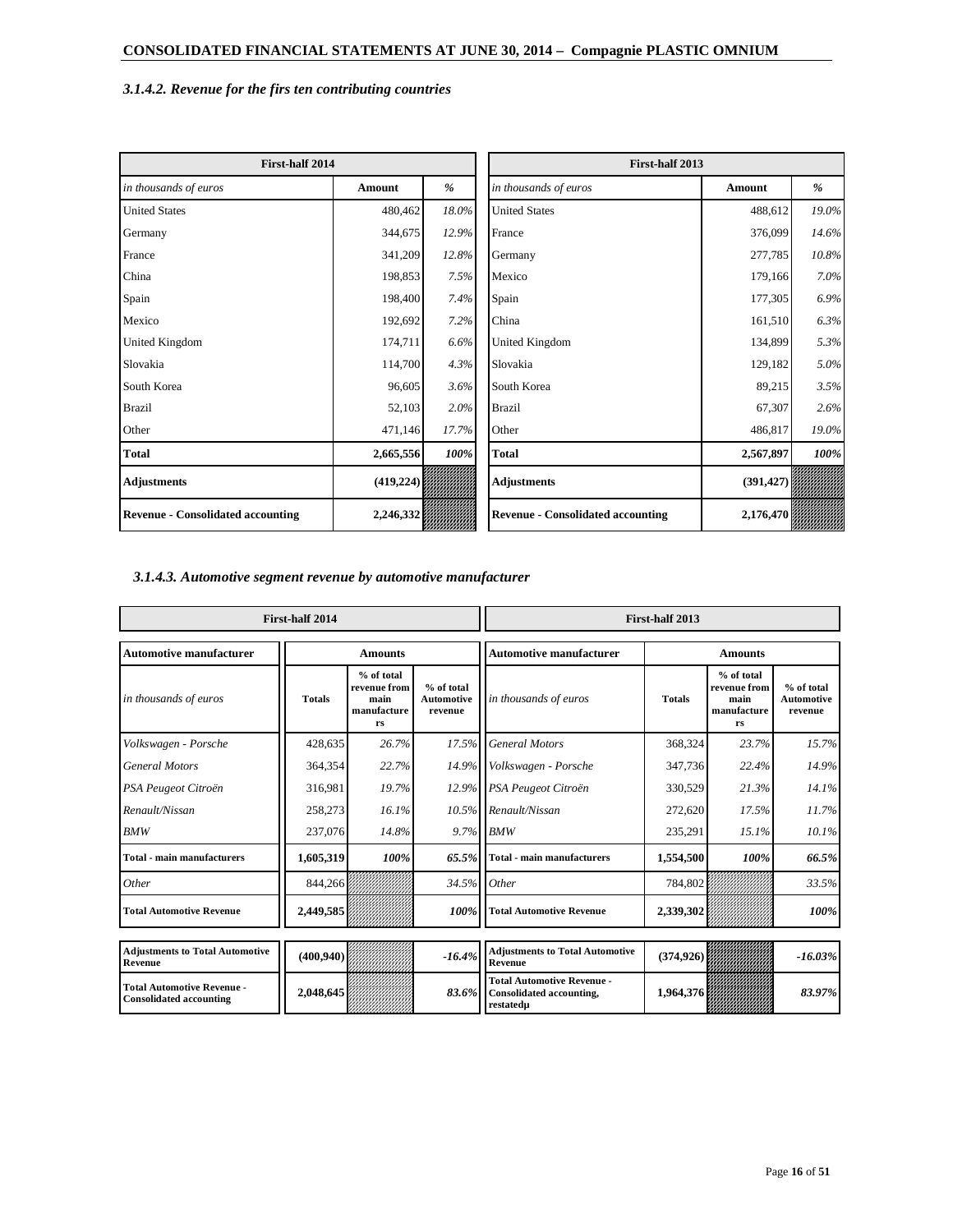### 3.1.4.2. Revenue for the firs ten contributing countries

| First-half 2014 | | | First-half 2013 | | |
|---|---|---|---|---|---|
| *in thousands of euros* | **Amount** | *%* | *in thousands of euros* | **Amount** | *%* |
| United States | 480,462 | *18.0%* | United States | 488,612 | *19.0%* |
| Germany | 344,675 | *12.9%* | France | 376,099 | *14.6%* |
| France | 341,209 | *12.8%* | Germany | 277,785 | *10.8%* |
| China | 198,853 | *7.5%* | Mexico | 179,166 | *7.0%* |
| Spain | 198,400 | *7.4%* | Spain | 177,305 | *6.9%* |
| Mexico | 192,692 | *7.2%* | China | 161,510 | *6.3%* |
| United Kingdom | 174,711 | *6.6%* | United Kingdom | 134,899 | *5.3%* |
| Slovakia | 114,700 | *4.3%* | Slovakia | 129,182 | *5.0%* |
| South Korea | 96,605 | *3.6%* | South Korea | 89,215 | *3.5%* |
| Brazil | 52,103 | *2.0%* | Brazil | 67,307 | *2.6%* |
| Other | 471,146 | *17.7%* | Other | 486,817 | *19.0%* |
| **Total** | **2,665,556** | ***100%*** | **Total** | **2,567,897** | ***100%*** |
| **Adjustments** | **(419,224)** | | **Adjustments** | **(391,427)** | |
| **Revenue - Consolidated accounting** | **2,246,332** | | **Revenue - Consolidated accounting** | **2,176,470** | |

### 3.1.4.3. Automotive segment revenue by automotive manufacturer

| First-half 2014 | | | | First-half 2013 | | | |
|---|---|---|---|---|---|---|---|
| **Automotive manufacturer** | **Amounts** | | | **Automotive manufacturer** | **Amounts** | | |
| *in thousands of euros* | **Totals** | **% of total revenue from main manufacturers** | **% of total Automotive revenue** | *in thousands of euros* | **Totals** | **% of total revenue from main manufacturers** | **% of total Automotive revenue** |
| *Volkswagen - Porsche* | 428,635 | *26.7%* | *17.5%* | *General Motors* | 368,324 | *23.7%* | *15.7%* |
| *General Motors* | 364,354 | *22.7%* | *14.9%* | *Volkswagen - Porsche* | 347,736 | *22.4%* | *14.9%* |
| *PSA Peugeot Citroën* | 316,981 | *19.7%* | *12.9%* | *PSA Peugeot Citroën* | 330,529 | *21.3%* | *14.1%* |
| *Renault/Nissan* | 258,273 | *16.1%* | *10.5%* | *Renault/Nissan* | 272,620 | *17.5%* | *11.7%* |
| *BMW* | 237,076 | *14.8%* | *9.7%* | *BMW* | 235,291 | *15.1%* | *10.1%* |
| **Total - main manufacturers** | **1,605,319** | ***100%*** | ***65.5%*** | **Total - main manufacturers** | **1,554,500** | ***100%*** | ***66.5%*** |
| *Other* | 844,266 | | *34.5%* | *Other* | 784,802 | | *33.5%* |
| **Total Automotive Revenue** | **2,449,585** | | ***100%*** | **Total Automotive Revenue** | **2,339,302** | | ***100%*** |
| **Adjustments to Total Automotive Revenue** | **(400,940)** | | ***-16.4%*** | **Adjustments to Total Automotive Revenue** | **(374,926)** | | ***-16.03%*** |
| **Total Automotive Revenue - Consolidated accounting** | **2,048,645** | | ***83.6%*** | **Total Automotive Revenue - Consolidated accounting, restatedµ** | **1,964,376** | | ***83.97%*** |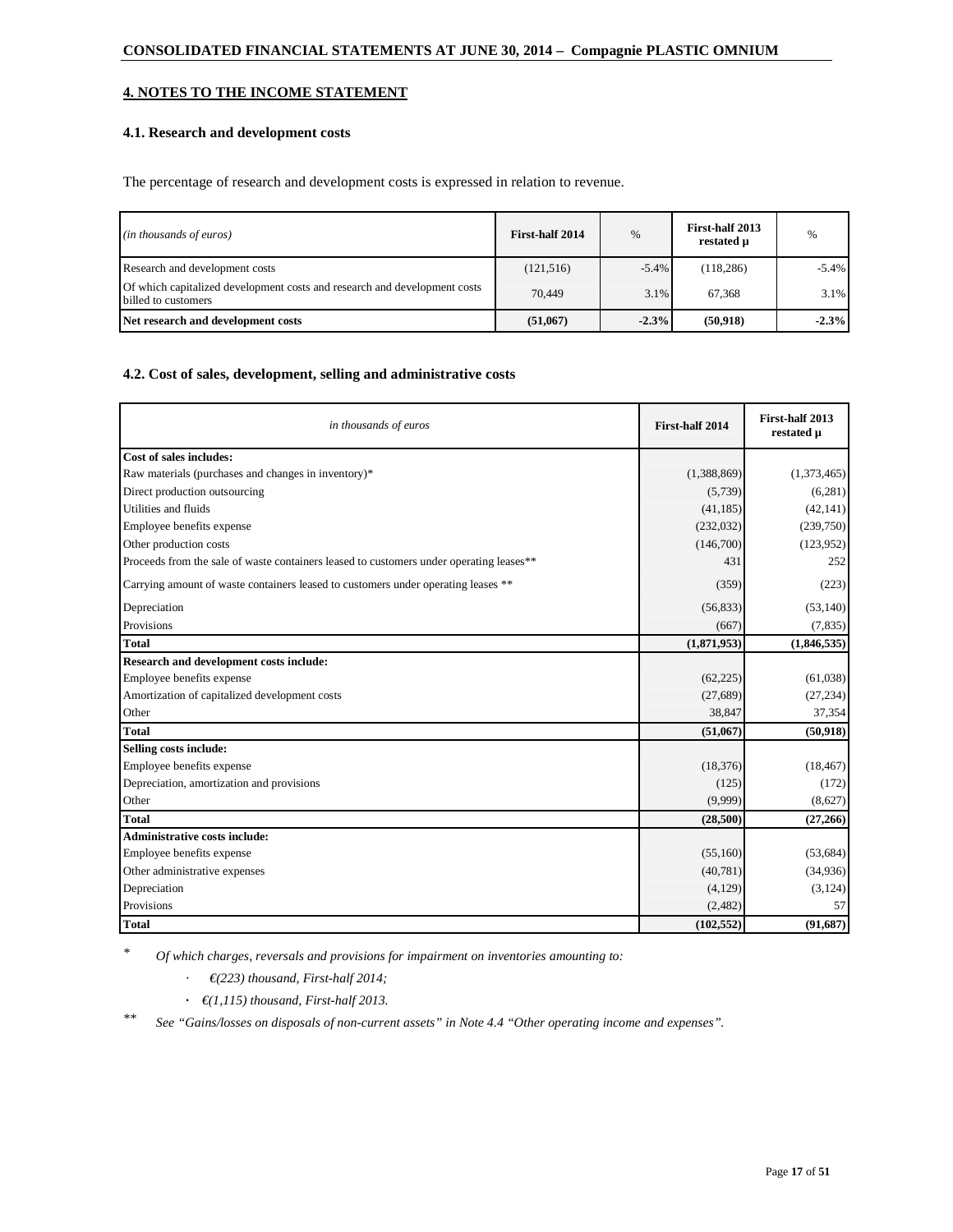## 4. NOTES TO THE INCOME STATEMENT

### 4.1. Research and development costs

The percentage of research and development costs is expressed in relation to revenue.

| *(in thousands of euros)* | First-half 2014 | % | First-half 2013 restated µ | % |
|---|---|---|---|---|
| Research and development costs | (121,516) | -5.4% | (118,286) | -5.4% |
| Of which capitalized development costs and research and development costs billed to customers | 70,449 | 3.1% | 67,368 | 3.1% |
| **Net research and development costs** | **(51,067)** | **-2.3%** | **(50,918)** | **-2.3%** |

### 4.2. Cost of sales, development, selling and administrative costs

| *in thousands of euros* | First-half 2014 | First-half 2013 restated µ |
|---|---|---|
| **Cost of sales includes:** | | |
| Raw materials (purchases and changes in inventory)* | (1,388,869) | (1,373,465) |
| Direct production outsourcing | (5,739) | (6,281) |
| Utilities and fluids | (41,185) | (42,141) |
| Employee benefits expense | (232,032) | (239,750) |
| Other production costs | (146,700) | (123,952) |
| Proceeds from the sale of waste containers leased to customers under operating leases** | 431 | 252 |
| Carrying amount of waste containers leased to customers under operating leases ** | (359) | (223) |
| Depreciation | (56,833) | (53,140) |
| Provisions | (667) | (7,835) |
| **Total** | **(1,871,953)** | **(1,846,535)** |
| **Research and development costs include:** | | |
| Employee benefits expense | (62,225) | (61,038) |
| Amortization of capitalized development costs | (27,689) | (27,234) |
| Other | 38,847 | 37,354 |
| **Total** | **(51,067)** | **(50,918)** |
| **Selling costs include:** | | |
| Employee benefits expense | (18,376) | (18,467) |
| Depreciation, amortization and provisions | (125) | (172) |
| Other | (9,999) | (8,627) |
| **Total** | **(28,500)** | **(27,266)** |
| **Administrative costs include:** | | |
| Employee benefits expense | (55,160) | (53,684) |
| Other administrative expenses | (40,781) | (34,936) |
| Depreciation | (4,129) | (3,124) |
| Provisions | (2,482) | 57 |
| **Total** | **(102,552)** | **(91,687)** |

\* *Of which charges, reversals and provisions for impairment on inventories amounting to:*

- *€(223) thousand, First-half 2014;*
- *€(1,115) thousand, First-half 2013.*

\*\* *See "Gains/losses on disposals of non-current assets" in Note 4.4 "Other operating income and expenses".*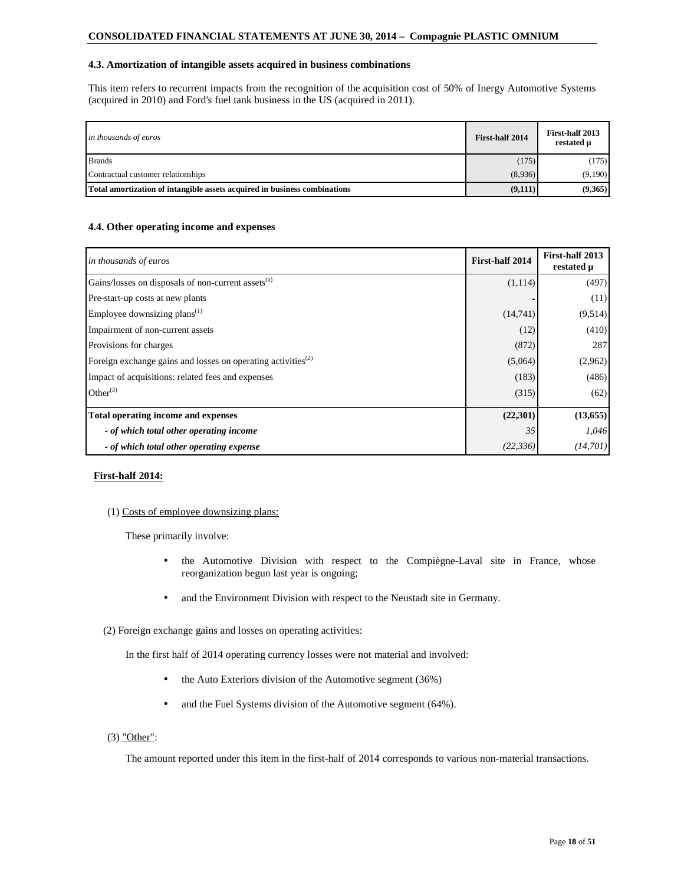### 4.3. Amortization of intangible assets acquired in business combinations

This item refers to recurrent impacts from the recognition of the acquisition cost of 50% of Inergy Automotive Systems (acquired in 2010) and Ford's fuel tank business in the US (acquired in 2011).

| *in thousands of euros* | First-half 2014 | First-half 2013 restated µ |
|---|---|---|
| Brands | (175) | (175) |
| Contractual customer relationships | (8,936) | (9,190) |
| **Total amortization of intangible assets acquired in business combinations** | **(9,111)** | **(9,365)** |

### 4.4. Other operating income and expenses

| *in thousands of euros* | First-half 2014 | First-half 2013 restated µ |
|---|---|---|
| Gains/losses on disposals of non-current assets[(a)] | (1,114) | (497) |
| Pre-start-up costs at new plants | - | (11) |
| Employee downsizing plans[(1)] | (14,741) | (9,514) |
| Impairment of non-current assets | (12) | (410) |
| Provisions for charges | (872) | 287 |
| Foreign exchange gains and losses on operating activities[(2)] | (5,064) | (2,962) |
| Impact of acquisitions: related fees and expenses | (183) | (486) |
| Other[(3)] | (315) | (62) |
| **Total operating income and expenses** | **(22,301)** | **(13,655)** |
| ***- of which total other operating income*** | *35* | *1,046* |
| ***- of which total other operating expense*** | *(22,336)* | *(14,701)* |

**First-half 2014:**

(1) Costs of employee downsizing plans:

These primarily involve:

- the Automotive Division with respect to the Compiègne-Laval site in France, whose reorganization begun last year is ongoing;
- and the Environment Division with respect to the Neustadt site in Germany.

(2) Foreign exchange gains and losses on operating activities:

In the first half of 2014 operating currency losses were not material and involved:

- the Auto Exteriors division of the Automotive segment (36%)
- and the Fuel Systems division of the Automotive segment (64%).

(3) "Other":

The amount reported under this item in the first-half of 2014 corresponds to various non-material transactions.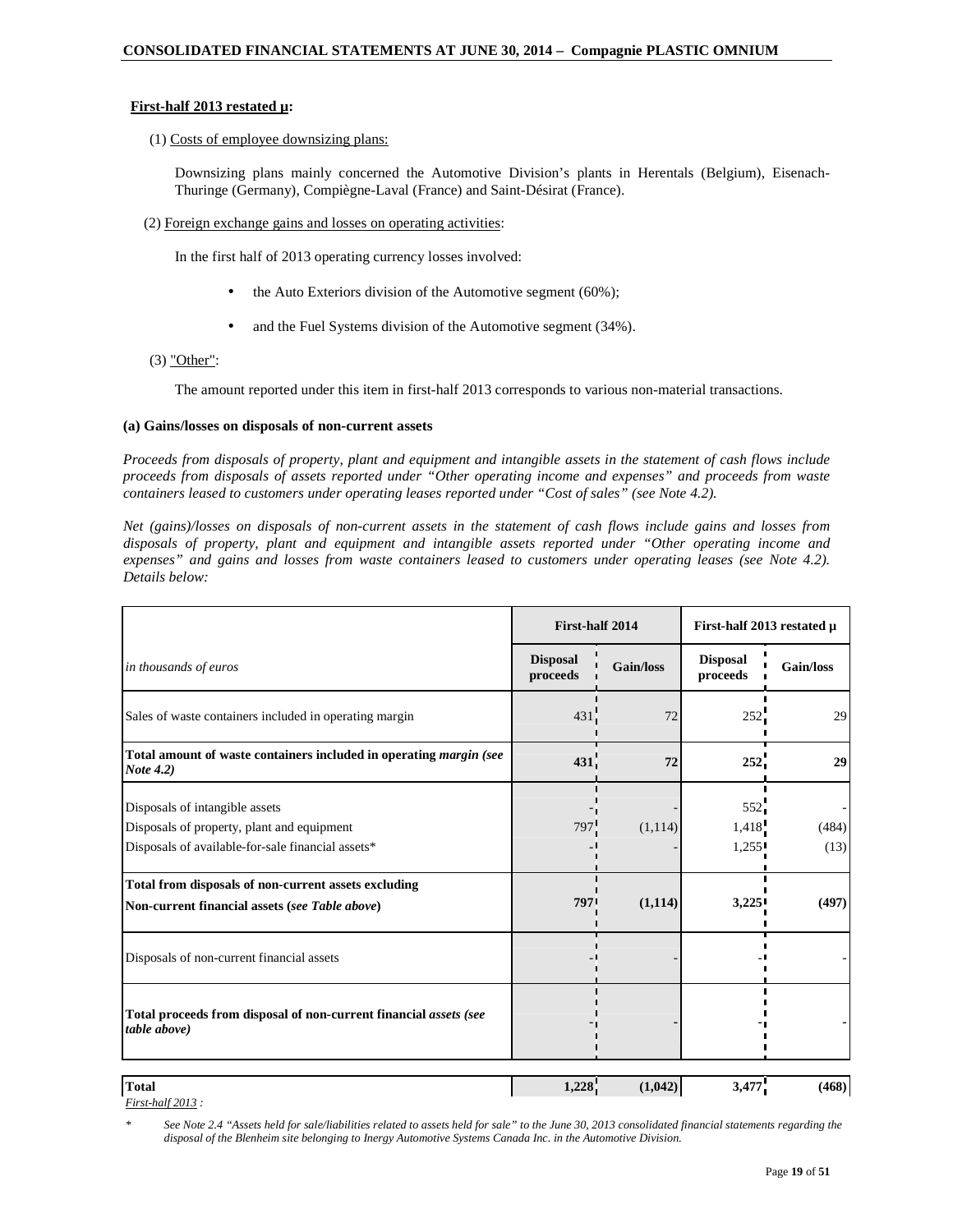**First-half 2013 restated µ:**

(1) Costs of employee downsizing plans:

Downsizing plans mainly concerned the Automotive Division's plants in Herentals (Belgium), Eisenach-Thuringe (Germany), Compiègne-Laval (France) and Saint-Désirat (France).

(2) Foreign exchange gains and losses on operating activities:

In the first half of 2013 operating currency losses involved:

- the Auto Exteriors division of the Automotive segment (60%);
- and the Fuel Systems division of the Automotive segment (34%).

(3) "Other":

The amount reported under this item in first-half 2013 corresponds to various non-material transactions.

**(a) Gains/losses on disposals of non-current assets**

*Proceeds from disposals of property, plant and equipment and intangible assets in the statement of cash flows include proceeds from disposals of assets reported under "Other operating income and expenses" and proceeds from waste containers leased to customers under operating leases reported under "Cost of sales" (see Note 4.2).*

*Net (gains)/losses on disposals of non-current assets in the statement of cash flows include gains and losses from disposals of property, plant and equipment and intangible assets reported under "Other operating income and expenses" and gains and losses from waste containers leased to customers under operating leases (see Note 4.2). Details below:*

| | First-half 2014 | | First-half 2013 restated µ | |
|---|---|---|---|---|
| *in thousands of euros* | **Disposal proceeds** | **Gain/loss** | **Disposal proceeds** | **Gain/loss** |
| Sales of waste containers included in operating margin | 431 | 72 | 252 | 29 |
| **Total amount of waste containers included in operating *margin (see Note 4.2)*** | **431** | **72** | **252** | **29** |
| Disposals of intangible assets | - | - | 552 | - |
| Disposals of property, plant and equipment | 797 | (1,114) | 1,418 | (484) |
| Disposals of available-for-sale financial assets* | - | - | 1,255 | (13) |
| **Total from disposals of non-current assets excluding Non-current financial assets (*see Table above*)** | **797** | **(1,114)** | **3,225** | **(497)** |
| Disposals of non-current financial assets | - | - | - | - |
| **Total proceeds from disposal of non-current financial *assets (see table above)*** | - | - | - | - |
| **Total** | **1,228** | **(1,042)** | **3,477** | **(468)** |

*First-half 2013 :*

\* *See Note 2.4 "Assets held for sale/liabilities related to assets held for sale" to the June 30, 2013 consolidated financial statements regarding the disposal of the Blenheim site belonging to Inergy Automotive Systems Canada Inc. in the Automotive Division.*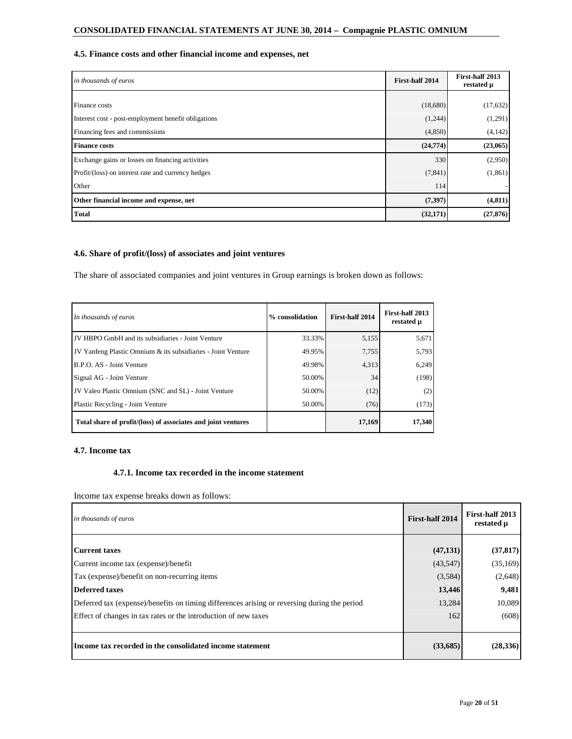### 4.5. Finance costs and other financial income and expenses, net

| *in thousands of euros* | First-half 2014 | First-half 2013 restated µ |
|---|---|---|
| Finance costs | (18,680) | (17,632) |
| Interest cost - post-employment benefit obligations | (1,244) | (1,291) |
| Financing fees and commissions | (4,850) | (4,142) |
| **Finance costs** | **(24,774)** | **(23,065)** |
| Exchange gains or losses on financing activities | 330 | (2,950) |
| Profit/(loss) on interest rate and currency hedges | (7,841) | (1,861) |
| Other | 114 | - |
| **Other financial income and expense, net** | **(7,397)** | **(4,811)** |
| **Total** | **(32,171)** | **(27,876)** |

### 4.6. Share of profit/(loss) of associates and joint ventures

The share of associated companies and joint ventures in Group earnings is broken down as follows:

| *In thousands of euros* | % consolidation | First-half 2014 | First-half 2013 restated µ |
|---|---|---|---|
| JV HBPO GmbH and its subsidiaries - Joint Venture | 33.33% | 5,155 | 5,671 |
| JV Yanfeng Plastic Omnium & its subsidiaries - Joint Venture | 49.95% | 7,755 | 5,793 |
| B.P.O. AS - Joint Venture | 49.98% | 4,313 | 6,249 |
| Signal AG - Joint Venture | 50.00% | 34 | (198) |
| JV Valeo Plastic Omnium (SNC and SL) - Joint Venture | 50.00% | (12) | (2) |
| Plastic Recycling - Joint Venture | 50.00% | (76) | (173) |
| **Total share of profit/(loss) of associates and joint ventures** | | **17,169** | **17,340** |

### 4.7. Income tax

#### 4.7.1. Income tax recorded in the income statement

Income tax expense breaks down as follows:

| *in thousands of euros* | First-half 2014 | First-half 2013 restated µ |
|---|---|---|
| **Current taxes** | **(47,131)** | **(37,817)** |
| Current income tax (expense)/benefit | (43,547) | (35,169) |
| Tax (expense)/benefit on non-recurring items | (3,584) | (2,648) |
| **Deferred taxes** | **13,446** | **9,481** |
| Deferred tax (expense)/benefits on timing differences arising or reversing during the period | 13,284 | 10,089 |
| Effect of changes in tax rates or the introduction of new taxes | 162 | (608) |
| **Income tax recorded in the consolidated income statement** | **(33,685)** | **(28,336)** |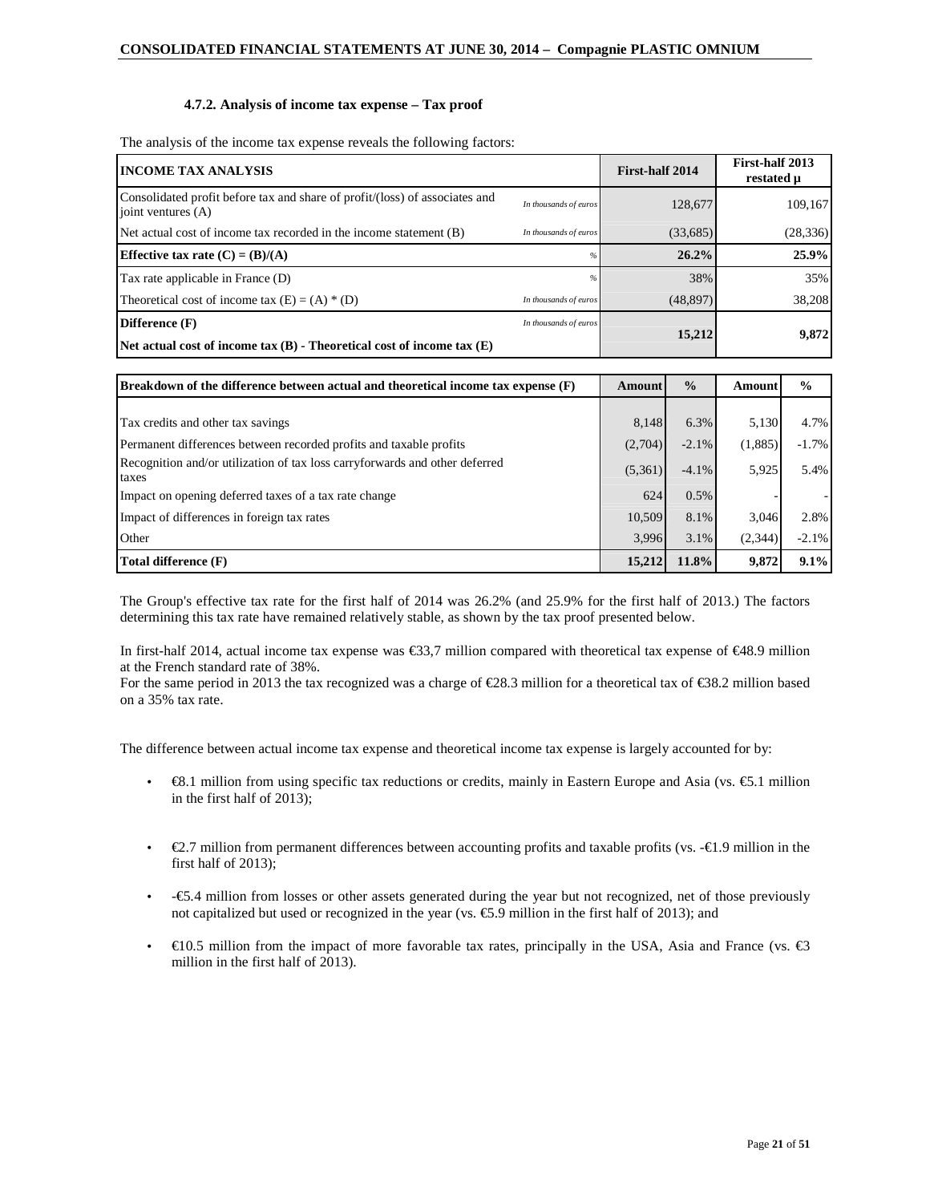### 4.7.2. Analysis of income tax expense – Tax proof

The analysis of the income tax expense reveals the following factors:

| INCOME TAX ANALYSIS | | First-half 2014 | First-half 2013 restated µ |
|---|---|---|---|
| Consolidated profit before tax and share of profit/(loss) of associates and joint ventures (A) | *In thousands of euros* | 128,677 | 109,167 |
| Net actual cost of income tax recorded in the income statement (B) | *In thousands of euros* | (33,685) | (28,336) |
| **Effective tax rate (C) = (B)/(A)** | *%* | **26.2%** | **25.9%** |
| Tax rate applicable in France (D) | *%* | 38% | 35% |
| Theoretical cost of income tax (E) = (A) * (D) | *In thousands of euros* | (48,897) | 38,208 |
| **Difference (F)** **Net actual cost of income tax (B) - Theoretical cost of income tax (E)** | *In thousands of euros* | **15,212** | **9,872** |

| Breakdown of the difference between actual and theoretical income tax expense (F) | Amount | % | Amount | % |
|---|---|---|---|---|
| Tax credits and other tax savings | 8,148 | 6.3% | 5,130 | 4.7% |
| Permanent differences between recorded profits and taxable profits | (2,704) | -2.1% | (1,885) | -1.7% |
| Recognition and/or utilization of tax loss carryforwards and other deferred taxes | (5,361) | -4.1% | 5,925 | 5.4% |
| Impact on opening deferred taxes of a tax rate change | 624 | 0.5% | - | - |
| Impact of differences in foreign tax rates | 10,509 | 8.1% | 3,046 | 2.8% |
| Other | 3,996 | 3.1% | (2,344) | -2.1% |
| **Total difference (F)** | **15,212** | **11.8%** | **9,872** | **9.1%** |

The Group's effective tax rate for the first half of 2014 was 26.2% (and 25.9% for the first half of 2013.) The factors determining this tax rate have remained relatively stable, as shown by the tax proof presented below.

In first-half 2014, actual income tax expense was €33,7 million compared with theoretical tax expense of €48.9 million at the French standard rate of 38%.
For the same period in 2013 the tax recognized was a charge of €28.3 million for a theoretical tax of €38.2 million based on a 35% tax rate.

The difference between actual income tax expense and theoretical income tax expense is largely accounted for by:

- €8.1 million from using specific tax reductions or credits, mainly in Eastern Europe and Asia (vs. €5.1 million in the first half of 2013);
- €2.7 million from permanent differences between accounting profits and taxable profits (vs. -€1.9 million in the first half of 2013);
- -€5.4 million from losses or other assets generated during the year but not recognized, net of those previously not capitalized but used or recognized in the year (vs. €5.9 million in the first half of 2013); and
- €10.5 million from the impact of more favorable tax rates, principally in the USA, Asia and France (vs. €3 million in the first half of 2013).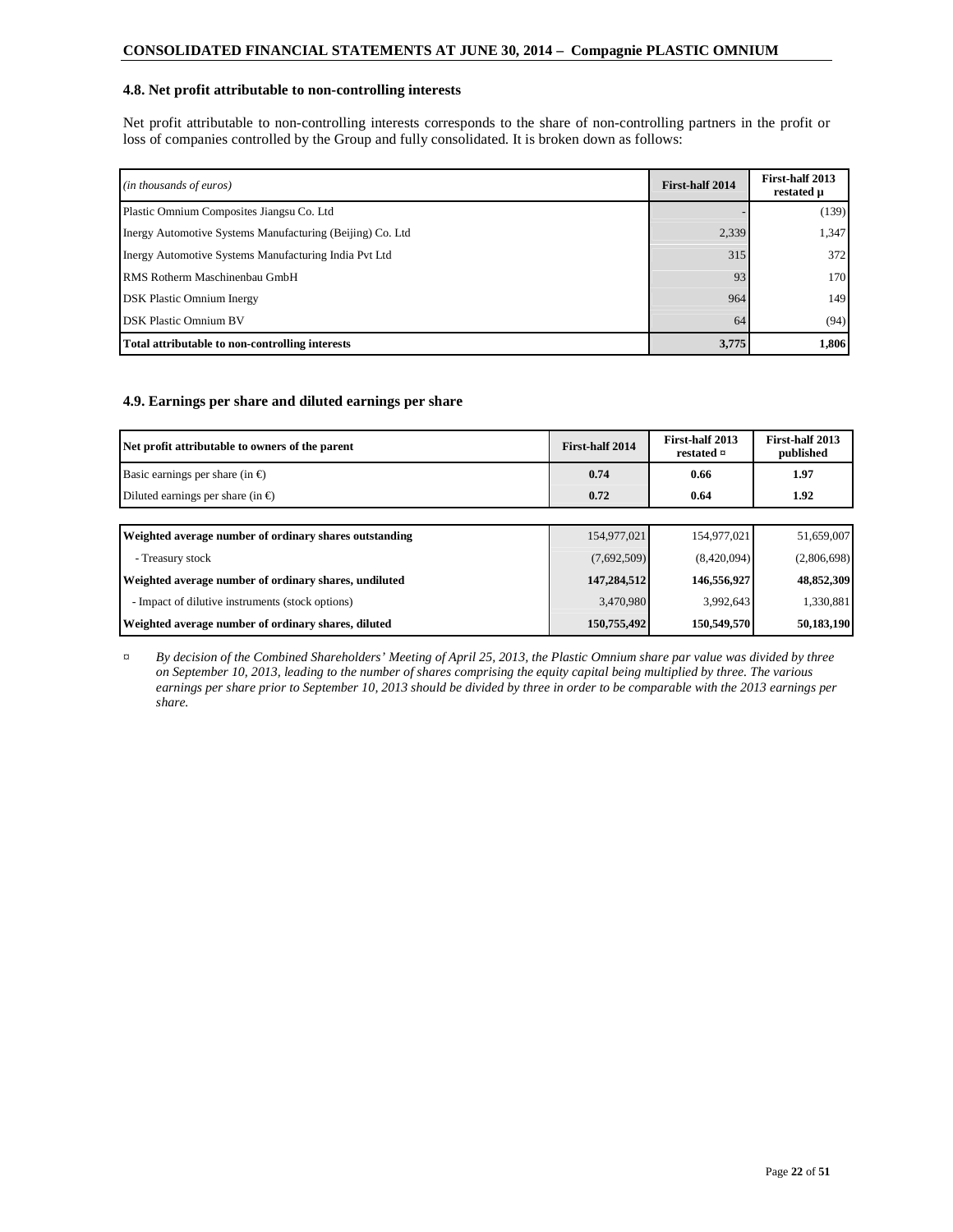### 4.8. Net profit attributable to non-controlling interests

Net profit attributable to non-controlling interests corresponds to the share of non-controlling partners in the profit or loss of companies controlled by the Group and fully consolidated. It is broken down as follows:

| *(in thousands of euros)* | First-half 2014 | First-half 2013 restated µ |
|---|---|---|
| Plastic Omnium Composites Jiangsu Co. Ltd | - | (139) |
| Inergy Automotive Systems Manufacturing (Beijing) Co. Ltd | 2,339 | 1,347 |
| Inergy Automotive Systems Manufacturing India Pvt Ltd | 315 | 372 |
| RMS Rotherm Maschinenbau GmbH | 93 | 170 |
| DSK Plastic Omnium Inergy | 964 | 149 |
| DSK Plastic Omnium BV | 64 | (94) |
| **Total attributable to non-controlling interests** | **3,775** | **1,806** |

### 4.9. Earnings per share and diluted earnings per share

| Net profit attributable to owners of the parent | First-half 2014 | First-half 2013 restated ¤ | First-half 2013 published |
|---|---|---|---|
| Basic earnings per share (in €) | **0.74** | **0.66** | **1.97** |
| Diluted earnings per share (in €) | **0.72** | **0.64** | **1.92** |

| | | | |
|---|---|---|---|
| **Weighted average number of ordinary shares outstanding** | 154,977,021 | 154,977,021 | 51,659,007 |
| - Treasury stock | (7,692,509) | (8,420,094) | (2,806,698) |
| **Weighted average number of ordinary shares, undiluted** | **147,284,512** | **146,556,927** | **48,852,309** |
| - Impact of dilutive instruments (stock options) | 3,470,980 | 3,992,643 | 1,330,881 |
| **Weighted average number of ordinary shares, diluted** | **150,755,492** | **150,549,570** | **50,183,190** |

¤ *By decision of the Combined Shareholders' Meeting of April 25, 2013, the Plastic Omnium share par value was divided by three on September 10, 2013, leading to the number of shares comprising the equity capital being multiplied by three. The various earnings per share prior to September 10, 2013 should be divided by three in order to be comparable with the 2013 earnings per share.*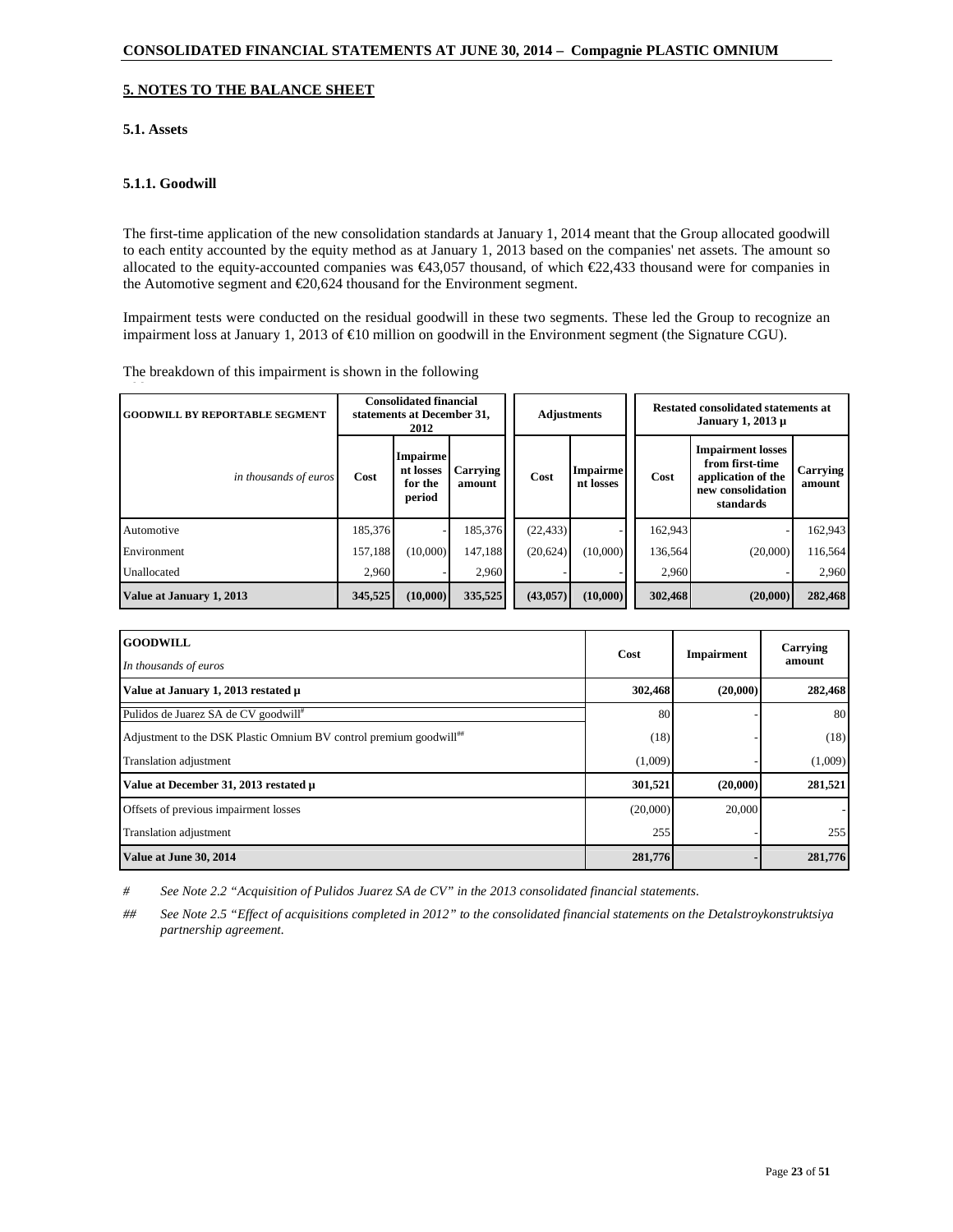## 5. NOTES TO THE BALANCE SHEET

### 5.1. Assets

#### 5.1.1. Goodwill

The first-time application of the new consolidation standards at January 1, 2014 meant that the Group allocated goodwill to each entity accounted by the equity method as at January 1, 2013 based on the companies' net assets. The amount so allocated to the equity-accounted companies was €43,057 thousand, of which €22,433 thousand were for companies in the Automotive segment and €20,624 thousand for the Environment segment.

Impairment tests were conducted on the residual goodwill in these two segments. These led the Group to recognize an impairment loss at January 1, 2013 of €10 million on goodwill in the Environment segment (the Signature CGU).

The breakdown of this impairment is shown in the following

| GOODWILL BY REPORTABLE SEGMENT | Consolidated financial statements at December 31, 2012 | | | Adjustments | | Restated consolidated statements at January 1, 2013 µ | | |
|---|---|---|---|---|---|---|---|---|
| *in thousands of euros* | Cost | Impairment losses for the period | Carrying amount | Cost | Impairment losses | Cost | Impairment losses from first-time application of the new consolidation standards | Carrying amount |
| Automotive | 185,376 | - | 185,376 | (22,433) | - | 162,943 | - | 162,943 |
| Environment | 157,188 | (10,000) | 147,188 | (20,624) | (10,000) | 136,564 | (20,000) | 116,564 |
| Unallocated | 2,960 | - | 2,960 | - | - | 2,960 | - | 2,960 |
| **Value at January 1, 2013** | **345,525** | **(10,000)** | **335,525** | **(43,057)** | **(10,000)** | **302,468** | **(20,000)** | **282,468** |

| GOODWILL<br>*In thousands of euros* | Cost | Impairment | Carrying amount |
|---|---|---|---|
| **Value at January 1, 2013 restated µ** | **302,468** | **(20,000)** | **282,468** |
| Pulidos de Juarez SA de CV goodwill[#] | 80 | - | 80 |
| Adjustment to the DSK Plastic Omnium BV control premium goodwill[##] | (18) | - | (18) |
| Translation adjustment | (1,009) | - | (1,009) |
| **Value at December 31, 2013 restated µ** | **301,521** | **(20,000)** | **281,521** |
| Offsets of previous impairment losses | (20,000) | 20,000 | - |
| Translation adjustment | 255 | - | 255 |
| **Value at June 30, 2014** | **281,776** | **-** | **281,776** |

\# *See Note 2.2 "Acquisition of Pulidos Juarez SA de CV" in the 2013 consolidated financial statements.*

\## *See Note 2.5 "Effect of acquisitions completed in 2012" to the consolidated financial statements on the Detalstroykonstruktsiya partnership agreement.*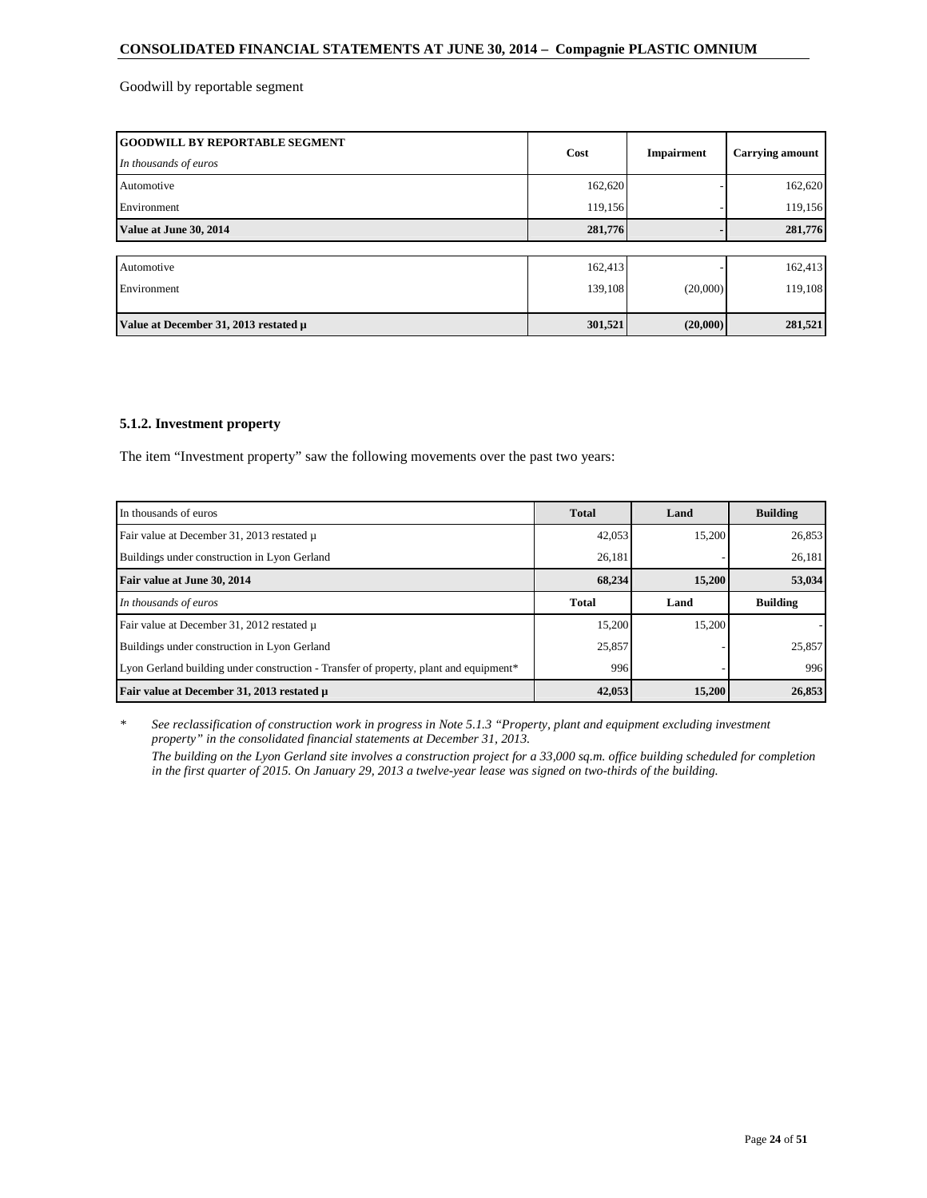Goodwill by reportable segment

| **GOODWILL BY REPORTABLE SEGMENT** *In thousands of euros* | **Cost** | **Impairment** | **Carrying amount** |
|---|---|---|---|
| Automotive | 162,620 | - | 162,620 |
| Environment | 119,156 | - | 119,156 |
| **Value at June 30, 2014** | **281,776** | **-** | **281,776** |
| | | | |
| Automotive | 162,413 | - | 162,413 |
| Environment | 139,108 | (20,000) | 119,108 |
| **Value at December 31, 2013 restated µ** | **301,521** | **(20,000)** | **281,521** |

### 5.1.2. Investment property

The item "Investment property" saw the following movements over the past two years:

| In thousands of euros | **Total** | **Land** | **Building** |
|---|---|---|---|
| Fair value at December 31, 2013 restated µ | 42,053 | 15,200 | 26,853 |
| Buildings under construction in Lyon Gerland | 26,181 | - | 26,181 |
| **Fair value at June 30, 2014** | **68,234** | **15,200** | **53,034** |
| *In thousands of euros* | **Total** | **Land** | **Building** |
| Fair value at December 31, 2012 restated µ | 15,200 | 15,200 | - |
| Buildings under construction in Lyon Gerland | 25,857 | - | 25,857 |
| Lyon Gerland building under construction - Transfer of property, plant and equipment* | 996 | - | 996 |
| **Fair value at December 31, 2013 restated µ** | **42,053** | **15,200** | **26,853** |

\* *See reclassification of construction work in progress in Note 5.1.3 "Property, plant and equipment excluding investment property" in the consolidated financial statements at December 31, 2013.*

*The building on the Lyon Gerland site involves a construction project for a 33,000 sq.m. office building scheduled for completion in the first quarter of 2015. On January 29, 2013 a twelve-year lease was signed on two-thirds of the building.*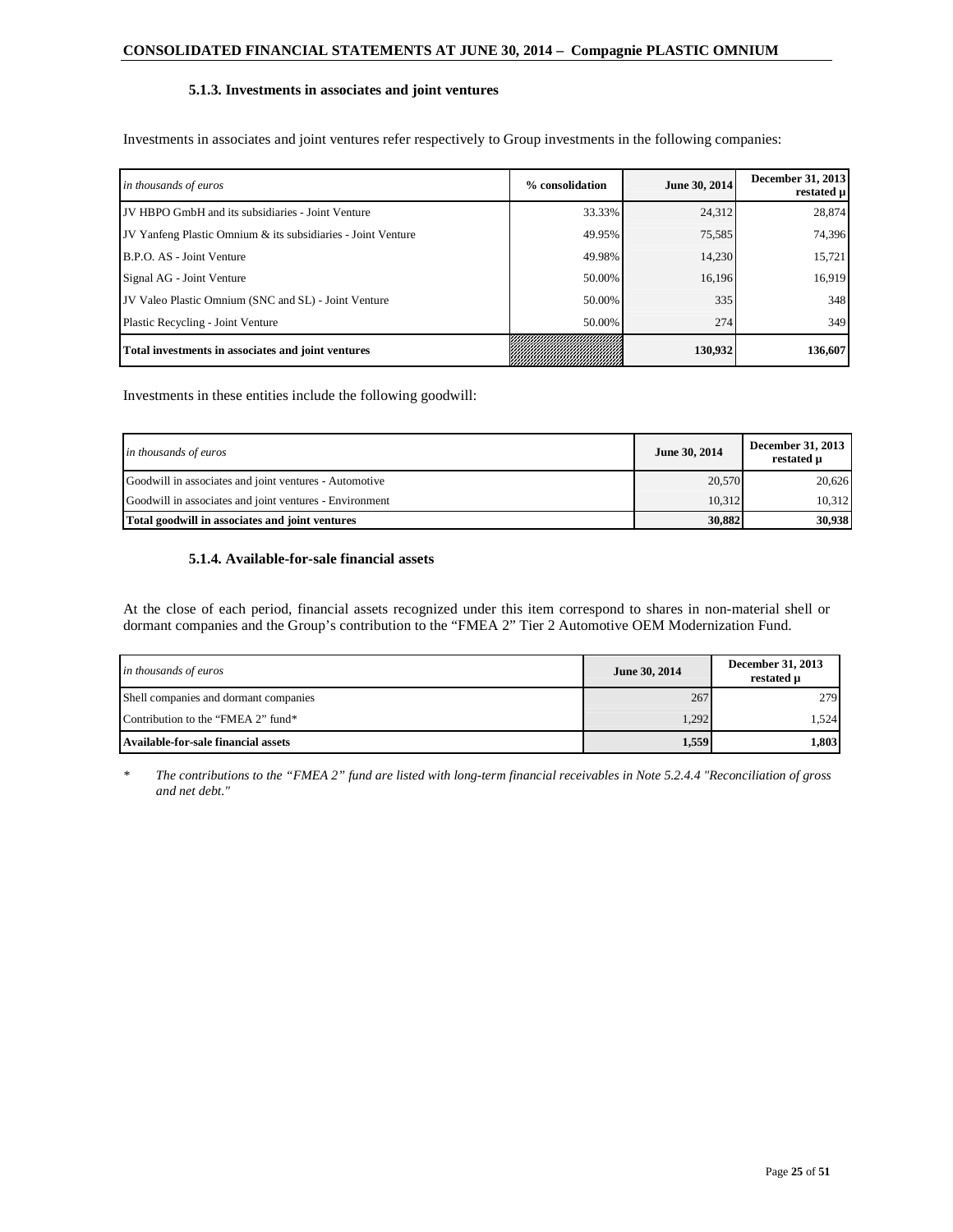#### 5.1.3. Investments in associates and joint ventures

Investments in associates and joint ventures refer respectively to Group investments in the following companies:

| *in thousands of euros* | % consolidation | June 30, 2014 | December 31, 2013 restated µ |
|---|---|---|---|
| JV HBPO GmbH and its subsidiaries - Joint Venture | 33.33% | 24,312 | 28,874 |
| JV Yanfeng Plastic Omnium & its subsidiaries - Joint Venture | 49.95% | 75,585 | 74,396 |
| B.P.O. AS - Joint Venture | 49.98% | 14,230 | 15,721 |
| Signal AG - Joint Venture | 50.00% | 16,196 | 16,919 |
| JV Valeo Plastic Omnium (SNC and SL) - Joint Venture | 50.00% | 335 | 348 |
| Plastic Recycling - Joint Venture | 50.00% | 274 | 349 |
| **Total investments in associates and joint ventures** | | **130,932** | **136,607** |

Investments in these entities include the following goodwill:

| *in thousands of euros* | June 30, 2014 | December 31, 2013 restated µ |
|---|---|---|
| Goodwill in associates and joint ventures - Automotive | 20,570 | 20,626 |
| Goodwill in associates and joint ventures - Environment | 10,312 | 10,312 |
| **Total goodwill in associates and joint ventures** | **30,882** | **30,938** |

#### 5.1.4. Available-for-sale financial assets

At the close of each period, financial assets recognized under this item correspond to shares in non-material shell or dormant companies and the Group's contribution to the "FMEA 2" Tier 2 Automotive OEM Modernization Fund.

| *in thousands of euros* | June 30, 2014 | December 31, 2013 restated µ |
|---|---|---|
| Shell companies and dormant companies | 267 | 279 |
| Contribution to the "FMEA 2" fund* | 1,292 | 1,524 |
| **Available-for-sale financial assets** | **1,559** | **1,803** |

\* *The contributions to the "FMEA 2" fund are listed with long-term financial receivables in Note 5.2.4.4 "Reconciliation of gross and net debt."*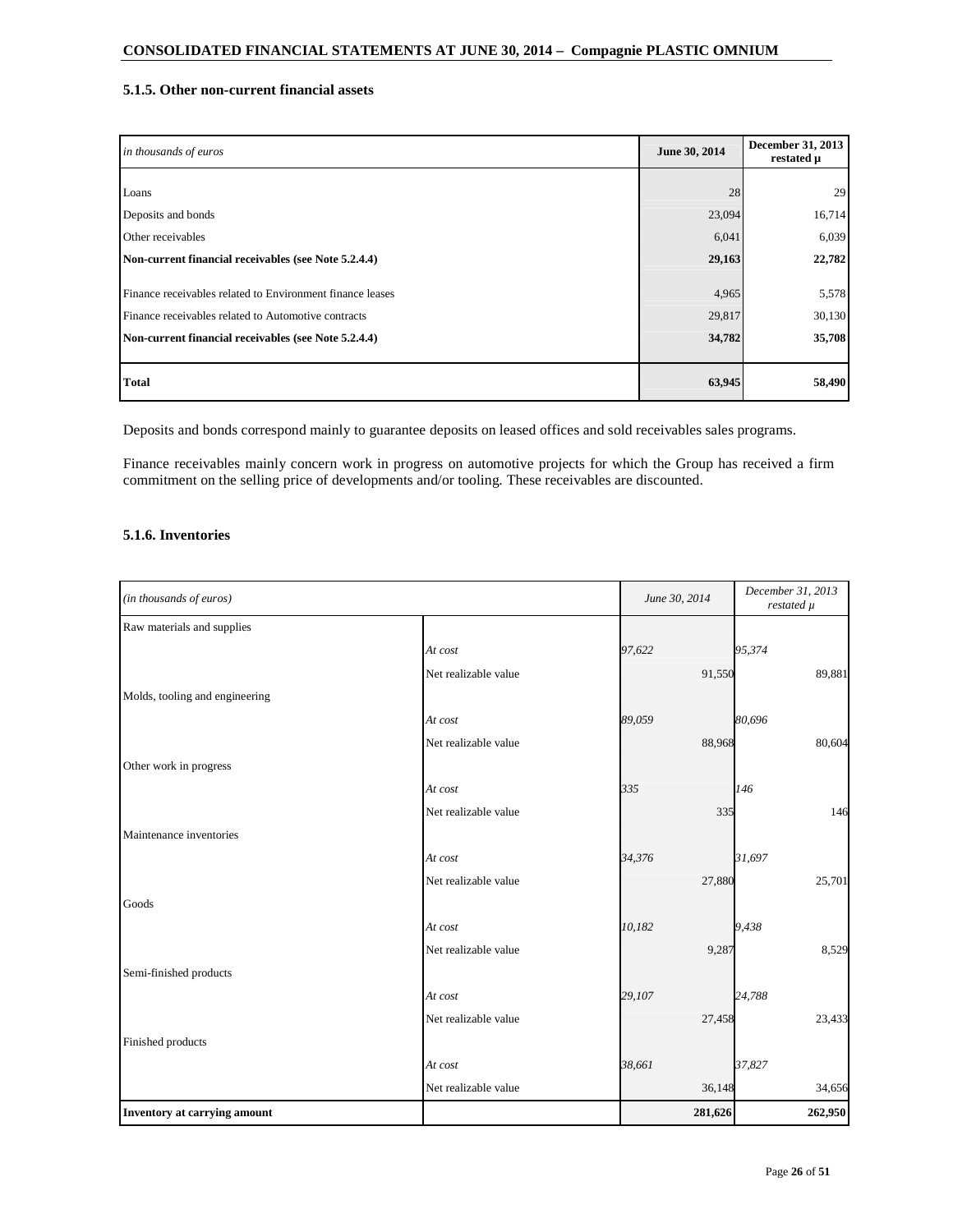### 5.1.5. Other non-current financial assets

| in thousands of euros | June 30, 2014 | December 31, 2013 restated µ |
|---|---|---|
| Loans | 28 | 29 |
| Deposits and bonds | 23,094 | 16,714 |
| Other receivables | 6,041 | 6,039 |
| **Non-current financial receivables (see Note 5.2.4.4)** | **29,163** | **22,782** |
| Finance receivables related to Environment finance leases | 4,965 | 5,578 |
| Finance receivables related to Automotive contracts | 29,817 | 30,130 |
| **Non-current financial receivables (see Note 5.2.4.4)** | **34,782** | **35,708** |
| **Total** | **63,945** | **58,490** |

Deposits and bonds correspond mainly to guarantee deposits on leased offices and sold receivables sales programs.

Finance receivables mainly concern work in progress on automotive projects for which the Group has received a firm commitment on the selling price of developments and/or tooling. These receivables are discounted.

### 5.1.6. Inventories

| *(in thousands of euros)* | | *June 30, 2014* | *December 31, 2013 restated µ* |
|---|---|---|---|
| Raw materials and supplies | | | |
| | *At cost* | *97,622* | *95,374* |
| | Net realizable value | 91,550 | 89,881 |
| Molds, tooling and engineering | | | |
| | *At cost* | *89,059* | *80,696* |
| | Net realizable value | 88,968 | 80,604 |
| Other work in progress | | | |
| | *At cost* | *335* | *146* |
| | Net realizable value | 335 | 146 |
| Maintenance inventories | | | |
| | *At cost* | *34,376* | *31,697* |
| | Net realizable value | 27,880 | 25,701 |
| Goods | | | |
| | *At cost* | *10,182* | *9,438* |
| | Net realizable value | 9,287 | 8,529 |
| Semi-finished products | | | |
| | *At cost* | *29,107* | *24,788* |
| | Net realizable value | 27,458 | 23,433 |
| Finished products | | | |
| | *At cost* | *38,661* | *37,827* |
| | Net realizable value | 36,148 | 34,656 |
| **Inventory at carrying amount** | | **281,626** | **262,950** |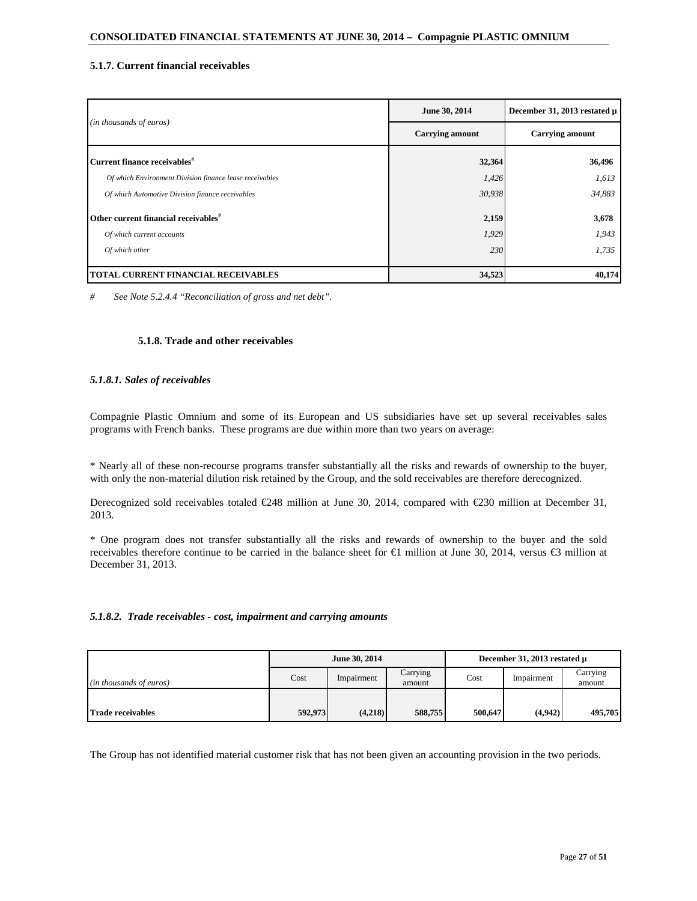### 5.1.7. Current financial receivables

| *(in thousands of euros)* | June 30, 2014 | December 31, 2013 restated µ |
|---|---|---|
| | Carrying amount | Carrying amount |
| **Current finance receivables[#]** | **32,364** | **36,496** |
| *Of which Environment Division finance lease receivables* | *1,426* | *1,613* |
| *Of which Automotive Division finance receivables* | *30,938* | *34,883* |
| **Other current financial receivables[#]** | **2,159** | **3,678** |
| *Of which current accounts* | *1,929* | *1,943* |
| *Of which other* | *230* | *1,735* |
| **TOTAL CURRENT FINANCIAL RECEIVABLES** | **34,523** | **40,174** |

*# See Note 5.2.4.4 "Reconciliation of gross and net debt".*

### 5.1.8. Trade and other receivables

#### *5.1.8.1. Sales of receivables*

Compagnie Plastic Omnium and some of its European and US subsidiaries have set up several receivables sales programs with French banks. These programs are due within more than two years on average:

* Nearly all of these non-recourse programs transfer substantially all the risks and rewards of ownership to the buyer, with only the non-material dilution risk retained by the Group, and the sold receivables are therefore derecognized.

Derecognized sold receivables totaled €248 million at June 30, 2014, compared with €230 million at December 31, 2013.

* One program does not transfer substantially all the risks and rewards of ownership to the buyer and the sold receivables therefore continue to be carried in the balance sheet for €1 million at June 30, 2014, versus €3 million at December 31, 2013.

#### *5.1.8.2. Trade receivables - cost, impairment and carrying amounts*

| | June 30, 2014 | | | December 31, 2013 restated µ | | |
|---|---|---|---|---|---|---|
| *(in thousands of euros)* | Cost | Impairment | Carrying amount | Cost | Impairment | Carrying amount |
| **Trade receivables** | **592,973** | **(4,218)** | **588,755** | **500,647** | **(4,942)** | **495,705** |

The Group has not identified material customer risk that has not been given an accounting provision in the two periods.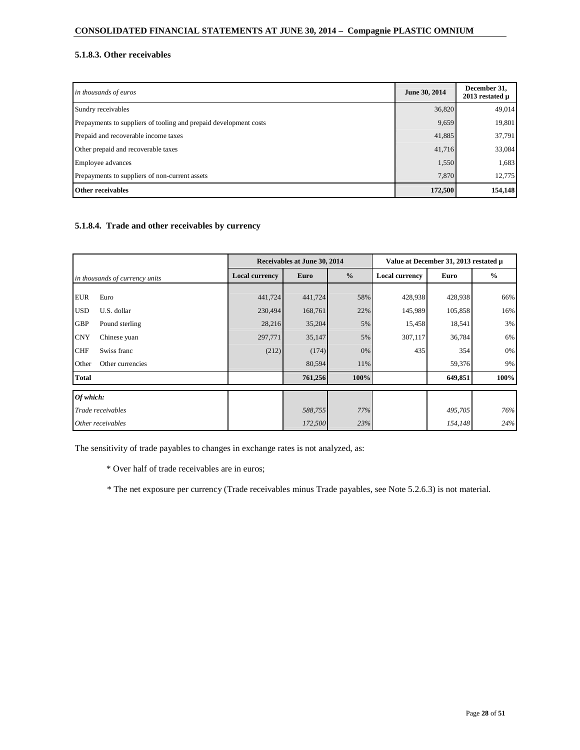#### 5.1.8.3. Other receivables

| *in thousands of euros* | June 30, 2014 | December 31, 2013 restated µ |
|---|---|---|
| Sundry receivables | 36,820 | 49,014 |
| Prepayments to suppliers of tooling and prepaid development costs | 9,659 | 19,801 |
| Prepaid and recoverable income taxes | 41,885 | 37,791 |
| Other prepaid and recoverable taxes | 41,716 | 33,084 |
| Employee advances | 1,550 | 1,683 |
| Prepayments to suppliers of non-current assets | 7,870 | 12,775 |
| **Other receivables** | **172,500** | **154,148** |

#### 5.1.8.4. Trade and other receivables by currency

| | | Receivables at June 30, 2014 | | | Value at December 31, 2013 restated µ | | |
|---|---|---|---|---|---|---|---|
| *in thousands of currency units* | | Local currency | Euro | % | Local currency | Euro | % |
| EUR | Euro | 441,724 | 441,724 | 58% | 428,938 | 428,938 | 66% |
| USD | U.S. dollar | 230,494 | 168,761 | 22% | 145,989 | 105,858 | 16% |
| GBP | Pound sterling | 28,216 | 35,204 | 5% | 15,458 | 18,541 | 3% |
| CNY | Chinese yuan | 297,771 | 35,147 | 5% | 307,117 | 36,784 | 6% |
| CHF | Swiss franc | (212) | (174) | 0% | 435 | 354 | 0% |
| Other | Other currencies | | 80,594 | 11% | | 59,376 | 9% |
| **Total** | | | **761,256** | **100%** | | **649,851** | **100%** |
| ***Of which:*** | | | | | | | |
| *Trade receivables* | | | *588,755* | *77%* | | *495,705* | *76%* |
| *Other receivables* | | | *172,500* | *23%* | | *154,148* | *24%* |

The sensitivity of trade payables to changes in exchange rates is not analyzed, as:

* Over half of trade receivables are in euros;

* The net exposure per currency (Trade receivables minus Trade payables, see Note 5.2.6.3) is not material.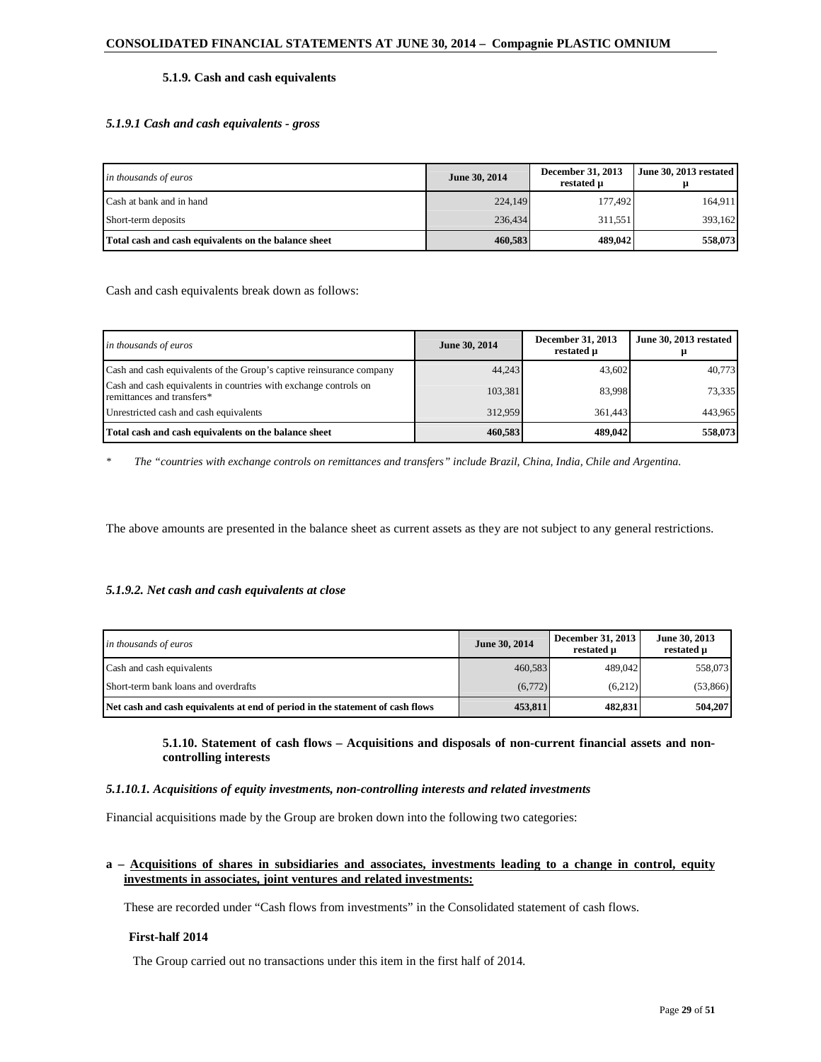### 5.1.9. Cash and cash equivalents

#### *5.1.9.1 Cash and cash equivalents - gross*

| *in thousands of euros* | June 30, 2014 | December 31, 2013 restated µ | June 30, 2013 restated µ |
|---|---|---|---|
| Cash at bank and in hand | 224,149 | 177,492 | 164,911 |
| Short-term deposits | 236,434 | 311,551 | 393,162 |
| **Total cash and cash equivalents on the balance sheet** | **460,583** | **489,042** | **558,073** |

Cash and cash equivalents break down as follows:

| *in thousands of euros* | June 30, 2014 | December 31, 2013 restated µ | June 30, 2013 restated µ |
|---|---|---|---|
| Cash and cash equivalents of the Group's captive reinsurance company | 44,243 | 43,602 | 40,773 |
| Cash and cash equivalents in countries with exchange controls on remittances and transfers* | 103,381 | 83,998 | 73,335 |
| Unrestricted cash and cash equivalents | 312,959 | 361,443 | 443,965 |
| **Total cash and cash equivalents on the balance sheet** | **460,583** | **489,042** | **558,073** |

\* *The "countries with exchange controls on remittances and transfers" include Brazil, China, India, Chile and Argentina.*

The above amounts are presented in the balance sheet as current assets as they are not subject to any general restrictions.

#### *5.1.9.2. Net cash and cash equivalents at close*

| *in thousands of euros* | June 30, 2014 | December 31, 2013 restated µ | June 30, 2013 restated µ |
|---|---|---|---|
| Cash and cash equivalents | 460,583 | 489,042 | 558,073 |
| Short-term bank loans and overdrafts | (6,772) | (6,212) | (53,866) |
| **Net cash and cash equivalents at end of period in the statement of cash flows** | **453,811** | **482,831** | **504,207** |

### 5.1.10. Statement of cash flows – Acquisitions and disposals of non-current financial assets and non-controlling interests

#### *5.1.10.1. Acquisitions of equity investments, non-controlling interests and related investments*

Financial acquisitions made by the Group are broken down into the following two categories:

**a – <u>Acquisitions of shares in subsidiaries and associates, investments leading to a change in control, equity investments in associates, joint ventures and related investments:</u>**

These are recorded under "Cash flows from investments" in the Consolidated statement of cash flows.

**First-half 2014**

The Group carried out no transactions under this item in the first half of 2014.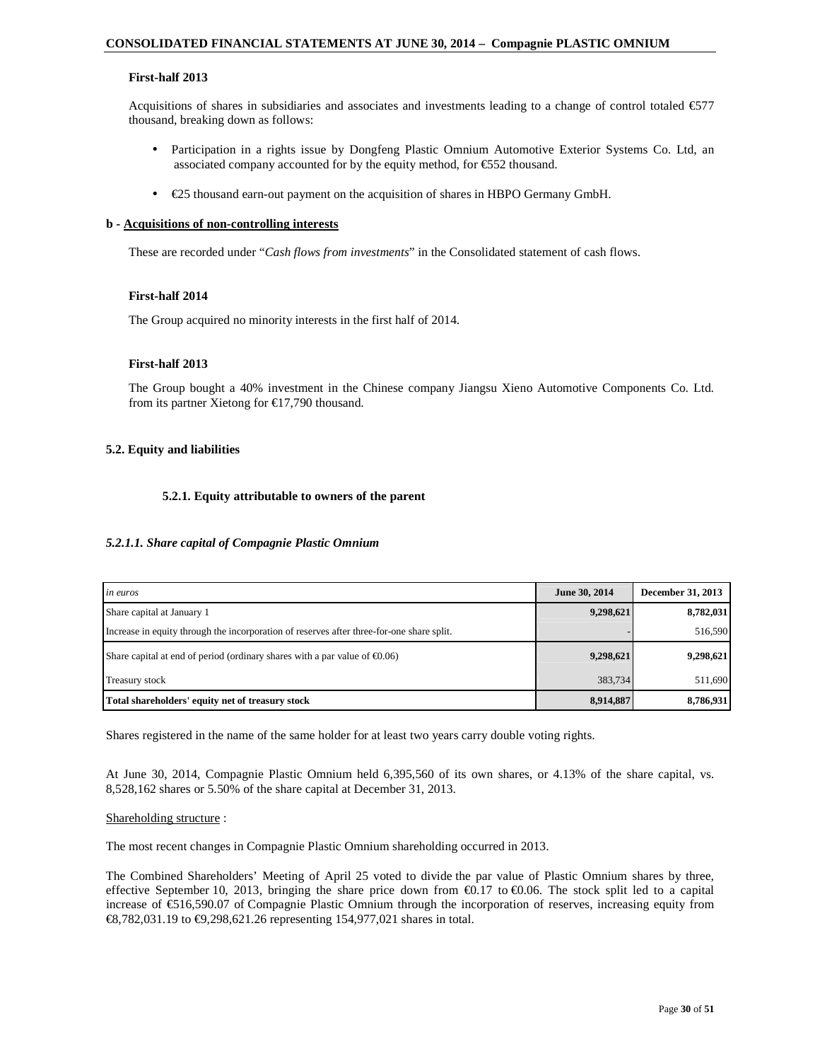**First-half 2013**

Acquisitions of shares in subsidiaries and associates and investments leading to a change of control totaled €577 thousand, breaking down as follows:

- Participation in a rights issue by Dongfeng Plastic Omnium Automotive Exterior Systems Co. Ltd, an associated company accounted for by the equity method, for €552 thousand.
- €25 thousand earn-out payment on the acquisition of shares in HBPO Germany GmbH.

**b - Acquisitions of non-controlling interests**

These are recorded under "*Cash flows from investments*" in the Consolidated statement of cash flows.

**First-half 2014**

The Group acquired no minority interests in the first half of 2014.

**First-half 2013**

The Group bought a 40% investment in the Chinese company Jiangsu Xieno Automotive Components Co. Ltd. from its partner Xietong for €17,790 thousand.

## 5.2. Equity and liabilities

### 5.2.1. Equity attributable to owners of the parent

#### *5.2.1.1. Share capital of Compagnie Plastic Omnium*

| *in euros* | June 30, 2014 | December 31, 2013 |
|---|---|---|
| Share capital at January 1 | 9,298,621 | 8,782,031 |
| Increase in equity through the incorporation of reserves after three-for-one share split. | - | 516,590 |
| Share capital at end of period (ordinary shares with a par value of €0.06) | 9,298,621 | 9,298,621 |
| Treasury stock | 383,734 | 511,690 |
| **Total shareholders' equity net of treasury stock** | **8,914,887** | **8,786,931** |

Shares registered in the name of the same holder for at least two years carry double voting rights.

At June 30, 2014, Compagnie Plastic Omnium held 6,395,560 of its own shares, or 4.13% of the share capital, vs. 8,528,162 shares or 5.50% of the share capital at December 31, 2013.

Shareholding structure :

The most recent changes in Compagnie Plastic Omnium shareholding occurred in 2013.

The Combined Shareholders' Meeting of April 25 voted to divide the par value of Plastic Omnium shares by three, effective September 10, 2013, bringing the share price down from €0.17 to €0.06. The stock split led to a capital increase of €516,590.07 of Compagnie Plastic Omnium through the incorporation of reserves, increasing equity from €8,782,031.19 to €9,298,621.26 representing 154,977,021 shares in total.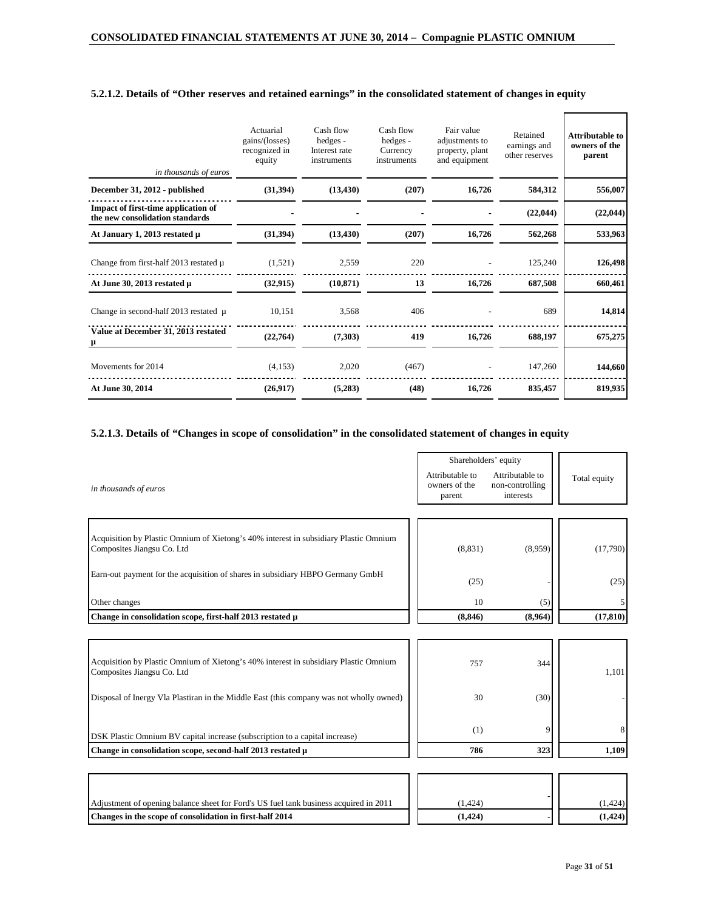### 5.2.1.2. Details of "Other reserves and retained earnings" in the consolidated statement of changes in equity

| *in thousands of euros* | Actuarial gains/(losses) recognized in equity | Cash flow hedges - Interest rate instruments | Cash flow hedges - Currency instruments | Fair value adjustments to property, plant and equipment | Retained earnings and other reserves | **Attributable to owners of the parent** |
|---|---|---|---|---|---|---|
| **December 31, 2012 - published** | **(31,394)** | **(13,430)** | **(207)** | **16,726** | **584,312** | **556,007** |
| **Impact of first-time application of the new consolidation standards** | **-** | **-** | **-** | **-** | **(22,044)** | **(22,044)** |
| **At January 1, 2013 restated µ** | **(31,394)** | **(13,430)** | **(207)** | **16,726** | **562,268** | **533,963** |
| Change from first-half 2013 restated µ | (1,521) | 2,559 | 220 | - | 125,240 | **126,498** |
| **At June 30, 2013 restated µ** | **(32,915)** | **(10,871)** | **13** | **16,726** | **687,508** | **660,461** |
| Change in second-half 2013 restated µ | 10,151 | 3,568 | 406 | - | 689 | **14,814** |
| **Value at December 31, 2013 restated µ** | **(22,764)** | **(7,303)** | **419** | **16,726** | **688,197** | **675,275** |
| Movements for 2014 | (4,153) | 2,020 | (467) | - | 147,260 | **144,660** |
| **At June 30, 2014** | **(26,917)** | **(5,283)** | **(48)** | **16,726** | **835,457** | **819,935** |

### 5.2.1.3. Details of "Changes in scope of consolidation" in the consolidated statement of changes in equity

| *in thousands of euros* | Shareholders' equity | | Total equity |
|---|---|---|---|
| | Attributable to owners of the parent | Attributable to non-controlling interests | |
| Acquisition by Plastic Omnium of Xietong's 40% interest in subsidiary Plastic Omnium Composites Jiangsu Co. Ltd | (8,831) | (8,959) | (17,790) |
| Earn-out payment for the acquisition of shares in subsidiary HBPO Germany GmbH | (25) | - | (25) |
| Other changes | 10 | (5) | 5 |
| **Change in consolidation scope, first-half 2013 restated µ** | **(8,846)** | **(8,964)** | **(17,810)** |
| Acquisition by Plastic Omnium of Xietong's 40% interest in subsidiary Plastic Omnium Composites Jiangsu Co. Ltd | 757 | 344 | 1,101 |
| Disposal of Inergy Vla Plastiran in the Middle East (this company was not wholly owned) | 30 | (30) | - |
| DSK Plastic Omnium BV capital increase (subscription to a capital increase) | (1) | 9 | 8 |
| **Change in consolidation scope, second-half 2013 restated µ** | **786** | **323** | **1,109** |
| Adjustment of opening balance sheet for Ford's US fuel tank business acquired in 2011 | (1,424) | - | (1,424) |
| **Changes in the scope of consolidation in first-half 2014** | **(1,424)** | **-** | **(1,424)** |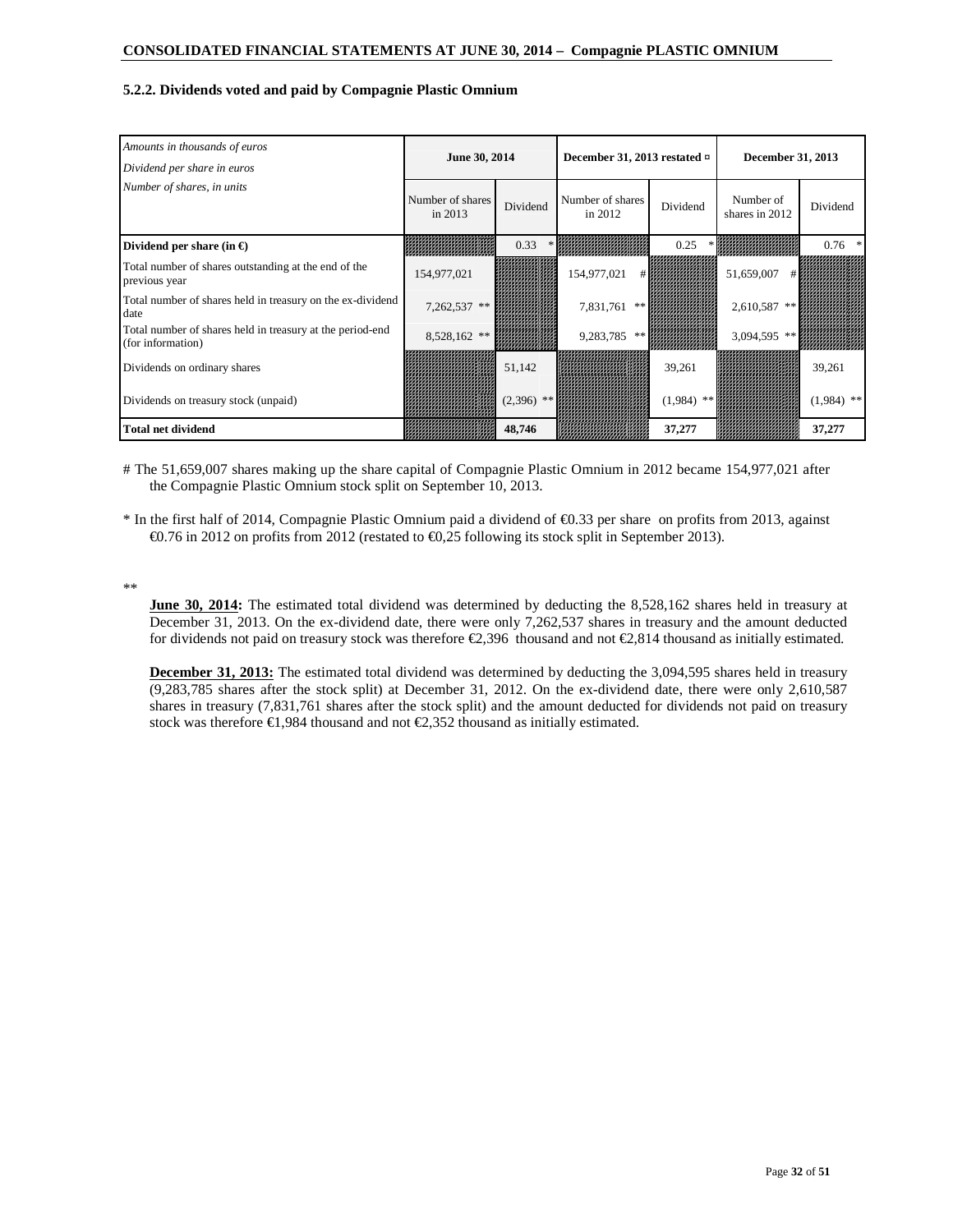### 5.2.2. Dividends voted and paid by Compagnie Plastic Omnium

| *Amounts in thousands of euros* *Dividend per share in euros* *Number of shares, in units* | June 30, 2014 | | December 31, 2013 restated ¤ | | December 31, 2013 | |
|---|---|---|---|---|---|---|
| | Number of shares in 2013 | Dividend | Number of shares in 2012 | Dividend | Number of shares in 2012 | Dividend |
| **Dividend per share (in €)** | | 0.33 * | | 0.25 * | | 0.76 * |
| Total number of shares outstanding at the end of the previous year | 154,977,021 | | 154,977,021 # | | 51,659,007 # | |
| Total number of shares held in treasury on the ex-dividend date | 7,262,537 ** | | 7,831,761 ** | | 2,610,587 ** | |
| Total number of shares held in treasury at the period-end (for information) | 8,528,162 ** | | 9,283,785 ** | | 3,094,595 ** | |
| Dividends on ordinary shares | | 51,142 | | 39,261 | | 39,261 |
| Dividends on treasury stock (unpaid) | | (2,396) ** | | (1,984) ** | | (1,984) ** |
| **Total net dividend** | | **48,746** | | **37,277** | | **37,277** |

# The 51,659,007 shares making up the share capital of Compagnie Plastic Omnium in 2012 became 154,977,021 after the Compagnie Plastic Omnium stock split on September 10, 2013.

* In the first half of 2014, Compagnie Plastic Omnium paid a dividend of €0.33 per share on profits from 2013, against €0.76 in 2012 on profits from 2012 (restated to €0,25 following its stock split in September 2013).

**

**June 30, 2014:** The estimated total dividend was determined by deducting the 8,528,162 shares held in treasury at December 31, 2013. On the ex-dividend date, there were only 7,262,537 shares in treasury and the amount deducted for dividends not paid on treasury stock was therefore €2,396 thousand and not €2,814 thousand as initially estimated.

**December 31, 2013:** The estimated total dividend was determined by deducting the 3,094,595 shares held in treasury (9,283,785 shares after the stock split) at December 31, 2012. On the ex-dividend date, there were only 2,610,587 shares in treasury (7,831,761 shares after the stock split) and the amount deducted for dividends not paid on treasury stock was therefore €1,984 thousand and not €2,352 thousand as initially estimated.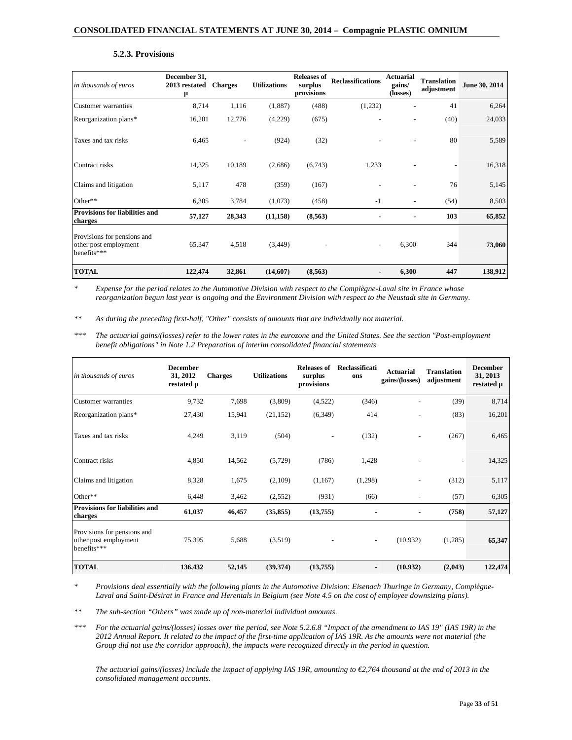### 5.2.3. Provisions

| in thousands of euros | December 31, 2013 restated µ | Charges | Utilizations | Releases of surplus provisions | Reclassifications | Actuarial gains/ (losses) | Translation adjustment | June 30, 2014 |
|---|---|---|---|---|---|---|---|---|
| Customer warranties | 8,714 | 1,116 | (1,887) | (488) | (1,232) | - | 41 | 6,264 |
| Reorganization plans* | 16,201 | 12,776 | (4,229) | (675) | - | - | (40) | 24,033 |
| Taxes and tax risks | 6,465 | - | (924) | (32) | - | - | 80 | 5,589 |
| Contract risks | 14,325 | 10,189 | (2,686) | (6,743) | 1,233 | - | - | 16,318 |
| Claims and litigation | 5,117 | 478 | (359) | (167) | - | - | 76 | 5,145 |
| Other** | 6,305 | 3,784 | (1,073) | (458) | -1 | - | (54) | 8,503 |
| **Provisions for liabilities and charges** | **57,127** | **28,343** | **(11,158)** | **(8,563)** | **-** | **-** | **103** | **65,852** |
| Provisions for pensions and other post employment benefits*** | 65,347 | 4,518 | (3,449) | - | - | 6,300 | 344 | **73,060** |
| **TOTAL** | **122,474** | **32,861** | **(14,607)** | **(8,563)** | **-** | **6,300** | **447** | **138,912** |

\* *Expense for the period relates to the Automotive Division with respect to the Compiègne-Laval site in France whose reorganization begun last year is ongoing and the Environment Division with respect to the Neustadt site in Germany.*

\*\* *As during the preceding first-half, "Other" consists of amounts that are individually not material.*

\*\*\* *The actuarial gains/(losses) refer to the lower rates in the eurozone and the United States. See the section "Post-employment benefit obligations" in Note 1.2 Preparation of interim consolidated financial statements*

| in thousands of euros | December 31, 2012 restated µ | Charges | Utilizations | Releases of surplus provisions | Reclassifications | Actuarial gains/(losses) | Translation adjustment | December 31, 2013 restated µ |
|---|---|---|---|---|---|---|---|---|
| Customer warranties | 9,732 | 7,698 | (3,809) | (4,522) | (346) | - | (39) | 8,714 |
| Reorganization plans* | 27,430 | 15,941 | (21,152) | (6,349) | 414 | - | (83) | 16,201 |
| Taxes and tax risks | 4,249 | 3,119 | (504) | - | (132) | - | (267) | 6,465 |
| Contract risks | 4,850 | 14,562 | (5,729) | (786) | 1,428 | - | - | 14,325 |
| Claims and litigation | 8,328 | 1,675 | (2,109) | (1,167) | (1,298) | - | (312) | 5,117 |
| Other** | 6,448 | 3,462 | (2,552) | (931) | (66) | - | (57) | 6,305 |
| **Provisions for liabilities and charges** | **61,037** | **46,457** | **(35,855)** | **(13,755)** | **-** | **-** | **(758)** | **57,127** |
| Provisions for pensions and other post employment benefits*** | 75,395 | 5,688 | (3,519) | - | - | (10,932) | (1,285) | **65,347** |
| **TOTAL** | **136,432** | **52,145** | **(39,374)** | **(13,755)** | **-** | **(10,932)** | **(2,043)** | **122,474** |

\* *Provisions deal essentially with the following plants in the Automotive Division: Eisenach Thuringe in Germany, Compiègne-Laval and Saint-Désirat in France and Herentals in Belgium (see Note 4.5 on the cost of employee downsizing plans).*

\*\* *The sub-section "Others" was made up of non-material individual amounts.*

\*\*\* *For the actuarial gains/(losses) losses over the period, see Note 5.2.6.8 "Impact of the amendment to IAS 19" (IAS 19R) in the 2012 Annual Report. It related to the impact of the first-time application of IAS 19R. As the amounts were not material (the Group did not use the corridor approach), the impacts were recognized directly in the period in question.*

*The actuarial gains/(losses) include the impact of applying IAS 19R, amounting to €2,764 thousand at the end of 2013 in the consolidated management accounts.*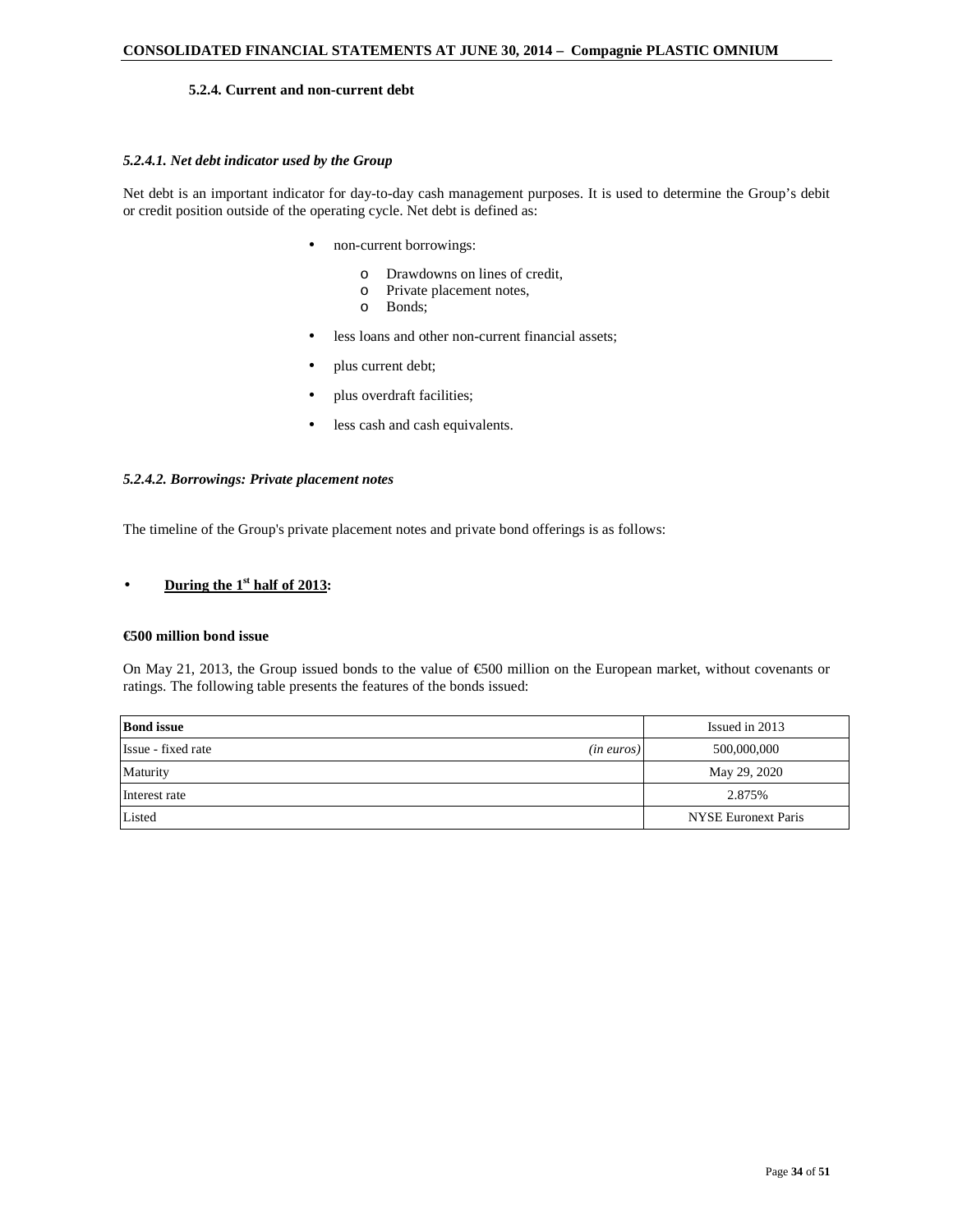### 5.2.4. Current and non-current debt

#### *5.2.4.1. Net debt indicator used by the Group*

Net debt is an important indicator for day-to-day cash management purposes. It is used to determine the Group's debit or credit position outside of the operating cycle. Net debt is defined as:

- non-current borrowings:
  - Drawdowns on lines of credit,
  - Private placement notes,
  - Bonds;
- less loans and other non-current financial assets;
- plus current debt;
- plus overdraft facilities;
- less cash and cash equivalents.

#### *5.2.4.2. Borrowings: Private placement notes*

The timeline of the Group's private placement notes and private bond offerings is as follows:

- **<u>During the 1st half of 2013</u>:**

**€500 million bond issue**

On May 21, 2013, the Group issued bonds to the value of €500 million on the European market, without covenants or ratings. The following table presents the features of the bonds issued:

| **Bond issue** | | Issued in 2013 |
|---|---|---|
| Issue - fixed rate | *(in euros)* | 500,000,000 |
| Maturity | | May 29, 2020 |
| Interest rate | | 2.875% |
| Listed | | NYSE Euronext Paris |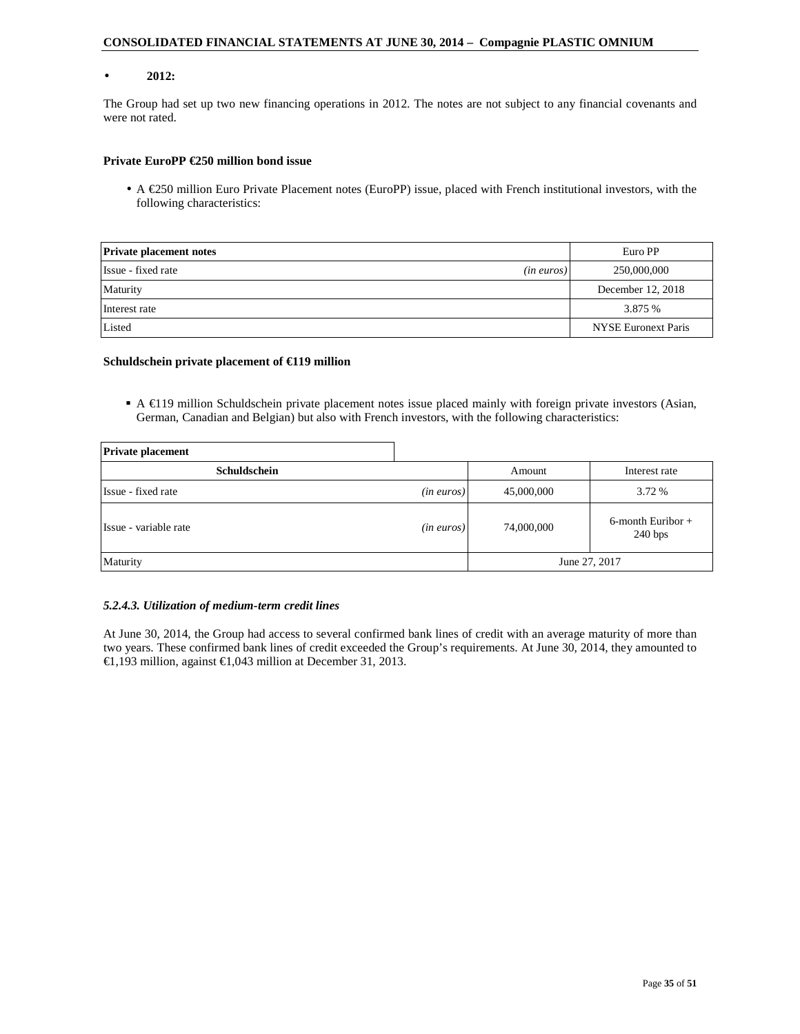- **2012:**

The Group had set up two new financing operations in 2012. The notes are not subject to any financial covenants and were not rated.

**Private EuroPP €250 million bond issue**

- A €250 million Euro Private Placement notes (EuroPP) issue, placed with French institutional investors, with the following characteristics:

| **Private placement notes** | | Euro PP |
|---|---|---|
| Issue - fixed rate | *(in euros)* | 250,000,000 |
| Maturity | | December 12, 2018 |
| Interest rate | | 3.875 % |
| Listed | | NYSE Euronext Paris |

**Schuldschein private placement of €119 million**

- A €119 million Schuldschein private placement notes issue placed mainly with foreign private investors (Asian, German, Canadian and Belgian) but also with French investors, with the following characteristics:

| **Private placement** | | | |
|---|---|---|---|
| **Schuldschein** | | Amount | Interest rate |
| Issue - fixed rate | *(in euros)* | 45,000,000 | 3.72 % |
| Issue - variable rate | *(in euros)* | 74,000,000 | 6-month Euribor + 240 bps |
| Maturity | | June 27, 2017 | |

### *5.2.4.3. Utilization of medium-term credit lines*

At June 30, 2014, the Group had access to several confirmed bank lines of credit with an average maturity of more than two years. These confirmed bank lines of credit exceeded the Group's requirements. At June 30, 2014, they amounted to €1,193 million, against €1,043 million at December 31, 2013.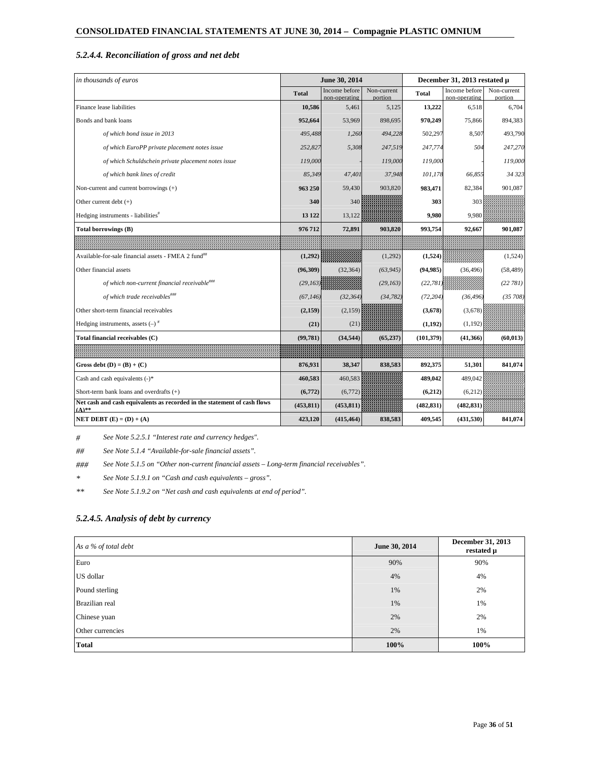### 5.2.4.4. Reconciliation of gross and net debt

| *in thousands of euros* | June 30, 2014 | | | December 31, 2013 restated µ | | |
|---|---|---|---|---|---|---|
| | Total | Income before non-operating | Non-current portion | Total | Income before non-operating | Non-current portion |
| Finance lease liabilities | **10,586** | 5,461 | 5,125 | **13,222** | 6,518 | 6,704 |
| Bonds and bank loans | **952,664** | 53,969 | 898,695 | **970,249** | 75,866 | 894,383 |
| *of which bond issue in 2013* | *495,488* | *1,260* | *494,228* | 502,297 | 8,507 | 493,790 |
| *of which EuroPP private placement notes issue* | *252,827* | *5,308* | *247,519* | *247,774* | *504* | *247,270* |
| *of which Schuldschein private placement notes issue* | *119,000* | *-* | *119,000* | *119,000* | *-* | *119,000* |
| *of which bank lines of credit* | *85,349* | *47,401* | *37,948* | *101,178* | *66,855* | *34 323* |
| Non-current and current borrowings (+) | **963 250** | 59,430 | 903,820 | **983,471** | 82,384 | 901,087 |
| Other current debt (+) | **340** | 340 | | **303** | 303 | |
| Hedging instruments - liabilities[#] | **13 122** | 13,122 | | **9,980** | 9,980 | |
| **Total borrowings (B)** | **976 712** | **72,891** | **903,820** | **993,754** | **92,667** | **901,087** |
| | | | | | | |
| Available-for-sale financial assets - FMEA 2 fund[##] | **(1,292)** | | (1,292) | **(1,524)** | | (1,524) |
| Other financial assets | **(96,309)** | (32,364) | *(63,945)* | **(94,985)** | (36,496) | (58,489) |
| *of which non-current financial receivable[###]* | *(29,163)* | | *(29,163)* | *(22,781)* | | *(22 781)* |
| *of which trade receivables[###]* | *(67,146)* | *(32,364)* | *(34,782)* | *(72,204)* | *(36,496)* | *(35 708)* |
| Other short-term financial receivables | **(2,159)** | (2,159) | | **(3,678)** | (3,678) | |
| Hedging instruments, assets (–) [#] | **(21)** | (21) | | **(1,192)** | (1,192) | |
| **Total financial receivables (C)** | **(99,781)** | **(34,544)** | **(65,237)** | **(101,379)** | **(41,366)** | **(60,013)** |
| | | | | | | |
| **Gross debt (D) = (B) + (C)** | **876,931** | **38,347** | **838,583** | **892,375** | **51,301** | **841,074** |
| Cash and cash equivalents (-)* | **460,583** | 460,583 | | **489,042** | 489,042 | |
| Short-term bank loans and overdrafts (+) | **(6,772)** | (6,772) | | **(6,212)** | (6,212) | |
| **Net cash and cash equivalents as recorded in the statement of cash flows (A)\*\*** | **(453,811)** | **(453,811)** | | **(482,831)** | **(482,831)** | |
| **NET DEBT (E) = (D) + (A)** | **423,120** | **(415,464)** | **838,583** | **409,545** | **(431,530)** | **841,074** |

*#* *See Note 5.2.5.1 "Interest rate and currency hedges".*

*##* *See Note 5.1.4 "Available-for-sale financial assets".*

*###* *See Note 5.1.5 on "Other non-current financial assets – Long-term financial receivables".*

*\** *See Note 5.1.9.1 on "Cash and cash equivalents – gross".*

*\*\** *See Note 5.1.9.2 on "Net cash and cash equivalents at end of period".*

### 5.2.4.5. Analysis of debt by currency

| *As a % of total debt* | June 30, 2014 | December 31, 2013 restated µ |
|---|---|---|
| Euro | 90% | 90% |
| US dollar | 4% | 4% |
| Pound sterling | 1% | 2% |
| Brazilian real | 1% | 1% |
| Chinese yuan | 2% | 2% |
| Other currencies | 2% | 1% |
| **Total** | **100%** | **100%** |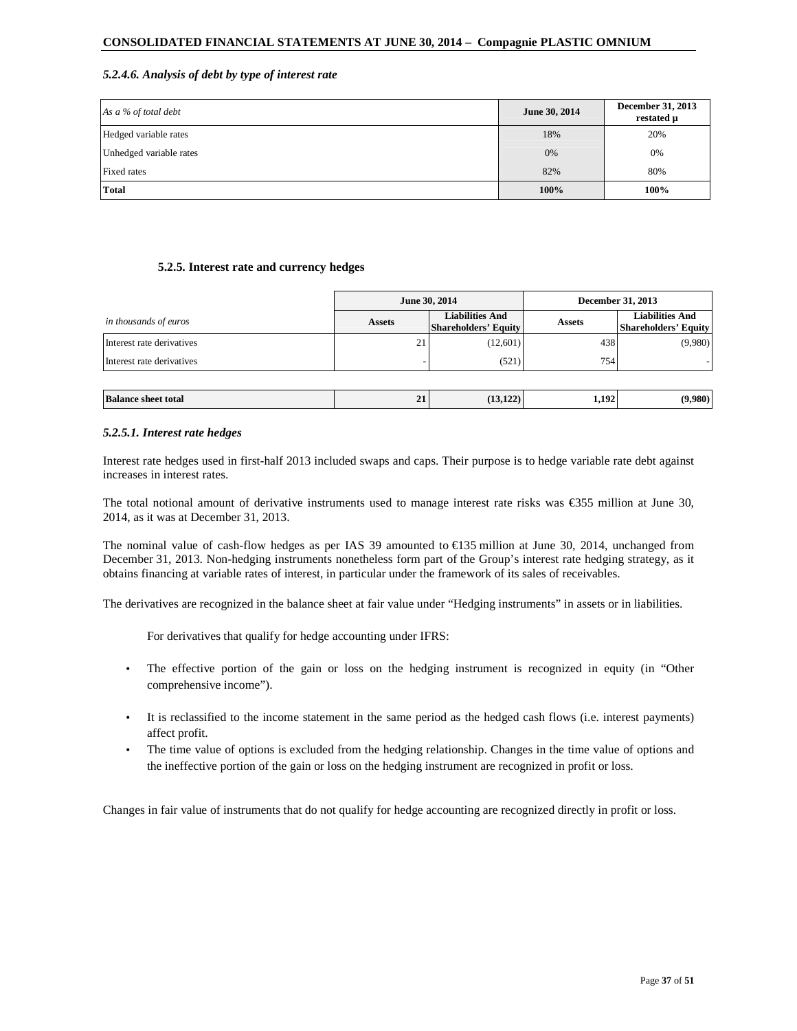#### 5.2.4.6. Analysis of debt by type of interest rate

| *As a % of total debt* | June 30, 2014 | December 31, 2013 restated µ |
|---|---|---|
| Hedged variable rates | 18% | 20% |
| Unhedged variable rates | 0% | 0% |
| Fixed rates | 82% | 80% |
| **Total** | **100%** | **100%** |

### 5.2.5. Interest rate and currency hedges

| | June 30, 2014 | | December 31, 2013 | |
|---|---|---|---|---|
| *in thousands of euros* | Assets | Liabilities And Shareholders' Equity | Assets | Liabilities And Shareholders' Equity |
| Interest rate derivatives | 21 | (12,601) | 438 | (9,980) |
| Interest rate derivatives | - | (521) | 754 | - |
| **Balance sheet total** | **21** | **(13,122)** | **1,192** | **(9,980)** |

#### 5.2.5.1. Interest rate hedges

Interest rate hedges used in first-half 2013 included swaps and caps. Their purpose is to hedge variable rate debt against increases in interest rates.

The total notional amount of derivative instruments used to manage interest rate risks was €355 million at June 30, 2014, as it was at December 31, 2013.

The nominal value of cash-flow hedges as per IAS 39 amounted to €135 million at June 30, 2014, unchanged from December 31, 2013. Non-hedging instruments nonetheless form part of the Group's interest rate hedging strategy, as it obtains financing at variable rates of interest, in particular under the framework of its sales of receivables.

The derivatives are recognized in the balance sheet at fair value under "Hedging instruments" in assets or in liabilities.

For derivatives that qualify for hedge accounting under IFRS:

- The effective portion of the gain or loss on the hedging instrument is recognized in equity (in "Other comprehensive income").
- It is reclassified to the income statement in the same period as the hedged cash flows (i.e. interest payments) affect profit.
- The time value of options is excluded from the hedging relationship. Changes in the time value of options and the ineffective portion of the gain or loss on the hedging instrument are recognized in profit or loss.

Changes in fair value of instruments that do not qualify for hedge accounting are recognized directly in profit or loss.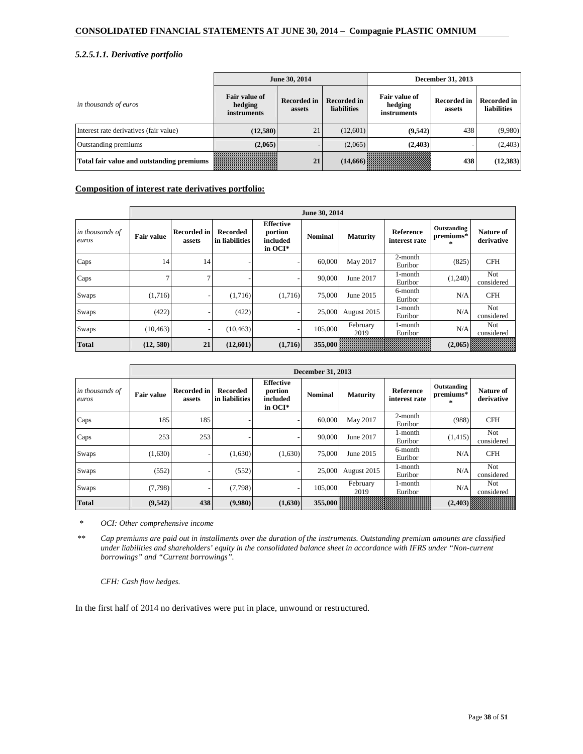#### *5.2.5.1.1. Derivative portfolio*

| *in thousands of euros* | June 30, 2014 | | | December 31, 2013 | | |
|---|---|---|---|---|---|---|
| | **Fair value of hedging instruments** | **Recorded in assets** | **Recorded in liabilities** | **Fair value of hedging instruments** | **Recorded in assets** | **Recorded in liabilities** |
| Interest rate derivatives (fair value) | **(12,580)** | 21 | (12,601) | **(9,542)** | 438 | (9,980) |
| Outstanding premiums | **(2,065)** | - | (2,065) | **(2,403)** | - | (2,403) |
| **Total fair value and outstanding premiums** | | **21** | **(14,666)** | | **438** | **(12,383)** |

**Composition of interest rate derivatives portfolio:**

| | June 30, 2014 | | | | | | | | |
|---|---|---|---|---|---|---|---|---|---|
| *in thousands of euros* | **Fair value** | **Recorded in assets** | **Recorded in liabilities** | **Effective portion included in OCI*** | **Nominal** | **Maturity** | **Reference interest rate** | **Outstanding premiums*** | **Nature of derivative** |
| Caps | 14 | 14 | - | - | 60,000 | May 2017 | 2-month Euribor | (825) | CFH |
| Caps | 7 | 7 | - | - | 90,000 | June 2017 | 1-month Euribor | (1,240) | Not considered |
| Swaps | (1,716) | - | (1,716) | (1,716) | 75,000 | June 2015 | 6-month Euribor | N/A | CFH |
| Swaps | (422) | - | (422) | - | 25,000 | August 2015 | 1-month Euribor | N/A | Not considered |
| Swaps | (10,463) | - | (10,463) | - | 105,000 | February 2019 | 1-month Euribor | N/A | Not considered |
| **Total** | **(12, 580)** | **21** | **(12,601)** | **(1,716)** | **355,000** | | | **(2,065)** | |

| | December 31, 2013 | | | | | | | | |
|---|---|---|---|---|---|---|---|---|---|
| *in thousands of euros* | **Fair value** | **Recorded in assets** | **Recorded in liabilities** | **Effective portion included in OCI*** | **Nominal** | **Maturity** | **Reference interest rate** | **Outstanding premiums*** | **Nature of derivative** |
| Caps | 185 | 185 | - | - | 60,000 | May 2017 | 2-month Euribor | (988) | CFH |
| Caps | 253 | 253 | - | - | 90,000 | June 2017 | 1-month Euribor | (1,415) | Not considered |
| Swaps | (1,630) | - | (1,630) | (1,630) | 75,000 | June 2015 | 6-month Euribor | N/A | CFH |
| Swaps | (552) | - | (552) | - | 25,000 | August 2015 | 1-month Euribor | N/A | Not considered |
| Swaps | (7,798) | - | (7,798) | - | 105,000 | February 2019 | 1-month Euribor | N/A | Not considered |
| **Total** | **(9,542)** | **438** | **(9,980)** | **(1,630)** | **355,000** | | | **(2,403)** | |

\* *OCI: Other comprehensive income*

\*\* *Cap premiums are paid out in installments over the duration of the instruments. Outstanding premium amounts are classified under liabilities and shareholders' equity in the consolidated balance sheet in accordance with IFRS under "Non-current borrowings" and "Current borrowings".*

*CFH: Cash flow hedges.*

In the first half of 2014 no derivatives were put in place, unwound or restructured.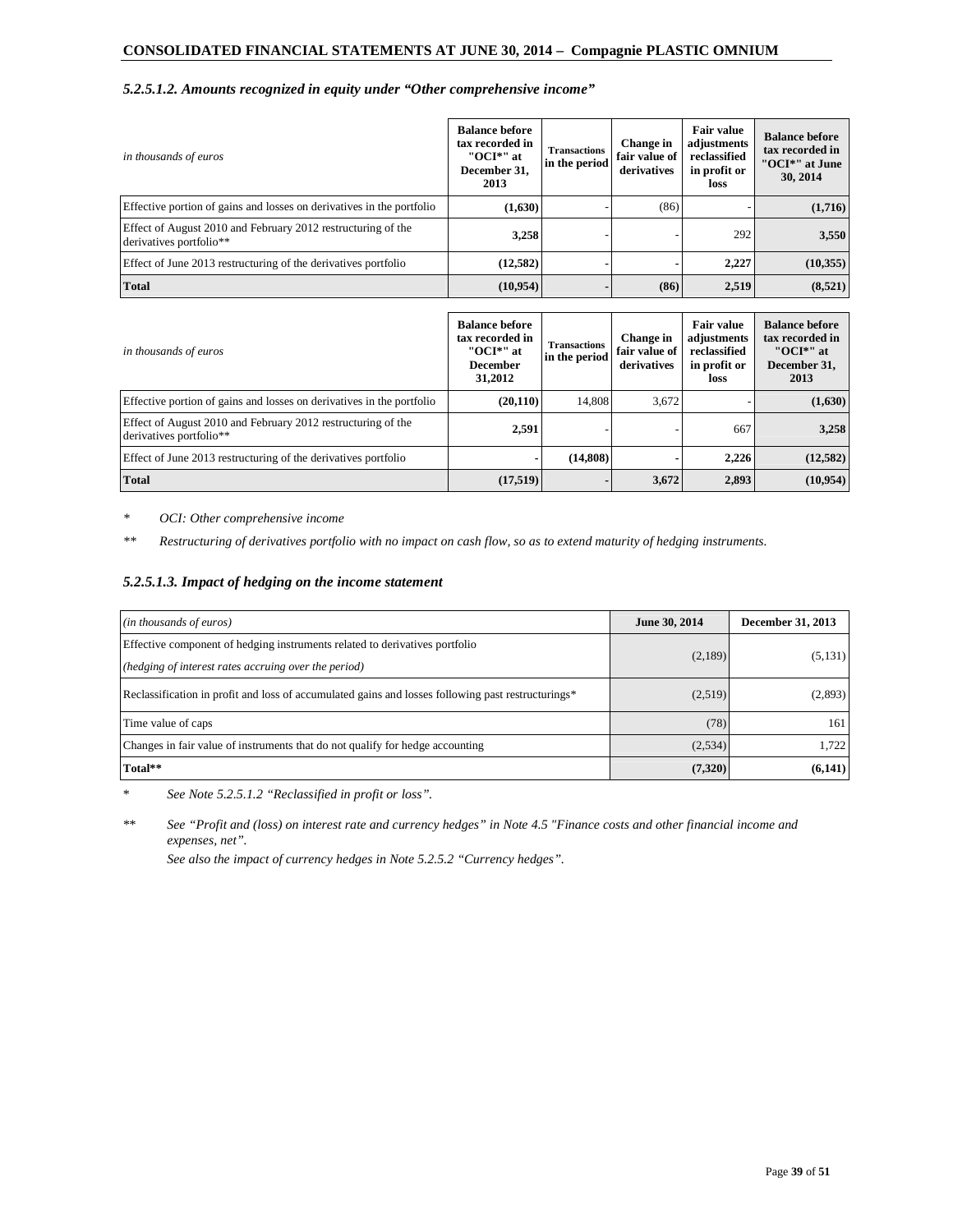#### *5.2.5.1.2. Amounts recognized in equity under "Other comprehensive income"*

| *in thousands of euros* | Balance before tax recorded in "OCI*" at December 31, 2013 | Transactions in the period | Change in fair value of derivatives | Fair value adjustments reclassified in profit or loss | Balance before tax recorded in "OCI*" at June 30, 2014 |
|---|---|---|---|---|---|
| Effective portion of gains and losses on derivatives in the portfolio | **(1,630)** | - | (86) | - | **(1,716)** |
| Effect of August 2010 and February 2012 restructuring of the derivatives portfolio** | **3,258** | - | - | 292 | **3,550** |
| Effect of June 2013 restructuring of the derivatives portfolio | **(12,582)** | **-** | **-** | **2,227** | **(10,355)** |
| **Total** | **(10,954)** | **-** | **(86)** | **2,519** | **(8,521)** |

| *in thousands of euros* | Balance before tax recorded in "OCI*" at December 31,2012 | Transactions in the period | Change in fair value of derivatives | Fair value adjustments reclassified in profit or loss | Balance before tax recorded in "OCI*" at December 31, 2013 |
|---|---|---|---|---|---|
| Effective portion of gains and losses on derivatives in the portfolio | **(20,110)** | 14,808 | 3,672 | - | **(1,630)** |
| Effect of August 2010 and February 2012 restructuring of the derivatives portfolio** | **2,591** | - | - | 667 | **3,258** |
| Effect of June 2013 restructuring of the derivatives portfolio | **-** | **(14,808)** | **-** | **2,226** | **(12,582)** |
| **Total** | **(17,519)** | **-** | **3,672** | **2,893** | **(10,954)** |

*\* OCI: Other comprehensive income*

*\*\* Restructuring of derivatives portfolio with no impact on cash flow, so as to extend maturity of hedging instruments.*

#### *5.2.5.1.3. Impact of hedging on the income statement*

| *(in thousands of euros)* | June 30, 2014 | December 31, 2013 |
|---|---|---|
| Effective component of hedging instruments related to derivatives portfolio<br>*(hedging of interest rates accruing over the period)* | (2,189) | (5,131) |
| Reclassification in profit and loss of accumulated gains and losses following past restructurings* | (2,519) | (2,893) |
| Time value of caps | (78) | 161 |
| Changes in fair value of instruments that do not qualify for hedge accounting | (2,534) | 1,722 |
| **Total\*\*** | **(7,320)** | **(6,141)** |

*\* See Note 5.2.5.1.2 "Reclassified in profit or loss".*

*\*\* See "Profit and (loss) on interest rate and currency hedges" in Note 4.5 "Finance costs and other financial income and expenses, net".*
*See also the impact of currency hedges in Note 5.2.5.2 "Currency hedges".*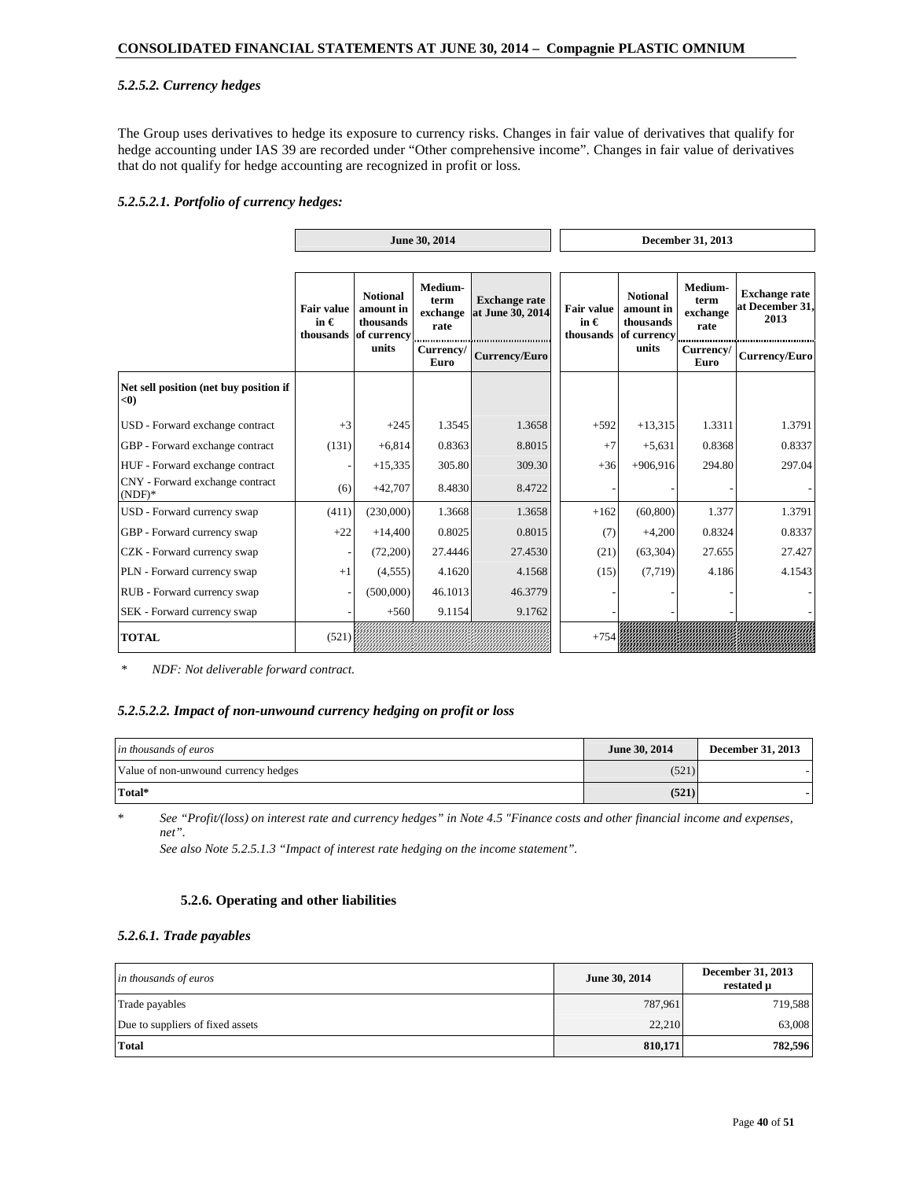### *5.2.5.2. Currency hedges*

The Group uses derivatives to hedge its exposure to currency risks. Changes in fair value of derivatives that qualify for hedge accounting under IAS 39 are recorded under "Other comprehensive income". Changes in fair value of derivatives that do not qualify for hedge accounting are recognized in profit or loss.

#### *5.2.5.2.1. Portfolio of currency hedges:*

| | June 30, 2014 | | | | December 31, 2013 | | | |
|---|---|---|---|---|---|---|---|---|
| | Fair value in € thousands | Notional amount in thousands of currency units | Medium-term exchange rate | Exchange rate at June 30, 2014 | Fair value in € thousands | Notional amount in thousands of currency units | Medium-term exchange rate | Exchange rate at December 31, 2013 |
| | | | Currency/ Euro | Currency/Euro | | | Currency/ Euro | Currency/Euro |
| **Net sell position (net buy position if <0)** | | | | | | | | |
| USD - Forward exchange contract | +3 | +245 | 1.3545 | 1.3658 | +592 | +13,315 | 1.3311 | 1.3791 |
| GBP - Forward exchange contract | (131) | +6,814 | 0.8363 | 8.8015 | +7 | +5,631 | 0.8368 | 0.8337 |
| HUF - Forward exchange contract | - | +15,335 | 305.80 | 309.30 | +36 | +906,916 | 294.80 | 297.04 |
| CNY - Forward exchange contract (NDF)* | (6) | +42,707 | 8.4830 | 8.4722 | - | - | - | - |
| USD - Forward currency swap | (411) | (230,000) | 1.3668 | 1.3658 | +162 | (60,800) | 1.377 | 1.3791 |
| GBP - Forward currency swap | +22 | +14,400 | 0.8025 | 0.8015 | (7) | +4,200 | 0.8324 | 0.8337 |
| CZK - Forward currency swap | - | (72,200) | 27.4446 | 27.4530 | (21) | (63,304) | 27.655 | 27.427 |
| PLN - Forward currency swap | +1 | (4,555) | 4.1620 | 4.1568 | (15) | (7,719) | 4.186 | 4.1543 |
| RUB - Forward currency swap | - | (500,000) | 46.1013 | 46.3779 | - | - | - | - |
| SEK - Forward currency swap | - | +560 | 9.1154 | 9.1762 | - | - | - | - |
| **TOTAL** | (521) | | | | +754 | | | |

\* *NDF: Not deliverable forward contract.*

#### *5.2.5.2.2. Impact of non-unwound currency hedging on profit or loss*

| *in thousands of euros* | June 30, 2014 | December 31, 2013 |
|---|---|---|
| Value of non-unwound currency hedges | (521) | - |
| **Total*** | **(521)** | **-** |

\* *See "Profit/(loss) on interest rate and currency hedges" in Note 4.5 "Finance costs and other financial income and expenses, net".*
*See also Note 5.2.5.1.3 "Impact of interest rate hedging on the income statement".*

### 5.2.6. Operating and other liabilities

#### *5.2.6.1. Trade payables*

| *in thousands of euros* | June 30, 2014 | December 31, 2013 restated µ |
|---|---|---|
| Trade payables | 787,961 | 719,588 |
| Due to suppliers of fixed assets | 22,210 | 63,008 |
| **Total** | **810,171** | **782,596** |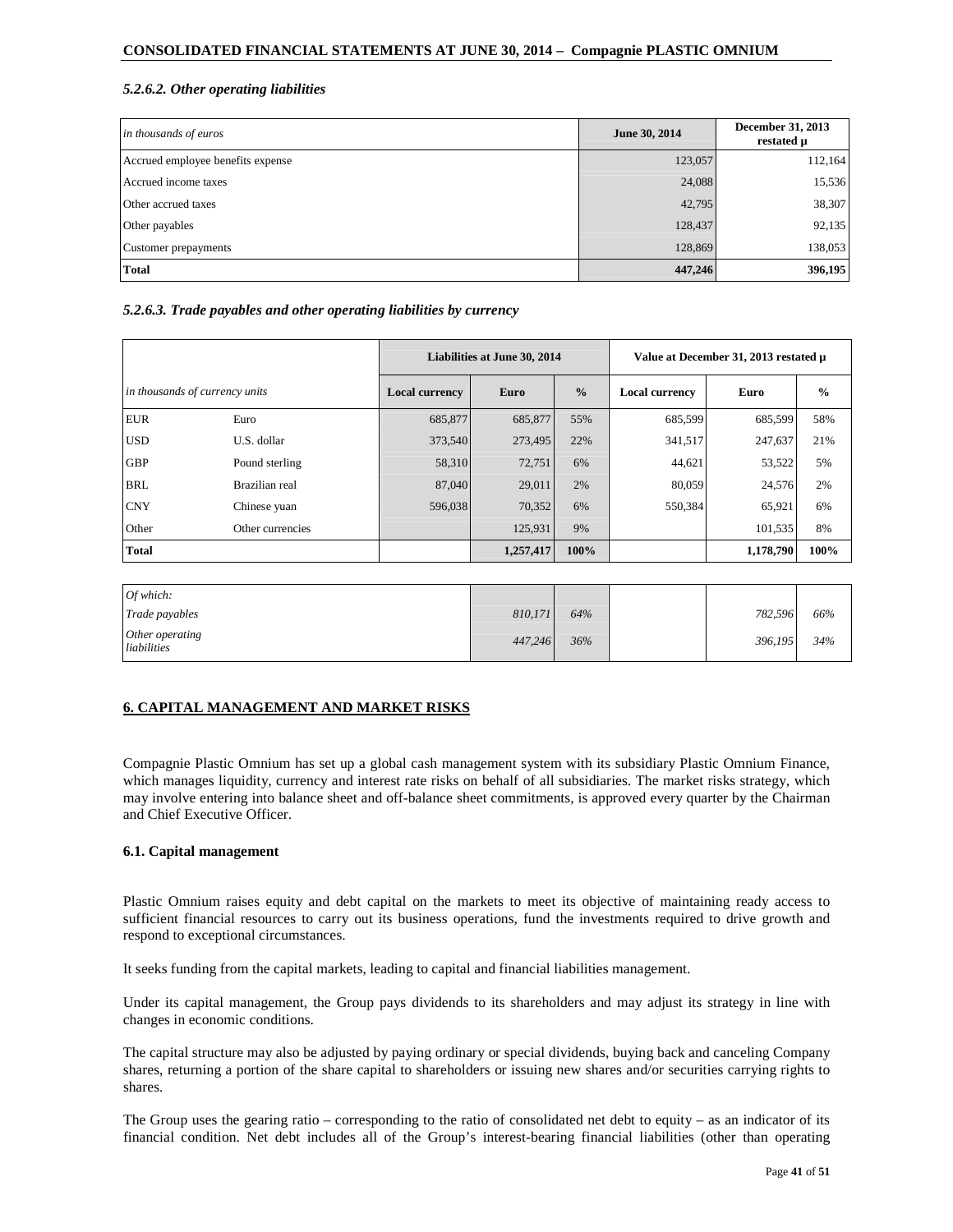#### *5.2.6.2. Other operating liabilities*

| *in thousands of euros* | June 30, 2014 | December 31, 2013 restated µ |
|---|---|---|
| Accrued employee benefits expense | 123,057 | 112,164 |
| Accrued income taxes | 24,088 | 15,536 |
| Other accrued taxes | 42,795 | 38,307 |
| Other payables | 128,437 | 92,135 |
| Customer prepayments | 128,869 | 138,053 |
| **Total** | **447,246** | **396,195** |

#### *5.2.6.3. Trade payables and other operating liabilities by currency*

| | | Liabilities at June 30, 2014 | | | Value at December 31, 2013 restated µ | | |
|---|---|---|---|---|---|---|---|
| *in thousands of currency units* | | Local currency | Euro | % | Local currency | Euro | % |
| EUR | Euro | 685,877 | 685,877 | 55% | 685,599 | 685,599 | 58% |
| USD | U.S. dollar | 373,540 | 273,495 | 22% | 341,517 | 247,637 | 21% |
| GBP | Pound sterling | 58,310 | 72,751 | 6% | 44,621 | 53,522 | 5% |
| BRL | Brazilian real | 87,040 | 29,011 | 2% | 80,059 | 24,576 | 2% |
| CNY | Chinese yuan | 596,038 | 70,352 | 6% | 550,384 | 65,921 | 6% |
| Other | Other currencies | | 125,931 | 9% | | 101,535 | 8% |
| **Total** | | | **1,257,417** | **100%** | | **1,178,790** | **100%** |

| *Of which:* | | | | | |
|---|---|---|---|---|---|
| *Trade payables* | *810,171* | *64%* | | *782,596* | *66%* |
| *Other operating liabilities* | *447,246* | *36%* | | *396,195* | *34%* |

## 6. CAPITAL MANAGEMENT AND MARKET RISKS

Compagnie Plastic Omnium has set up a global cash management system with its subsidiary Plastic Omnium Finance, which manages liquidity, currency and interest rate risks on behalf of all subsidiaries. The market risks strategy, which may involve entering into balance sheet and off-balance sheet commitments, is approved every quarter by the Chairman and Chief Executive Officer.

### 6.1. Capital management

Plastic Omnium raises equity and debt capital on the markets to meet its objective of maintaining ready access to sufficient financial resources to carry out its business operations, fund the investments required to drive growth and respond to exceptional circumstances.

It seeks funding from the capital markets, leading to capital and financial liabilities management.

Under its capital management, the Group pays dividends to its shareholders and may adjust its strategy in line with changes in economic conditions.

The capital structure may also be adjusted by paying ordinary or special dividends, buying back and canceling Company shares, returning a portion of the share capital to shareholders or issuing new shares and/or securities carrying rights to shares.

The Group uses the gearing ratio – corresponding to the ratio of consolidated net debt to equity – as an indicator of its financial condition. Net debt includes all of the Group's interest-bearing financial liabilities (other than operating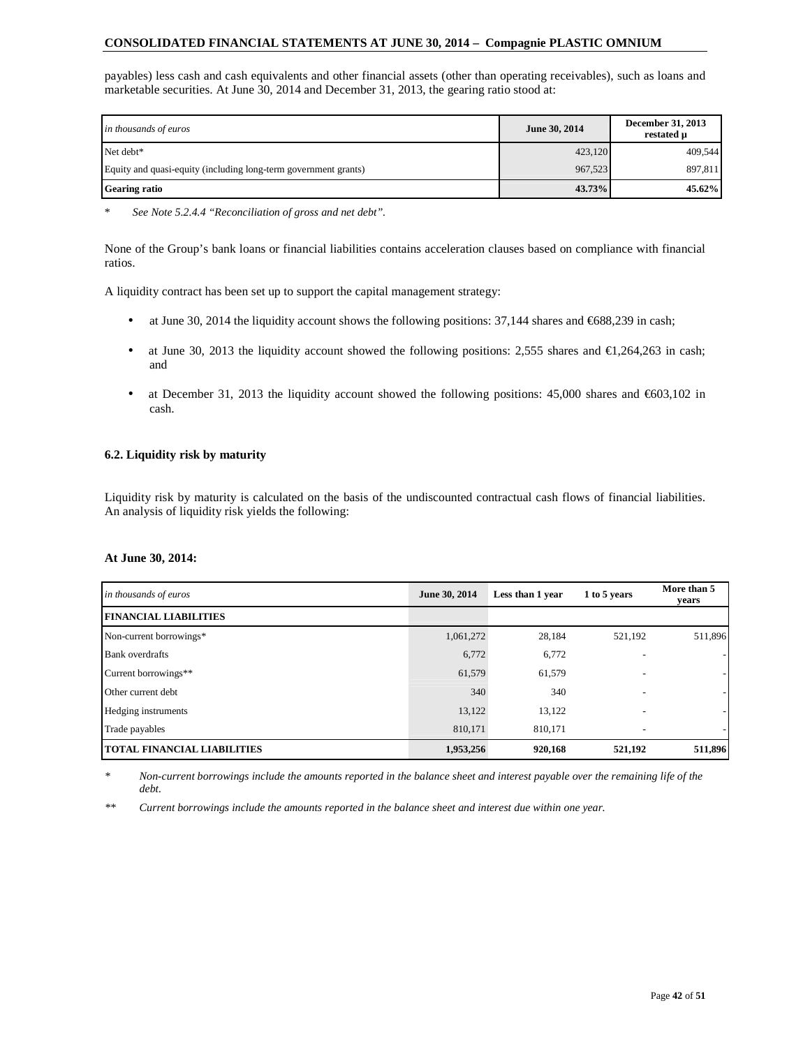payables) less cash and cash equivalents and other financial assets (other than operating receivables), such as loans and marketable securities. At June 30, 2014 and December 31, 2013, the gearing ratio stood at:

| *in thousands of euros* | **June 30, 2014** | **December 31, 2013 restated µ** |
|---|---|---|
| Net debt* | 423,120 | 409,544 |
| Equity and quasi-equity (including long-term government grants) | 967,523 | 897,811 |
| **Gearing ratio** | **43.73%** | **45.62%** |

\* *See Note 5.2.4.4 "Reconciliation of gross and net debt".*

None of the Group's bank loans or financial liabilities contains acceleration clauses based on compliance with financial ratios.

A liquidity contract has been set up to support the capital management strategy:

- at June 30, 2014 the liquidity account shows the following positions: 37,144 shares and €688,239 in cash;
- at June 30, 2013 the liquidity account showed the following positions: 2,555 shares and €1,264,263 in cash; and
- at December 31, 2013 the liquidity account showed the following positions: 45,000 shares and €603,102 in cash.

### 6.2. Liquidity risk by maturity

Liquidity risk by maturity is calculated on the basis of the undiscounted contractual cash flows of financial liabilities. An analysis of liquidity risk yields the following:

**At June 30, 2014:**

| *in thousands of euros* | **June 30, 2014** | **Less than 1 year** | **1 to 5 years** | **More than 5 years** |
|---|---|---|---|---|
| **FINANCIAL LIABILITIES** | | | | |
| Non-current borrowings* | 1,061,272 | 28,184 | 521,192 | 511,896 |
| Bank overdrafts | 6,772 | 6,772 | - | - |
| Current borrowings** | 61,579 | 61,579 | - | - |
| Other current debt | 340 | 340 | - | - |
| Hedging instruments | 13,122 | 13,122 | - | - |
| Trade payables | 810,171 | 810,171 | - | - |
| **TOTAL FINANCIAL LIABILITIES** | **1,953,256** | **920,168** | **521,192** | **511,896** |

\* *Non-current borrowings include the amounts reported in the balance sheet and interest payable over the remaining life of the debt.*

\*\* *Current borrowings include the amounts reported in the balance sheet and interest due within one year.*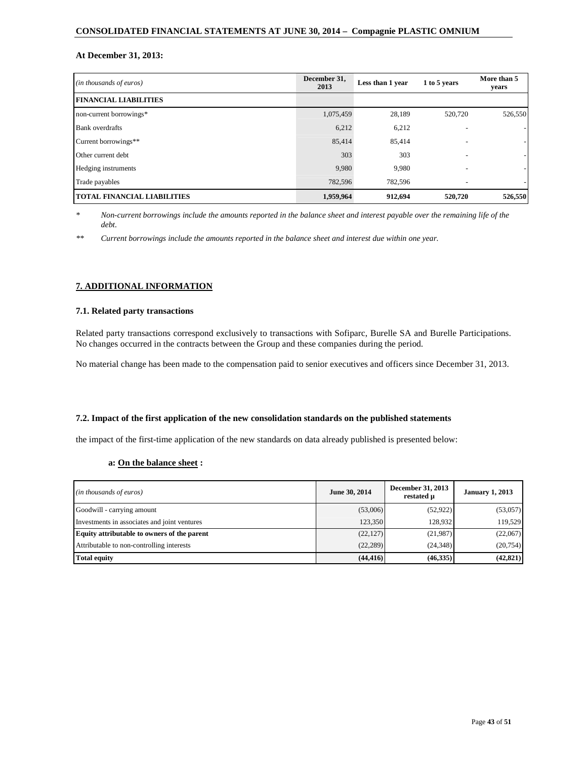**At December 31, 2013:**

| *(in thousands of euros)* | December 31, 2013 | Less than 1 year | 1 to 5 years | More than 5 years |
|---|---|---|---|---|
| **FINANCIAL LIABILITIES** | | | | |
| non-current borrowings* | 1,075,459 | 28,189 | 520,720 | 526,550 |
| Bank overdrafts | 6,212 | 6,212 | - | - |
| Current borrowings** | 85,414 | 85,414 | - | - |
| Other current debt | 303 | 303 | - | - |
| Hedging instruments | 9,980 | 9,980 | - | - |
| Trade payables | 782,596 | 782,596 | - | - |
| **TOTAL FINANCIAL LIABILITIES** | **1,959,964** | **912,694** | **520,720** | **526,550** |

\* *Non-current borrowings include the amounts reported in the balance sheet and interest payable over the remaining life of the debt.*

\*\* *Current borrowings include the amounts reported in the balance sheet and interest due within one year.*

## 7. ADDITIONAL INFORMATION

### 7.1. Related party transactions

Related party transactions correspond exclusively to transactions with Sofiparc, Burelle SA and Burelle Participations. No changes occurred in the contracts between the Group and these companies during the period.

No material change has been made to the compensation paid to senior executives and officers since December 31, 2013.

### 7.2. Impact of the first application of the new consolidation standards on the published statements

the impact of the first-time application of the new standards on data already published is presented below:

**a: On the balance sheet :**

| *(in thousands of euros)* | June 30, 2014 | December 31, 2013 restated µ | January 1, 2013 |
|---|---|---|---|
| Goodwill - carrying amount | (53,006) | (52,922) | (53,057) |
| Investments in associates and joint ventures | 123,350 | 128,932 | 119,529 |
| **Equity attributable to owners of the parent** | (22,127) | (21,987) | (22,067) |
| Attributable to non-controlling interests | (22,289) | (24,348) | (20,754) |
| **Total equity** | **(44,416)** | **(46,335)** | **(42,821)** |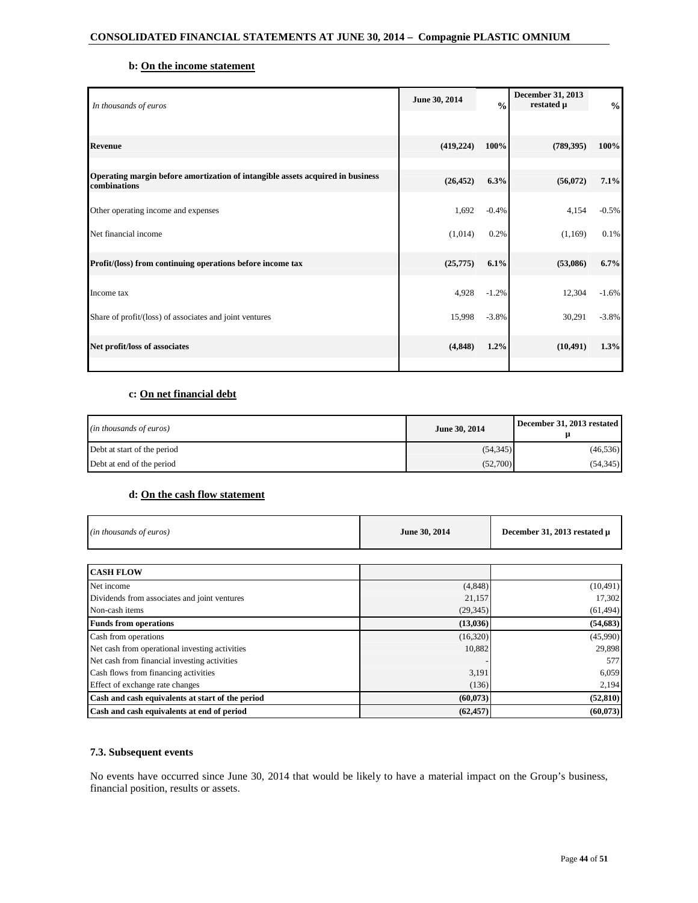### b: On the income statement

| *In thousands of euros* | June 30, 2014 | % | December 31, 2013 restated µ | % |
|---|---|---|---|---|
| **Revenue** | **(419,224)** | **100%** | **(789,395)** | **100%** |
| **Operating margin before amortization of intangible assets acquired in business combinations** | **(26,452)** | **6.3%** | **(56,072)** | **7.1%** |
| Other operating income and expenses | 1,692 | -0.4% | 4,154 | -0.5% |
| Net financial income | (1,014) | 0.2% | (1,169) | 0.1% |
| **Profit/(loss) from continuing operations before income tax** | **(25,775)** | **6.1%** | **(53,086)** | **6.7%** |
| Income tax | 4,928 | -1.2% | 12,304 | -1.6% |
| Share of profit/(loss) of associates and joint ventures | 15,998 | -3.8% | 30,291 | -3.8% |
| **Net profit/loss of associates** | **(4,848)** | **1.2%** | **(10,491)** | **1.3%** |

### c: On net financial debt

| *(in thousands of euros)* | June 30, 2014 | December 31, 2013 restated µ |
|---|---|---|
| Debt at start of the period | (54,345) | (46,536) |
| Debt at end of the period | (52,700) | (54,345) |

### d: On the cash flow statement

| *(in thousands of euros)* | June 30, 2014 | December 31, 2013 restated µ |
|---|---|---|
| **CASH FLOW** | | |
| Net income | (4,848) | (10,491) |
| Dividends from associates and joint ventures | 21,157 | 17,302 |
| Non-cash items | (29,345) | (61,494) |
| **Funds from operations** | **(13,036)** | **(54,683)** |
| Cash from operations | (16,320) | (45,990) |
| Net cash from operational investing activities | 10,882 | 29,898 |
| Net cash from financial investing activities | - | 577 |
| Cash flows from financing activities | 3,191 | 6,059 |
| Effect of exchange rate changes | (136) | 2,194 |
| **Cash and cash equivalents at start of the period** | **(60,073)** | **(52,810)** |
| **Cash and cash equivalents at end of period** | **(62,457)** | **(60,073)** |

### 7.3. Subsequent events

No events have occurred since June 30, 2014 that would be likely to have a material impact on the Group's business, financial position, results or assets.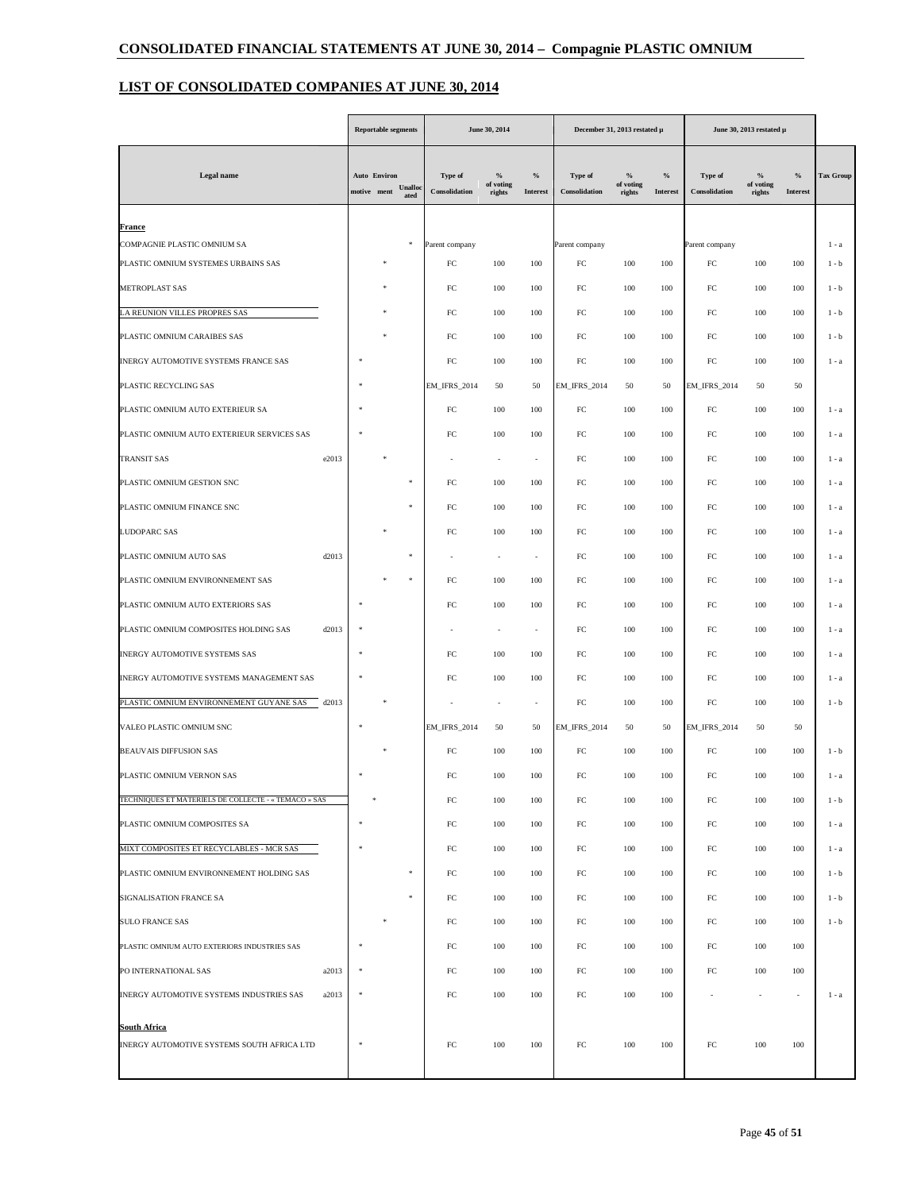## CONSOLIDATED FINANCIAL STATEMENTS AT JUNE 30, 2014 – Compagnie PLASTIC OMNIUM

## LIST OF CONSOLIDATED COMPANIES AT JUNE 30, 2014

| Legal name | | Reportable segments | | | June 30, 2014 | | | December 31, 2013 restated µ | | | June 30, 2013 restated µ | | | Tax Group |
|---|---|---|---|---|---|---|---|---|---|---|---|---|---|---|
| | | Automotive | Environment | Unallocated | Type of Consolidation | % of voting rights | % Interest | Type of Consolidation | % of voting rights | % Interest | Type of Consolidation | % of voting rights | % Interest | |
| **France** | | | | | | | | | | | | | | |
| COMPAGNIE PLASTIC OMNIUM SA | | | | * | Parent company | | | Parent company | | | Parent company | | | 1 - a |
| PLASTIC OMNIUM SYSTEMES URBAINS SAS | | | * | | FC | 100 | 100 | FC | 100 | 100 | FC | 100 | 100 | 1 - b |
| METROPLAST SAS | | | * | | FC | 100 | 100 | FC | 100 | 100 | FC | 100 | 100 | 1 - b |
| LA REUNION VILLES PROPRES SAS | | | * | | FC | 100 | 100 | FC | 100 | 100 | FC | 100 | 100 | 1 - b |
| PLASTIC OMNIUM CARAIBES SAS | | | * | | FC | 100 | 100 | FC | 100 | 100 | FC | 100 | 100 | 1 - b |
| INERGY AUTOMOTIVE SYSTEMS FRANCE SAS | | * | | | FC | 100 | 100 | FC | 100 | 100 | FC | 100 | 100 | 1 - a |
| PLASTIC RECYCLING SAS | | * | | | EM_IFRS_2014 | 50 | 50 | EM_IFRS_2014 | 50 | 50 | EM_IFRS_2014 | 50 | 50 | |
| PLASTIC OMNIUM AUTO EXTERIEUR SA | | * | | | FC | 100 | 100 | FC | 100 | 100 | FC | 100 | 100 | 1 - a |
| PLASTIC OMNIUM AUTO EXTERIEUR SERVICES SAS | | * | | | FC | 100 | 100 | FC | 100 | 100 | FC | 100 | 100 | 1 - a |
| TRANSIT SAS | e2013 | | * | | - | - | - | FC | 100 | 100 | FC | 100 | 100 | 1 - a |
| PLASTIC OMNIUM GESTION SNC | | | | * | FC | 100 | 100 | FC | 100 | 100 | FC | 100 | 100 | 1 - a |
| PLASTIC OMNIUM FINANCE SNC | | | | * | FC | 100 | 100 | FC | 100 | 100 | FC | 100 | 100 | 1 - a |
| LUDOPARC SAS | | | * | | FC | 100 | 100 | FC | 100 | 100 | FC | 100 | 100 | 1 - a |
| PLASTIC OMNIUM AUTO SAS | d2013 | | | * | - | - | - | FC | 100 | 100 | FC | 100 | 100 | 1 - a |
| PLASTIC OMNIUM ENVIRONNEMENT SAS | | | * | * | FC | 100 | 100 | FC | 100 | 100 | FC | 100 | 100 | 1 - a |
| PLASTIC OMNIUM AUTO EXTERIORS SAS | | * | | | FC | 100 | 100 | FC | 100 | 100 | FC | 100 | 100 | 1 - a |
| PLASTIC OMNIUM COMPOSITES HOLDING SAS | d2013 | * | | | - | - | - | FC | 100 | 100 | FC | 100 | 100 | 1 - a |
| INERGY AUTOMOTIVE SYSTEMS SAS | | * | | | FC | 100 | 100 | FC | 100 | 100 | FC | 100 | 100 | 1 - a |
| INERGY AUTOMOTIVE SYSTEMS MANAGEMENT SAS | | * | | | FC | 100 | 100 | FC | 100 | 100 | FC | 100 | 100 | 1 - a |
| PLASTIC OMNIUM ENVIRONNEMENT GUYANE SAS | d2013 | | * | | - | - | - | FC | 100 | 100 | FC | 100 | 100 | 1 - b |
| VALEO PLASTIC OMNIUM SNC | | * | | | EM_IFRS_2014 | 50 | 50 | EM_IFRS_2014 | 50 | 50 | EM_IFRS_2014 | 50 | 50 | |
| BEAUVAIS DIFFUSION SAS | | | * | | FC | 100 | 100 | FC | 100 | 100 | FC | 100 | 100 | 1 - b |
| PLASTIC OMNIUM VERNON SAS | | * | | | FC | 100 | 100 | FC | 100 | 100 | FC | 100 | 100 | 1 - a |
| TECHNIQUES ET MATERIELS DE COLLECTE - « TEMACO » SAS | | | * | | FC | 100 | 100 | FC | 100 | 100 | FC | 100 | 100 | 1 - b |
| PLASTIC OMNIUM COMPOSITES SA | | * | | | FC | 100 | 100 | FC | 100 | 100 | FC | 100 | 100 | 1 - a |
| MIXT COMPOSITES ET RECYCLABLES - MCR SAS | | * | | | FC | 100 | 100 | FC | 100 | 100 | FC | 100 | 100 | 1 - a |
| PLASTIC OMNIUM ENVIRONNEMENT HOLDING SAS | | | | * | FC | 100 | 100 | FC | 100 | 100 | FC | 100 | 100 | 1 - b |
| SIGNALISATION FRANCE SA | | | | * | FC | 100 | 100 | FC | 100 | 100 | FC | 100 | 100 | 1 - b |
| SULO FRANCE SAS | | | * | | FC | 100 | 100 | FC | 100 | 100 | FC | 100 | 100 | 1 - b |
| PLASTIC OMNIUM AUTO EXTERIORS INDUSTRIES SAS | | * | | | FC | 100 | 100 | FC | 100 | 100 | FC | 100 | 100 | |
| PO INTERNATIONAL SAS | a2013 | * | | | FC | 100 | 100 | FC | 100 | 100 | FC | 100 | 100 | |
| INERGY AUTOMOTIVE SYSTEMS INDUSTRIES SAS | a2013 | * | | | FC | 100 | 100 | FC | 100 | 100 | - | - | - | 1 - a |
| **South Africa** | | | | | | | | | | | | | | |
| INERGY AUTOMOTIVE SYSTEMS SOUTH AFRICA LTD | | * | | | FC | 100 | 100 | FC | 100 | 100 | FC | 100 | 100 | |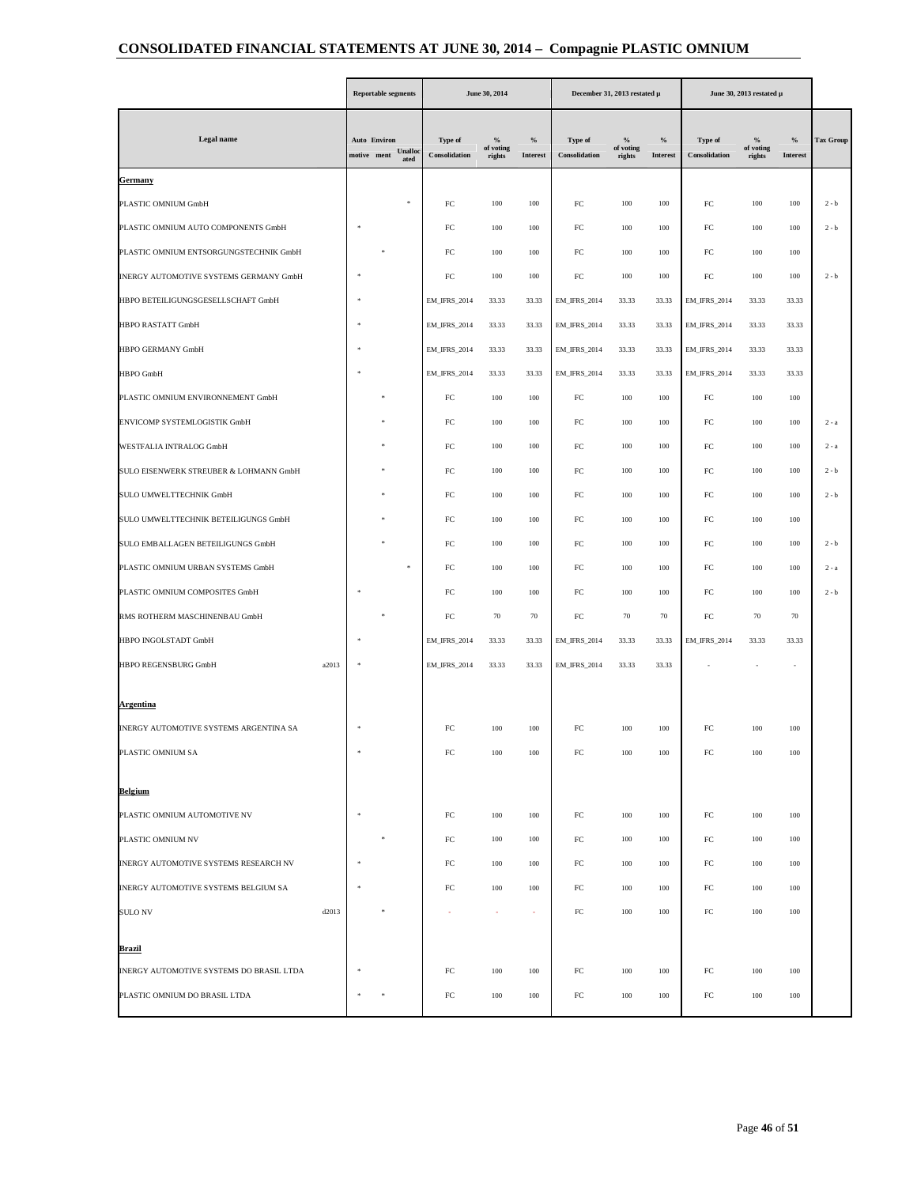## CONSOLIDATED FINANCIAL STATEMENTS AT JUNE 30, 2014 – Compagnie PLASTIC OMNIUM

| Legal name | | Reportable segments | | | June 30, 2014 | | | December 31, 2013 restated µ | | | June 30, 2013 restated µ | | | Tax Group |
|---|---|---|---|---|---|---|---|---|---|---|---|---|---|---|
| | | Automotive | Environment | Unallocated | Type of Consolidation | % of voting rights | % Interest | Type of Consolidation | % of voting rights | % Interest | Type of Consolidation | % of voting rights | % Interest | |
| **Germany** | | | | | | | | | | | | | | |
| PLASTIC OMNIUM GmbH | | | | * | FC | 100 | 100 | FC | 100 | 100 | FC | 100 | 100 | 2 - b |
| PLASTIC OMNIUM AUTO COMPONENTS GmbH | | * | | | FC | 100 | 100 | FC | 100 | 100 | FC | 100 | 100 | 2 - b |
| PLASTIC OMNIUM ENTSORGUNGSTECHNIK GmbH | | | * | | FC | 100 | 100 | FC | 100 | 100 | FC | 100 | 100 | |
| INERGY AUTOMOTIVE SYSTEMS GERMANY GmbH | | * | | | FC | 100 | 100 | FC | 100 | 100 | FC | 100 | 100 | 2 - b |
| HBPO BETEILIGUNGSGESELLSCHAFT GmbH | | * | | | EM_IFRS_2014 | 33.33 | 33.33 | EM_IFRS_2014 | 33.33 | 33.33 | EM_IFRS_2014 | 33.33 | 33.33 | |
| HBPO RASTATT GmbH | | * | | | EM_IFRS_2014 | 33.33 | 33.33 | EM_IFRS_2014 | 33.33 | 33.33 | EM_IFRS_2014 | 33.33 | 33.33 | |
| HBPO GERMANY GmbH | | * | | | EM_IFRS_2014 | 33.33 | 33.33 | EM_IFRS_2014 | 33.33 | 33.33 | EM_IFRS_2014 | 33.33 | 33.33 | |
| HBPO GmbH | | * | | | EM_IFRS_2014 | 33.33 | 33.33 | EM_IFRS_2014 | 33.33 | 33.33 | EM_IFRS_2014 | 33.33 | 33.33 | |
| PLASTIC OMNIUM ENVIRONNEMENT GmbH | | | * | | FC | 100 | 100 | FC | 100 | 100 | FC | 100 | 100 | |
| ENVICOMP SYSTEMLOGISTIK GmbH | | | * | | FC | 100 | 100 | FC | 100 | 100 | FC | 100 | 100 | 2 - a |
| WESTFALIA INTRALOG GmbH | | | * | | FC | 100 | 100 | FC | 100 | 100 | FC | 100 | 100 | 2 - a |
| SULO EISENWERK STREUBER & LOHMANN GmbH | | | * | | FC | 100 | 100 | FC | 100 | 100 | FC | 100 | 100 | 2 - b |
| SULO UMWELTTECHNIK GmbH | | | * | | FC | 100 | 100 | FC | 100 | 100 | FC | 100 | 100 | 2 - b |
| SULO UMWELTTECHNIK BETEILIGUNGS GmbH | | | * | | FC | 100 | 100 | FC | 100 | 100 | FC | 100 | 100 | |
| SULO EMBALLAGEN BETEILIGUNGS GmbH | | | * | | FC | 100 | 100 | FC | 100 | 100 | FC | 100 | 100 | 2 - b |
| PLASTIC OMNIUM URBAN SYSTEMS GmbH | | | | * | FC | 100 | 100 | FC | 100 | 100 | FC | 100 | 100 | 2 - a |
| PLASTIC OMNIUM COMPOSITES GmbH | | * | | | FC | 100 | 100 | FC | 100 | 100 | FC | 100 | 100 | 2 - b |
| RMS ROTHERM MASCHINENBAU GmbH | | | * | | FC | 70 | 70 | FC | 70 | 70 | FC | 70 | 70 | |
| HBPO INGOLSTADT GmbH | | * | | | EM_IFRS_2014 | 33.33 | 33.33 | EM_IFRS_2014 | 33.33 | 33.33 | EM_IFRS_2014 | 33.33 | 33.33 | |
| HBPO REGENSBURG GmbH | a2013 | * | | | EM_IFRS_2014 | 33.33 | 33.33 | EM_IFRS_2014 | 33.33 | 33.33 | - | - | - | |
| **Argentina** | | | | | | | | | | | | | | |
| INERGY AUTOMOTIVE SYSTEMS ARGENTINA SA | | * | | | FC | 100 | 100 | FC | 100 | 100 | FC | 100 | 100 | |
| PLASTIC OMNIUM SA | | * | | | FC | 100 | 100 | FC | 100 | 100 | FC | 100 | 100 | |
| **Belgium** | | | | | | | | | | | | | | |
| PLASTIC OMNIUM AUTOMOTIVE NV | | * | | | FC | 100 | 100 | FC | 100 | 100 | FC | 100 | 100 | |
| PLASTIC OMNIUM NV | | | * | | FC | 100 | 100 | FC | 100 | 100 | FC | 100 | 100 | |
| INERGY AUTOMOTIVE SYSTEMS RESEARCH NV | | * | | | FC | 100 | 100 | FC | 100 | 100 | FC | 100 | 100 | |
| INERGY AUTOMOTIVE SYSTEMS BELGIUM SA | | * | | | FC | 100 | 100 | FC | 100 | 100 | FC | 100 | 100 | |
| SULO NV | d2013 | | * | | - | - | - | FC | 100 | 100 | FC | 100 | 100 | |
| **Brazil** | | | | | | | | | | | | | | |
| INERGY AUTOMOTIVE SYSTEMS DO BRASIL LTDA | | * | | | FC | 100 | 100 | FC | 100 | 100 | FC | 100 | 100 | |
| PLASTIC OMNIUM DO BRASIL LTDA | | * | * | | FC | 100 | 100 | FC | 100 | 100 | FC | 100 | 100 | |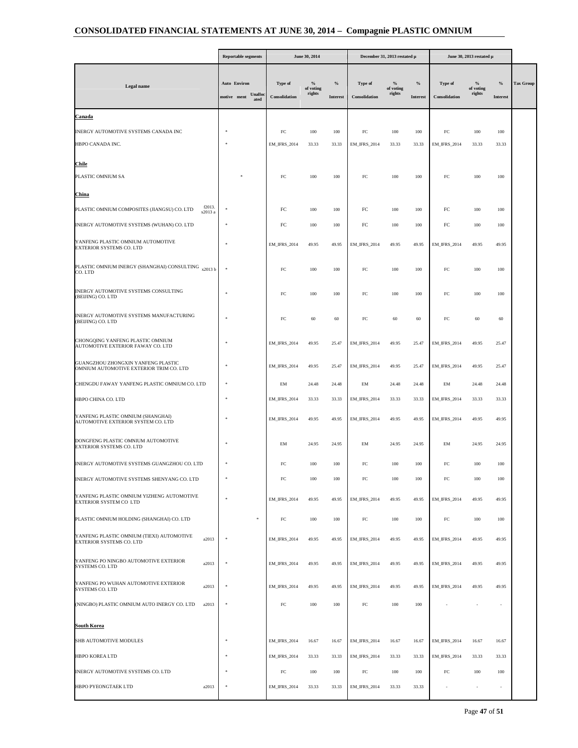| Legal name | | Reportable segments | | | June 30, 2014 | | | December 31, 2013 restated µ | | | June 30, 2013 restated µ | | | Tax Group |
|---|---|---|---|---|---|---|---|---|---|---|---|---|---|---|
| | | Auto motive | Environ ment | Unalloc ated | Type of Consolidation | % of voting rights | % Interest | Type of Consolidation | % of voting rights | % Interest | Type of Consolidation | % of voting rights | % Interest | |
| **Canada** | | | | | | | | | | | | | | |
| INERGY AUTOMOTIVE SYSTEMS CANADA INC | | * | | | FC | 100 | 100 | FC | 100 | 100 | FC | 100 | 100 | |
| HBPO CANADA INC. | | * | | | EM_IFRS_2014 | 33.33 | 33.33 | EM_IFRS_2014 | 33.33 | 33.33 | EM_IFRS_2014 | 33.33 | 33.33 | |
| **Chile** | | | | | | | | | | | | | | |
| PLASTIC OMNIUM SA | | | * | | FC | 100 | 100 | FC | 100 | 100 | FC | 100 | 100 | |
| **China** | | | | | | | | | | | | | | |
| PLASTIC OMNIUM COMPOSITES (JIANGSU) CO. LTD | f2013. x2013 a | * | | | FC | 100 | 100 | FC | 100 | 100 | FC | 100 | 100 | |
| INERGY AUTOMOTIVE SYSTEMS (WUHAN) CO. LTD | | * | | | FC | 100 | 100 | FC | 100 | 100 | FC | 100 | 100 | |
| YANFENG PLASTIC OMNIUM AUTOMOTIVE EXTERIOR SYSTEMS CO. LTD | | * | | | EM_IFRS_2014 | 49.95 | 49.95 | EM_IFRS_2014 | 49.95 | 49.95 | EM_IFRS_2014 | 49.95 | 49.95 | |
| PLASTIC OMNIUM INERGY (SHANGHAI) CONSULTING CO. LTD | x2013 b | * | | | FC | 100 | 100 | FC | 100 | 100 | FC | 100 | 100 | |
| INERGY AUTOMOTIVE SYSTEMS CONSULTING (BEIJING) CO. LTD | | * | | | FC | 100 | 100 | FC | 100 | 100 | FC | 100 | 100 | |
| INERGY AUTOMOTIVE SYSTEMS MANUFACTURING (BEIJING) CO. LTD | | * | | | FC | 60 | 60 | FC | 60 | 60 | FC | 60 | 60 | |
| CHONGQING YANFENG PLASTIC OMNIUM AUTOMOTIVE EXTERIOR FAWAY CO. LTD | | * | | | EM_IFRS_2014 | 49.95 | 25.47 | EM_IFRS_2014 | 49.95 | 25.47 | EM_IFRS_2014 | 49.95 | 25.47 | |
| GUANGZHOU ZHONGXIN YANFENG PLASTIC OMNIUM AUTOMOTIVE EXTERIOR TRIM CO. LTD | | * | | | EM_IFRS_2014 | 49.95 | 25.47 | EM_IFRS_2014 | 49.95 | 25.47 | EM_IFRS_2014 | 49.95 | 25.47 | |
| CHENGDU FAWAY YANFENG PLASTIC OMNIUM CO. LTD | | * | | | EM | 24.48 | 24.48 | EM | 24.48 | 24.48 | EM | 24.48 | 24.48 | |
| HBPO CHINA CO. LTD | | * | | | EM_IFRS_2014 | 33.33 | 33.33 | EM_IFRS_2014 | 33.33 | 33.33 | EM_IFRS_2014 | 33.33 | 33.33 | |
| YANFENG PLASTIC OMNIUM (SHANGHAI) AUTOMOTIVE EXTERIOR SYSTEM CO. LTD | | * | | | EM_IFRS_2014 | 49.95 | 49.95 | EM_IFRS_2014 | 49.95 | 49.95 | EM_IFRS_2014 | 49.95 | 49.95 | |
| DONGFENG PLASTIC OMNIUM AUTOMOTIVE EXTERIOR SYSTEMS CO. LTD | | * | | | EM | 24.95 | 24.95 | EM | 24.95 | 24.95 | EM | 24.95 | 24.95 | |
| INERGY AUTOMOTIVE SYSTEMS GUANGZHOU CO. LTD | | * | | | FC | 100 | 100 | FC | 100 | 100 | FC | 100 | 100 | |
| INERGY AUTOMOTIVE SYSTEMS SHENYANG CO. LTD | | * | | | FC | 100 | 100 | FC | 100 | 100 | FC | 100 | 100 | |
| YANFENG PLASTIC OMNIUM YIZHENG AUTOMOTIVE EXTERIOR SYSTEM CO LTD | | * | | | EM_IFRS_2014 | 49.95 | 49.95 | EM_IFRS_2014 | 49.95 | 49.95 | EM_IFRS_2014 | 49.95 | 49.95 | |
| PLASTIC OMNIUM HOLDING (SHANGHAI) CO. LTD | | | | * | FC | 100 | 100 | FC | 100 | 100 | FC | 100 | 100 | |
| YANFENG PLASTIC OMNIUM (TIEXI) AUTOMOTIVE EXTERIOR SYSTEMS CO. LTD | a2013 | * | | | EM_IFRS_2014 | 49.95 | 49.95 | EM_IFRS_2014 | 49.95 | 49.95 | EM_IFRS_2014 | 49.95 | 49.95 | |
| YANFENG PO NINGBO AUTOMOTIVE EXTERIOR SYSTEMS CO. LTD | a2013 | * | | | EM_IFRS_2014 | 49.95 | 49.95 | EM_IFRS_2014 | 49.95 | 49.95 | EM_IFRS_2014 | 49.95 | 49.95 | |
| YANFENG PO WUHAN AUTOMOTIVE EXTERIOR SYSTEMS CO. LTD | a2013 | * | | | EM_IFRS_2014 | 49.95 | 49.95 | EM_IFRS_2014 | 49.95 | 49.95 | EM_IFRS_2014 | 49.95 | 49.95 | |
| (NINGBO) PLASTIC OMNIUM AUTO INERGY CO. LTD | a2013 | * | | | FC | 100 | 100 | FC | 100 | 100 | - | - | - | |
| **South Korea** | | | | | | | | | | | | | | |
| SHB AUTOMOTIVE MODULES | | * | | | EM_IFRS_2014 | 16.67 | 16.67 | EM_IFRS_2014 | 16.67 | 16.67 | EM_IFRS_2014 | 16.67 | 16.67 | |
| HBPO KOREA LTD | | * | | | EM_IFRS_2014 | 33.33 | 33.33 | EM_IFRS_2014 | 33.33 | 33.33 | EM_IFRS_2014 | 33.33 | 33.33 | |
| INERGY AUTOMOTIVE SYSTEMS CO. LTD | | * | | | FC | 100 | 100 | FC | 100 | 100 | FC | 100 | 100 | |
| HBPO PYEONGTAEK LTD | a2013 | * | | | EM_IFRS_2014 | 33.33 | 33.33 | EM_IFRS_2014 | 33.33 | 33.33 | - | - | - | |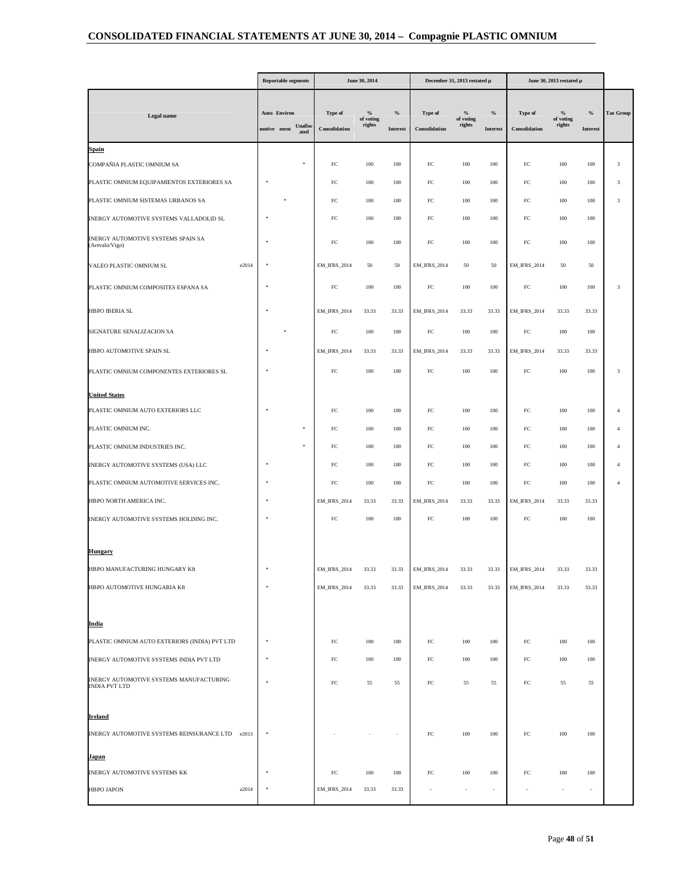## CONSOLIDATED FINANCIAL STATEMENTS AT JUNE 30, 2014 – Compagnie PLASTIC OMNIUM

| Legal name | | Reportable segments | | | June 30, 2014 | | | December 31, 2013 restated µ | | | June 30, 2013 restated µ | | | Tax Group |
|---|---|---|---|---|---|---|---|---|---|---|---|---|---|---|
| | | Automotive | Environment | Unallocated | Type of Consolidation | % of voting rights | % Interest | Type of Consolidation | % of voting rights | % Interest | Type of Consolidation | % of voting rights | % Interest | |
| **Spain** | | | | | | | | | | | | | | |
| COMPAÑIA PLASTIC OMNIUM SA | | | | * | FC | 100 | 100 | FC | 100 | 100 | FC | 100 | 100 | 3 |
| PLASTIC OMNIUM EQUIPAMIENTOS EXTERIORES SA | | * | | | FC | 100 | 100 | FC | 100 | 100 | FC | 100 | 100 | 3 |
| PLASTIC OMNIUM SISTEMAS URBANOS SA | | | * | | FC | 100 | 100 | FC | 100 | 100 | FC | 100 | 100 | 3 |
| INERGY AUTOMOTIVE SYSTEMS VALLADOLID SL | | * | | | FC | 100 | 100 | FC | 100 | 100 | FC | 100 | 100 | |
| INERGY AUTOMOTIVE SYSTEMS SPAIN SA (Arevalo/Vigo) | | * | | | FC | 100 | 100 | FC | 100 | 100 | FC | 100 | 100 | |
| VALEO PLASTIC OMNIUM SL | e2014 | * | | | EM_IFRS_2014 | 50 | 50 | EM_IFRS_2014 | 50 | 50 | EM_IFRS_2014 | 50 | 50 | |
| PLASTIC OMNIUM COMPOSITES ESPANA SA | | * | | | FC | 100 | 100 | FC | 100 | 100 | FC | 100 | 100 | 3 |
| HBPO IBERIA SL | | * | | | EM_IFRS_2014 | 33.33 | 33.33 | EM_IFRS_2014 | 33.33 | 33.33 | EM_IFRS_2014 | 33.33 | 33.33 | |
| SIGNATURE SENALIZACION SA | | | * | | FC | 100 | 100 | FC | 100 | 100 | FC | 100 | 100 | |
| HBPO AUTOMOTIVE SPAIN SL | | * | | | EM_IFRS_2014 | 33.33 | 33.33 | EM_IFRS_2014 | 33.33 | 33.33 | EM_IFRS_2014 | 33.33 | 33.33 | |
| PLASTIC OMNIUM COMPONENTES EXTERIORES SL | | * | | | FC | 100 | 100 | FC | 100 | 100 | FC | 100 | 100 | 3 |
| **United States** | | | | | | | | | | | | | | |
| PLASTIC OMNIUM AUTO EXTERIORS LLC | | * | | | FC | 100 | 100 | FC | 100 | 100 | FC | 100 | 100 | 4 |
| PLASTIC OMNIUM INC. | | | | * | FC | 100 | 100 | FC | 100 | 100 | FC | 100 | 100 | 4 |
| PLASTIC OMNIUM INDUSTRIES INC. | | | | * | FC | 100 | 100 | FC | 100 | 100 | FC | 100 | 100 | 4 |
| INERGY AUTOMOTIVE SYSTEMS (USA) LLC | | * | | | FC | 100 | 100 | FC | 100 | 100 | FC | 100 | 100 | 4 |
| PLASTIC OMNIUM AUTOMOTIVE SERVICES INC. | | * | | | FC | 100 | 100 | FC | 100 | 100 | FC | 100 | 100 | 4 |
| HBPO NORTH AMERICA INC. | | * | | | EM_IFRS_2014 | 33.33 | 33.33 | EM_IFRS_2014 | 33.33 | 33.33 | EM_IFRS_2014 | 33.33 | 33.33 | |
| INERGY AUTOMOTIVE SYSTEMS HOLDING INC. | | * | | | FC | 100 | 100 | FC | 100 | 100 | FC | 100 | 100 | |
| **Hungary** | | | | | | | | | | | | | | |
| HBPO MANUFACTURING HUNGARY Kft | | * | | | EM_IFRS_2014 | 33.33 | 33.33 | EM_IFRS_2014 | 33.33 | 33.33 | EM_IFRS_2014 | 33.33 | 33.33 | |
| HBPO AUTOMOTIVE HUNGARIA Kft | | * | | | EM_IFRS_2014 | 33.33 | 33.33 | EM_IFRS_2014 | 33.33 | 33.33 | EM_IFRS_2014 | 33.33 | 33.33 | |
| **India** | | | | | | | | | | | | | | |
| PLASTIC OMNIUM AUTO EXTERIORS (INDIA) PVT LTD | | * | | | FC | 100 | 100 | FC | 100 | 100 | FC | 100 | 100 | |
| INERGY AUTOMOTIVE SYSTEMS INDIA PVT LTD | | * | | | FC | 100 | 100 | FC | 100 | 100 | FC | 100 | 100 | |
| INERGY AUTOMOTIVE SYSTEMS MANUFACTURING INDIA PVT LTD | | * | | | FC | 55 | 55 | FC | 55 | 55 | FC | 55 | 55 | |
| **Ireland** | | | | | | | | | | | | | | |
| INERGY AUTOMOTIVE SYSTEMS REINSURANCE LTD | e2013 | * | | | - | - | - | FC | 100 | 100 | FC | 100 | 100 | |
| **Japan** | | | | | | | | | | | | | | |
| INERGY AUTOMOTIVE SYSTEMS KK | | * | | | FC | 100 | 100 | FC | 100 | 100 | FC | 100 | 100 | |
| HBPO JAPON | a2014 | * | | | EM_IFRS_2014 | 33.33 | 33.33 | - | - | - | - | - | - | |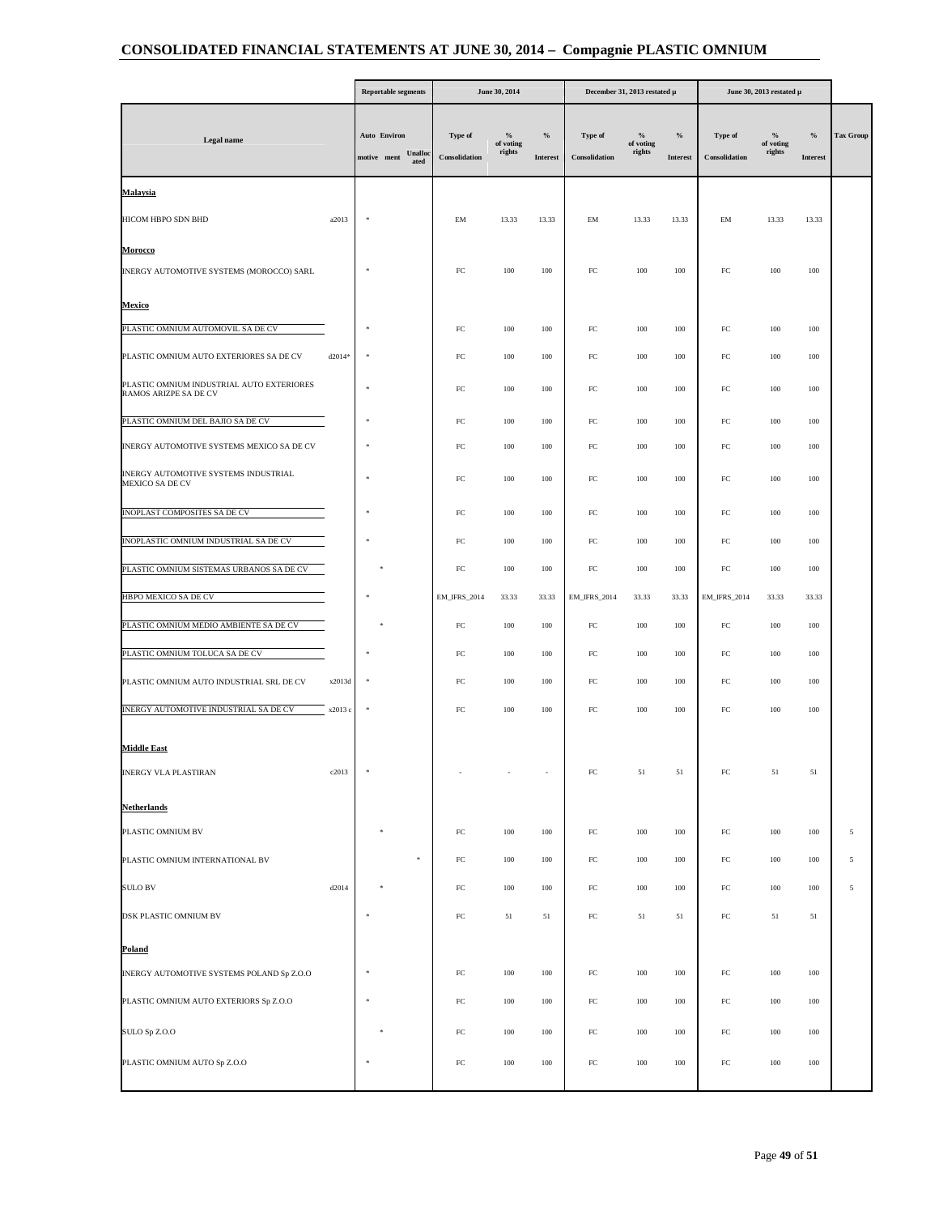## CONSOLIDATED FINANCIAL STATEMENTS AT JUNE 30, 2014 – Compagnie PLASTIC OMNIUM

| Legal name | | Reportable segments | | | June 30, 2014 | | | December 31, 2013 restated µ | | | June 30, 2013 restated µ | | | Tax Group |
|---|---|---|---|---|---|---|---|---|---|---|---|---|---|---|
| | | Automotive | Environment | Unallocated | Type of Consolidation | % of voting rights | % Interest | Type of Consolidation | % of voting rights | % Interest | Type of Consolidation | % of voting rights | % Interest | |
| **Malaysia** | | | | | | | | | | | | | | |
| HICOM HBPO SDN BHD | a2013 | * | | | EM | 13.33 | 13.33 | EM | 13.33 | 13.33 | EM | 13.33 | 13.33 | |
| **Morocco** | | | | | | | | | | | | | | |
| INERGY AUTOMOTIVE SYSTEMS (MOROCCO) SARL | | * | | | FC | 100 | 100 | FC | 100 | 100 | FC | 100 | 100 | |
| **Mexico** | | | | | | | | | | | | | | |
| PLASTIC OMNIUM AUTOMOVIL SA DE CV | | * | | | FC | 100 | 100 | FC | 100 | 100 | FC | 100 | 100 | |
| PLASTIC OMNIUM AUTO EXTERIORES SA DE CV | d2014* | * | | | FC | 100 | 100 | FC | 100 | 100 | FC | 100 | 100 | |
| PLASTIC OMNIUM INDUSTRIAL AUTO EXTERIORES RAMOS ARIZPE SA DE CV | | * | | | FC | 100 | 100 | FC | 100 | 100 | FC | 100 | 100 | |
| PLASTIC OMNIUM DEL BAJIO SA DE CV | | * | | | FC | 100 | 100 | FC | 100 | 100 | FC | 100 | 100 | |
| INERGY AUTOMOTIVE SYSTEMS MEXICO SA DE CV | | * | | | FC | 100 | 100 | FC | 100 | 100 | FC | 100 | 100 | |
| INERGY AUTOMOTIVE SYSTEMS INDUSTRIAL MEXICO SA DE CV | | * | | | FC | 100 | 100 | FC | 100 | 100 | FC | 100 | 100 | |
| INOPLAST COMPOSITES SA DE CV | | * | | | FC | 100 | 100 | FC | 100 | 100 | FC | 100 | 100 | |
| INOPLASTIC OMNIUM INDUSTRIAL SA DE CV | | * | | | FC | 100 | 100 | FC | 100 | 100 | FC | 100 | 100 | |
| PLASTIC OMNIUM SISTEMAS URBANOS SA DE CV | | | * | | FC | 100 | 100 | FC | 100 | 100 | FC | 100 | 100 | |
| HBPO MEXICO SA DE CV | | * | | | EM_IFRS_2014 | 33.33 | 33.33 | EM_IFRS_2014 | 33.33 | 33.33 | EM_IFRS_2014 | 33.33 | 33.33 | |
| PLASTIC OMNIUM MEDIO AMBIENTE SA DE CV | | | * | | FC | 100 | 100 | FC | 100 | 100 | FC | 100 | 100 | |
| PLASTIC OMNIUM TOLUCA SA DE CV | | * | | | FC | 100 | 100 | FC | 100 | 100 | FC | 100 | 100 | |
| PLASTIC OMNIUM AUTO INDUSTRIAL SRL DE CV | x2013d | * | | | FC | 100 | 100 | FC | 100 | 100 | FC | 100 | 100 | |
| INERGY AUTOMOTIVE INDUSTRIAL SA DE CV | x2013 c | * | | | FC | 100 | 100 | FC | 100 | 100 | FC | 100 | 100 | |
| **Middle East** | | | | | | | | | | | | | | |
| INERGY VLA PLASTIRAN | c2013 | * | | | - | - | - | FC | 51 | 51 | FC | 51 | 51 | |
| **Netherlands** | | | | | | | | | | | | | | |
| PLASTIC OMNIUM BV | | | * | | FC | 100 | 100 | FC | 100 | 100 | FC | 100 | 100 | 5 |
| PLASTIC OMNIUM INTERNATIONAL BV | | | | * | FC | 100 | 100 | FC | 100 | 100 | FC | 100 | 100 | 5 |
| SULO BV | d2014 | | * | | FC | 100 | 100 | FC | 100 | 100 | FC | 100 | 100 | 5 |
| DSK PLASTIC OMNIUM BV | | * | | | FC | 51 | 51 | FC | 51 | 51 | FC | 51 | 51 | |
| **Poland** | | | | | | | | | | | | | | |
| INERGY AUTOMOTIVE SYSTEMS POLAND Sp Z.O.O | | * | | | FC | 100 | 100 | FC | 100 | 100 | FC | 100 | 100 | |
| PLASTIC OMNIUM AUTO EXTERIORS Sp Z.O.O | | * | | | FC | 100 | 100 | FC | 100 | 100 | FC | 100 | 100 | |
| SULO Sp Z.O.O | | | * | | FC | 100 | 100 | FC | 100 | 100 | FC | 100 | 100 | |
| PLASTIC OMNIUM AUTO Sp Z.O.O | | * | | | FC | 100 | 100 | FC | 100 | 100 | FC | 100 | 100 | |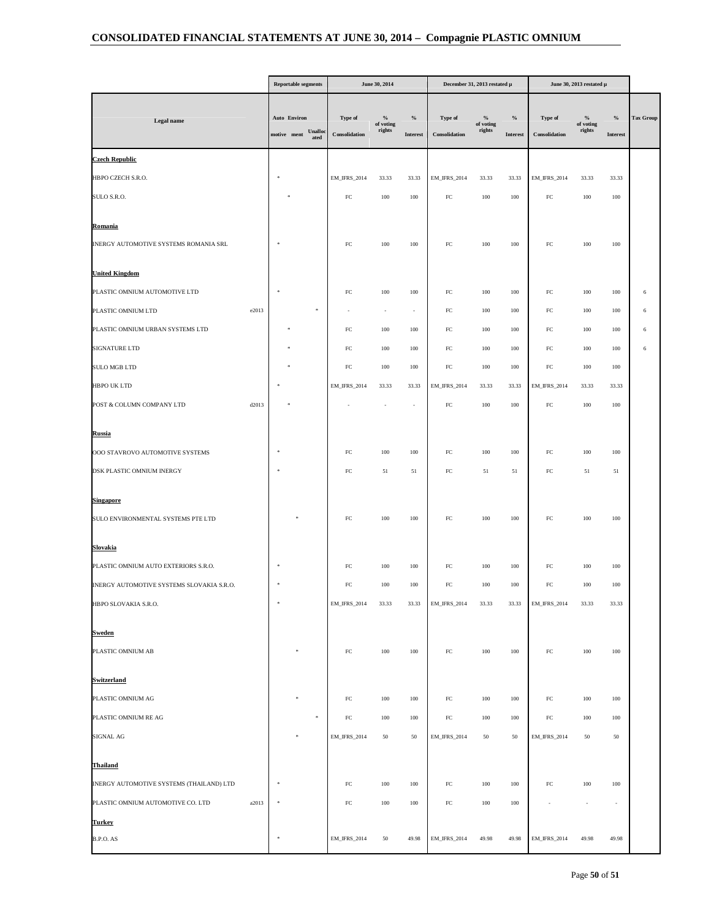# CONSOLIDATED FINANCIAL STATEMENTS AT JUNE 30, 2014 – Compagnie PLASTIC OMNIUM

| Legal name | | Reportable segments | | | June 30, 2014 | | | December 31, 2013 restated µ | | | June 30, 2013 restated µ | | | Tax Group |
|---|---|---|---|---|---|---|---|---|---|---|---|---|---|---|
| | | Automotive | Environment | Unallocated | Type of Consolidation | % of voting rights | % Interest | Type of Consolidation | % of voting rights | % Interest | Type of Consolidation | % of voting rights | % Interest | |
| **Czech Republic** | | | | | | | | | | | | | | |
| HBPO CZECH S.R.O. | | * | | | EM_IFRS_2014 | 33.33 | 33.33 | EM_IFRS_2014 | 33.33 | 33.33 | EM_IFRS_2014 | 33.33 | 33.33 | |
| SULO S.R.O. | | | * | | FC | 100 | 100 | FC | 100 | 100 | FC | 100 | 100 | |
| **Romania** | | | | | | | | | | | | | | |
| INERGY AUTOMOTIVE SYSTEMS ROMANIA SRL | | * | | | FC | 100 | 100 | FC | 100 | 100 | FC | 100 | 100 | |
| **United Kingdom** | | | | | | | | | | | | | | |
| PLASTIC OMNIUM AUTOMOTIVE LTD | | * | | | FC | 100 | 100 | FC | 100 | 100 | FC | 100 | 100 | 6 |
| PLASTIC OMNIUM LTD | e2013 | | | * | - | - | - | FC | 100 | 100 | FC | 100 | 100 | 6 |
| PLASTIC OMNIUM URBAN SYSTEMS LTD | | | * | | FC | 100 | 100 | FC | 100 | 100 | FC | 100 | 100 | 6 |
| SIGNATURE LTD | | | * | | FC | 100 | 100 | FC | 100 | 100 | FC | 100 | 100 | 6 |
| SULO MGB LTD | | | * | | FC | 100 | 100 | FC | 100 | 100 | FC | 100 | 100 | |
| HBPO UK LTD | | * | | | EM_IFRS_2014 | 33.33 | 33.33 | EM_IFRS_2014 | 33.33 | 33.33 | EM_IFRS_2014 | 33.33 | 33.33 | |
| POST & COLUMN COMPANY LTD | d2013 | | * | | - | - | - | FC | 100 | 100 | FC | 100 | 100 | |
| **Russia** | | | | | | | | | | | | | | |
| OOO STAVROVO AUTOMOTIVE SYSTEMS | | * | | | FC | 100 | 100 | FC | 100 | 100 | FC | 100 | 100 | |
| DSK PLASTIC OMNIUM INERGY | | * | | | FC | 51 | 51 | FC | 51 | 51 | FC | 51 | 51 | |
| **Singapore** | | | | | | | | | | | | | | |
| SULO ENVIRONMENTAL SYSTEMS PTE LTD | | | * | | FC | 100 | 100 | FC | 100 | 100 | FC | 100 | 100 | |
| **Slovakia** | | | | | | | | | | | | | | |
| PLASTIC OMNIUM AUTO EXTERIORS S.R.O. | | * | | | FC | 100 | 100 | FC | 100 | 100 | FC | 100 | 100 | |
| INERGY AUTOMOTIVE SYSTEMS SLOVAKIA S.R.O. | | * | | | FC | 100 | 100 | FC | 100 | 100 | FC | 100 | 100 | |
| HBPO SLOVAKIA S.R.O. | | * | | | EM_IFRS_2014 | 33.33 | 33.33 | EM_IFRS_2014 | 33.33 | 33.33 | EM_IFRS_2014 | 33.33 | 33.33 | |
| **Sweden** | | | | | | | | | | | | | | |
| PLASTIC OMNIUM AB | | | * | | FC | 100 | 100 | FC | 100 | 100 | FC | 100 | 100 | |
| **Switzerland** | | | | | | | | | | | | | | |
| PLASTIC OMNIUM AG | | | * | | FC | 100 | 100 | FC | 100 | 100 | FC | 100 | 100 | |
| PLASTIC OMNIUM RE AG | | | | * | FC | 100 | 100 | FC | 100 | 100 | FC | 100 | 100 | |
| SIGNAL AG | | | * | | EM_IFRS_2014 | 50 | 50 | EM_IFRS_2014 | 50 | 50 | EM_IFRS_2014 | 50 | 50 | |
| **Thailand** | | | | | | | | | | | | | | |
| INERGY AUTOMOTIVE SYSTEMS (THAILAND) LTD | | * | | | FC | 100 | 100 | FC | 100 | 100 | FC | 100 | 100 | |
| PLASTIC OMNIUM AUTOMOTIVE CO. LTD | a2013 | * | | | FC | 100 | 100 | FC | 100 | 100 | - | - | - | |
| **Turkey** | | | | | | | | | | | | | | |
| B.P.O. AS | | * | | | EM_IFRS_2014 | 50 | 49.98 | EM_IFRS_2014 | 49.98 | 49.98 | EM_IFRS_2014 | 49.98 | 49.98 | |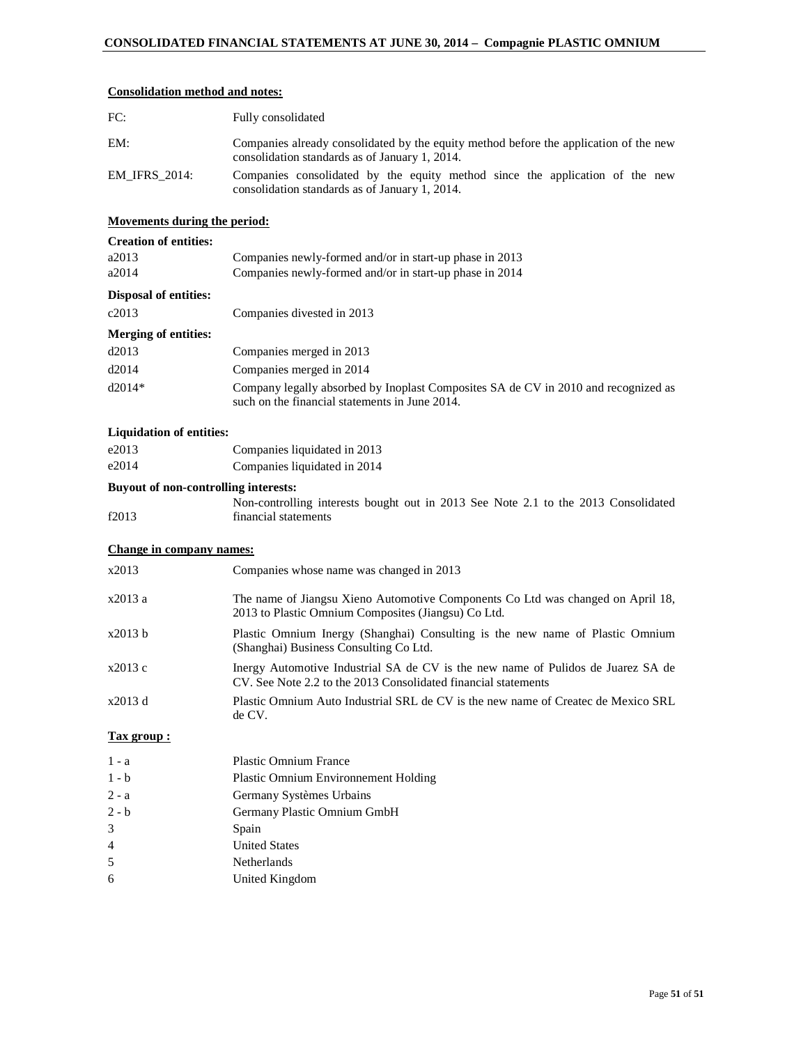**Consolidation method and notes:**

| | |
|---|---|
| FC: | Fully consolidated |
| EM: | Companies already consolidated by the equity method before the application of the new consolidation standards as of January 1, 2014. |
| EM_IFRS_2014: | Companies consolidated by the equity method since the application of the new consolidation standards as of January 1, 2014. |

**Movements during the period:**

**Creation of entities:**

| | |
|---|---|
| a2013 | Companies newly-formed and/or in start-up phase in 2013 |
| a2014 | Companies newly-formed and/or in start-up phase in 2014 |

**Disposal of entities:**

| | |
|---|---|
| c2013 | Companies divested in 2013 |

**Merging of entities:**

| | |
|---|---|
| d2013 | Companies merged in 2013 |
| d2014 | Companies merged in 2014 |
| d2014* | Company legally absorbed by Inoplast Composites SA de CV in 2010 and recognized as such on the financial statements in June 2014. |

**Liquidation of entities:**

| | |
|---|---|
| e2013 | Companies liquidated in 2013 |
| e2014 | Companies liquidated in 2014 |

**Buyout of non-controlling interests:**

| | |
|---|---|
| f2013 | Non-controlling interests bought out in 2013 See Note 2.1 to the 2013 Consolidated financial statements |

**Change in company names:**

| | |
|---|---|
| x2013 | Companies whose name was changed in 2013 |
| x2013 a | The name of Jiangsu Xieno Automotive Components Co Ltd was changed on April 18, 2013 to Plastic Omnium Composites (Jiangsu) Co Ltd. |
| x2013 b | Plastic Omnium Inergy (Shanghai) Consulting is the new name of Plastic Omnium (Shanghai) Business Consulting Co Ltd. |
| x2013 c | Inergy Automotive Industrial SA de CV is the new name of Pulidos de Juarez SA de CV. See Note 2.2 to the 2013 Consolidated financial statements |
| x2013 d | Plastic Omnium Auto Industrial SRL de CV is the new name of Createc de Mexico SRL de CV. |

**Tax group :**

| | |
|---|---|
| 1 - a | Plastic Omnium France |
| 1 - b | Plastic Omnium Environnement Holding |
| 2 - a | Germany Systèmes Urbains |
| 2 - b | Germany Plastic Omnium GmbH |
| 3 | Spain |
| 4 | United States |
| 5 | Netherlands |
| 6 | United Kingdom |